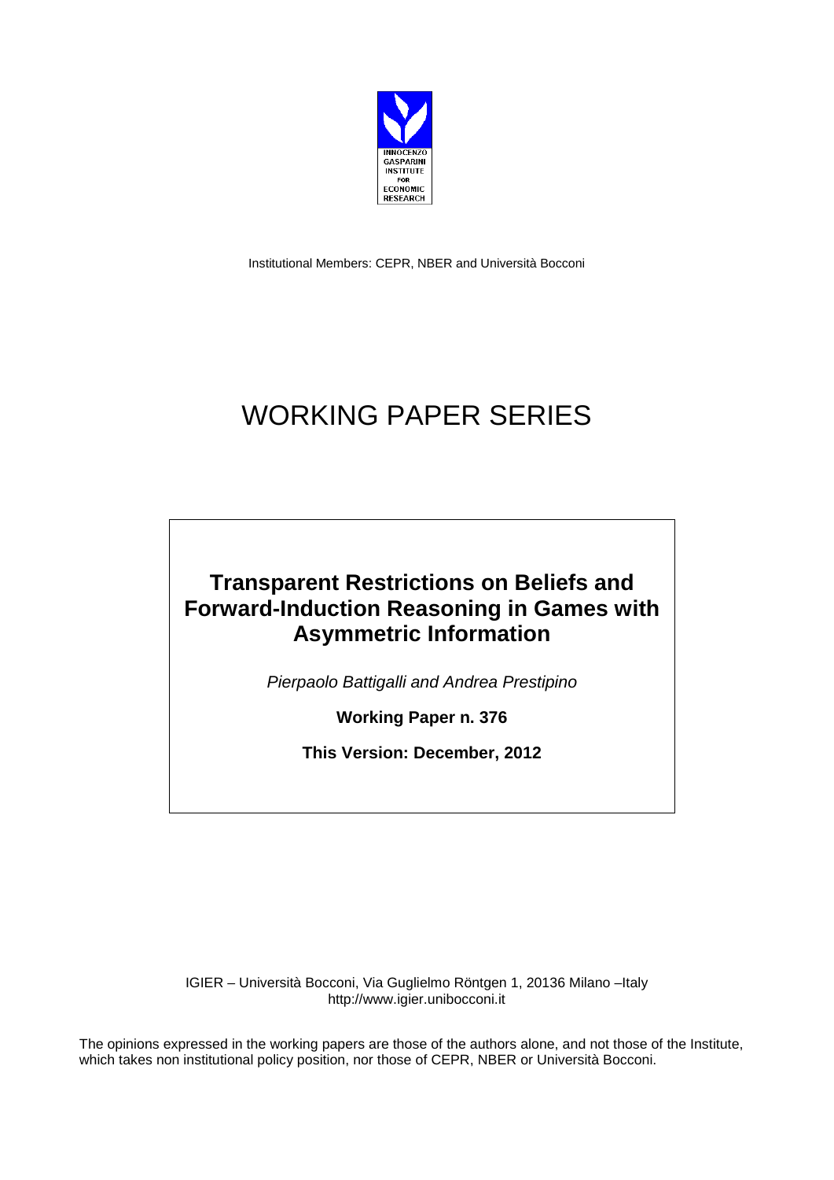INNOCENZO GASPARINI INSTITUTE FOR ECONOMIC RESEARCH

Institutional Members: CEPR, NBER and Università Bocconi

# WORKING PAPER SERIES

## Transparent Restrictions on Beliefs and Forward-Induction Reasoning in Games with Asymmetric Information

*Pierpaolo Battigalli and Andrea Prestipino*

**Working Paper n. 376**

**This Version: December, 2012**

IGIER – Università Bocconi, Via Guglielmo Röntgen 1, 20136 Milano –Italy
http://www.igier.unibocconi.it

The opinions expressed in the working papers are those of the authors alone, and not those of the Institute, which takes non institutional policy position, nor those of CEPR, NBER or Università Bocconi.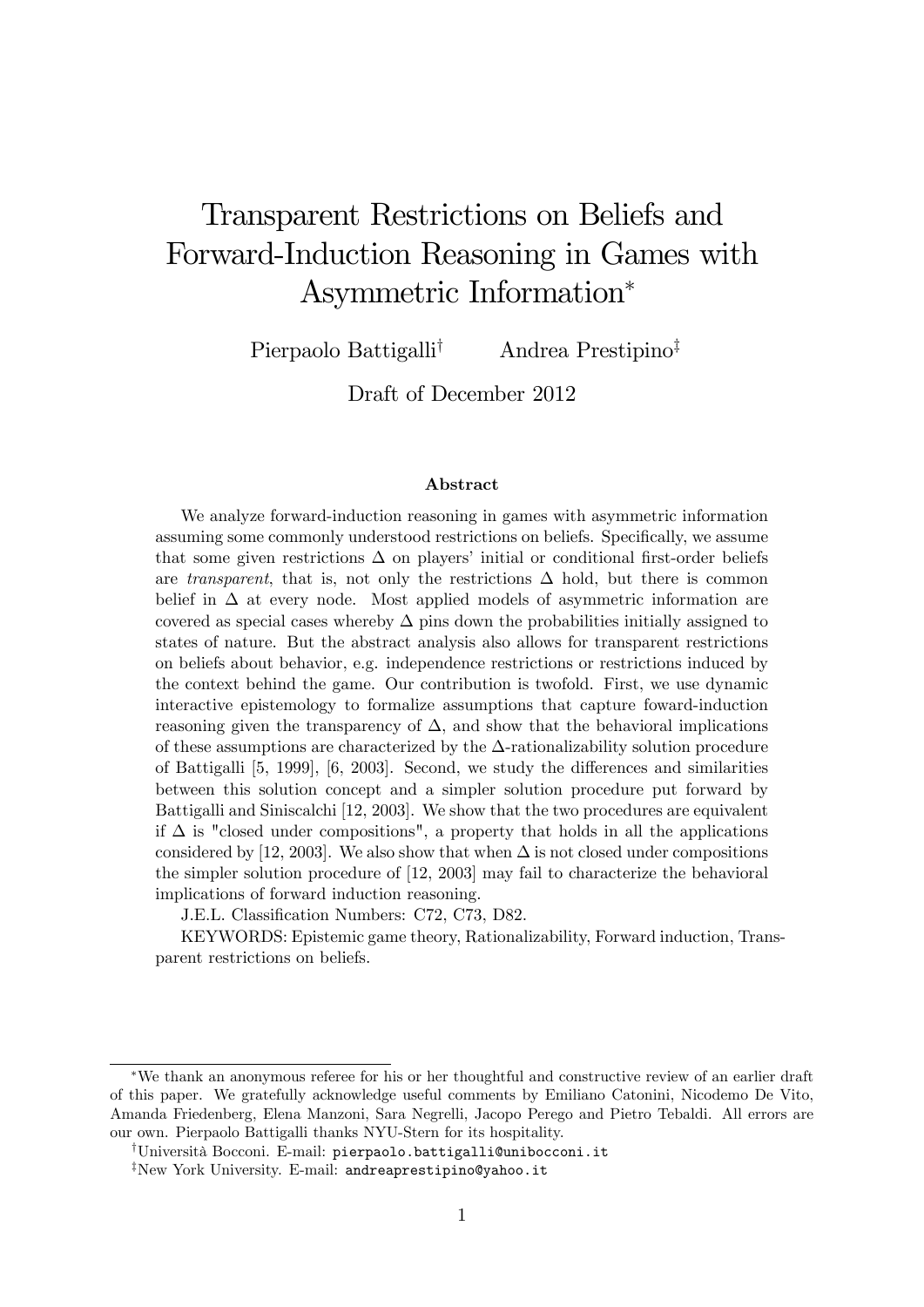# Transparent Restrictions on Beliefs and Forward-Induction Reasoning in Games with Asymmetric Information*

Pierpaolo Battigalli[†] Andrea Prestipino[‡]

Draft of December 2012

### Abstract

We analyze forward-induction reasoning in games with asymmetric information assuming some commonly understood restrictions on beliefs. Specifically, we assume that some given restrictions $\Delta$ on players' initial or conditional first-order beliefs are *transparent*, that is, not only the restrictions $\Delta$ hold, but there is common belief in $\Delta$ at every node. Most applied models of asymmetric information are covered as special cases whereby $\Delta$ pins down the probabilities initially assigned to states of nature. But the abstract analysis also allows for transparent restrictions on beliefs about behavior, e.g. independence restrictions or restrictions induced by the context behind the game. Our contribution is twofold. First, we use dynamic interactive epistemology to formalize assumptions that capture foward-induction reasoning given the transparency of $\Delta$, and show that the behavioral implications of these assumptions are characterized by the $\Delta$-rationalizability solution procedure of Battigalli [5, 1999], [6, 2003]. Second, we study the differences and similarities between this solution concept and a simpler solution procedure put forward by Battigalli and Siniscalchi [12, 2003]. We show that the two procedures are equivalent if $\Delta$ is "closed under compositions", a property that holds in all the applications considered by [12, 2003]. We also show that when $\Delta$ is not closed under compositions the simpler solution procedure of [12, 2003] may fail to characterize the behavioral implications of forward induction reasoning.

J.E.L. Classification Numbers: C72, C73, D82.

KEYWORDS: Epistemic game theory, Rationalizability, Forward induction, Transparent restrictions on beliefs.

---

*We thank an anonymous referee for his or her thoughtful and constructive review of an earlier draft of this paper. We gratefully acknowledge useful comments by Emiliano Catonini, Nicodemo De Vito, Amanda Friedenberg, Elena Manzoni, Sara Negrelli, Jacopo Perego and Pietro Tebaldi. All errors are our own. Pierpaolo Battigalli thanks NYU-Stern for its hospitality.

[†]Università Bocconi. E-mail: pierpaolo.battigalli@unibocconi.it

[‡]New York University. E-mail: andreaprestipino@yahoo.it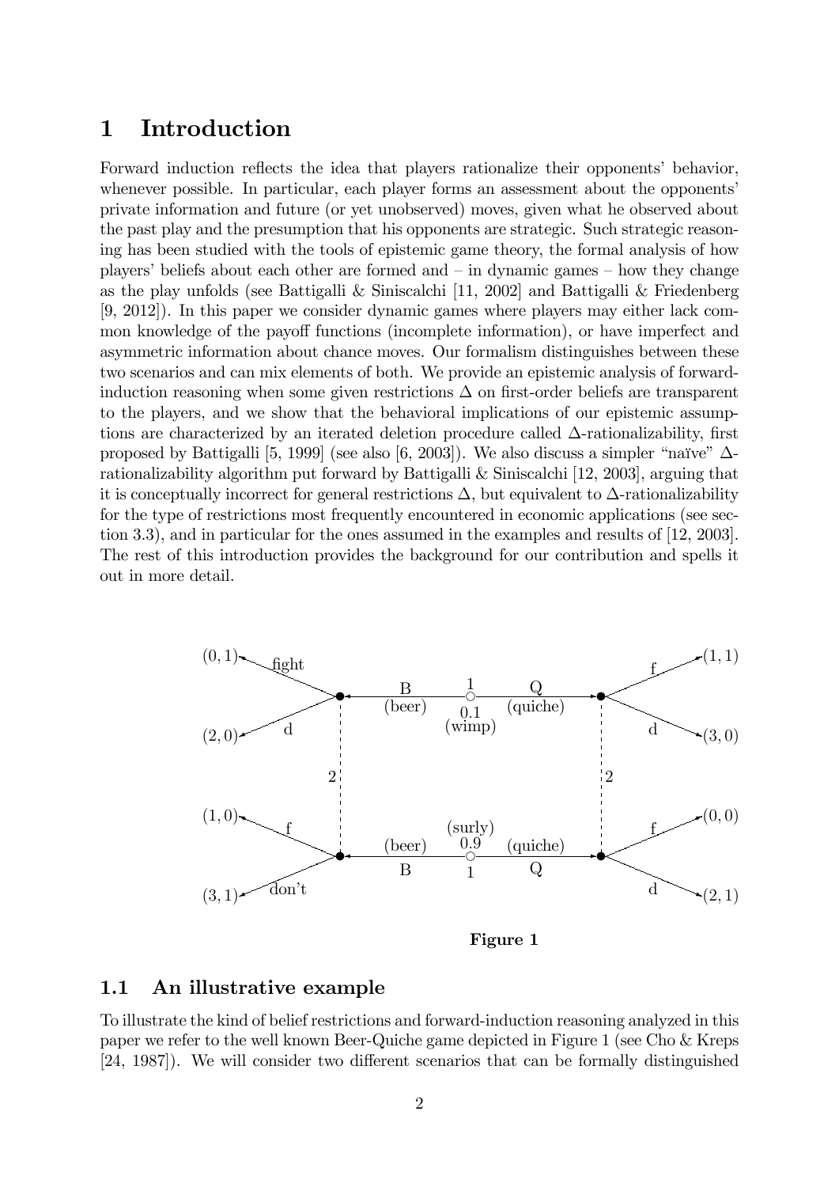# 1 Introduction

Forward induction reflects the idea that players rationalize their opponents' behavior, whenever possible. In particular, each player forms an assessment about the opponents' private information and future (or yet unobserved) moves, given what he observed about the past play and the presumption that his opponents are strategic. Such strategic reasoning has been studied with the tools of epistemic game theory, the formal analysis of how players' beliefs about each other are formed and – in dynamic games – how they change as the play unfolds (see Battigalli & Siniscalchi [11, 2002] and Battigalli & Friedenberg [9, 2012]). In this paper we consider dynamic games where players may either lack common knowledge of the payoff functions (incomplete information), or have imperfect and asymmetric information about chance moves. Our formalism distinguishes between these two scenarios and can mix elements of both. We provide an epistemic analysis of forward-induction reasoning when some given restrictions $\Delta$ on first-order beliefs are transparent to the players, and we show that the behavioral implications of our epistemic assumptions are characterized by an iterated deletion procedure called $\Delta$-rationalizability, first proposed by Battigalli [5, 1999] (see also [6, 2003]). We also discuss a simpler "naïve" $\Delta$-rationalizability algorithm put forward by Battigalli & Siniscalchi [12, 2003], arguing that it is conceptually incorrect for general restrictions $\Delta$, but equivalent to $\Delta$-rationalizability for the type of restrictions most frequently encountered in economic applications (see section 3.3), and in particular for the ones assumed in the examples and results of [12, 2003]. The rest of this introduction provides the background for our contribution and spells it out in more detail.

**Figure 1**

## 1.1 An illustrative example

To illustrate the kind of belief restrictions and forward-induction reasoning analyzed in this paper we refer to the well known Beer-Quiche game depicted in Figure 1 (see Cho & Kreps [24, 1987]). We will consider two different scenarios that can be formally distinguished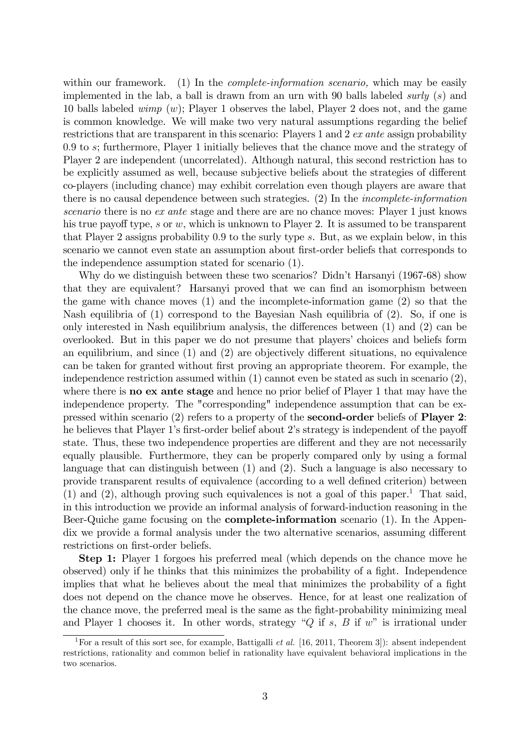within our framework. (1) In the *complete-information scenario,* which may be easily implemented in the lab, a ball is drawn from an urn with 90 balls labeled *surly* ($s$) and 10 balls labeled *wimp* ($w$); Player 1 observes the label, Player 2 does not, and the game is common knowledge. We will make two very natural assumptions regarding the belief restrictions that are transparent in this scenario: Players 1 and 2 *ex ante* assign probability 0.9 to $s$; furthermore, Player 1 initially believes that the chance move and the strategy of Player 2 are independent (uncorrelated). Although natural, this second restriction has to be explicitly assumed as well, because subjective beliefs about the strategies of different co-players (including chance) may exhibit correlation even though players are aware that there is no causal dependence between such strategies. (2) In the *incomplete-information scenario* there is no *ex ante* stage and there are are no chance moves: Player 1 just knows his true payoff type, $s$ or $w$, which is unknown to Player 2. It is assumed to be transparent that Player 2 assigns probability 0.9 to the surly type $s$. But, as we explain below, in this scenario we cannot even state an assumption about first-order beliefs that corresponds to the independence assumption stated for scenario (1).

Why do we distinguish between these two scenarios? Didn't Harsanyi (1967-68) show that they are equivalent? Harsanyi proved that we can find an isomorphism between the game with chance moves (1) and the incomplete-information game (2) so that the Nash equilibria of (1) correspond to the Bayesian Nash equilibria of (2). So, if one is only interested in Nash equilibrium analysis, the differences between (1) and (2) can be overlooked. But in this paper we do not presume that players' choices and beliefs form an equilibrium, and since (1) and (2) are objectively different situations, no equivalence can be taken for granted without first proving an appropriate theorem. For example, the independence restriction assumed within (1) cannot even be stated as such in scenario (2), where there is **no ex ante stage** and hence no prior belief of Player 1 that may have the independence property. The "corresponding" independence assumption that can be expressed within scenario (2) refers to a property of the **second-order** beliefs of **Player 2**: he believes that Player 1's first-order belief about 2's strategy is independent of the payoff state. Thus, these two independence properties are different and they are not necessarily equally plausible. Furthermore, they can be properly compared only by using a formal language that can distinguish between (1) and (2). Such a language is also necessary to provide transparent results of equivalence (according to a well defined criterion) between (1) and (2), although proving such equivalences is not a goal of this paper.[1] That said, in this introduction we provide an informal analysis of forward-induction reasoning in the Beer-Quiche game focusing on the **complete-information** scenario (1). In the Appendix we provide a formal analysis under the two alternative scenarios, assuming different restrictions on first-order beliefs.

**Step 1:** Player 1 forgoes his preferred meal (which depends on the chance move he observed) only if he thinks that this minimizes the probability of a fight. Independence implies that what he believes about the meal that minimizes the probability of a fight does not depend on the chance move he observes. Hence, for at least one realization of the chance move, the preferred meal is the same as the fight-probability minimizing meal and Player 1 chooses it. In other words, strategy "$Q$ if $s$, $B$ if $w$" is irrational under

[1] For a result of this sort see, for example, Battigalli *et al.* [16, 2011, Theorem 3]): absent independent restrictions, rationality and common belief in rationality have equivalent behavioral implications in the two scenarios.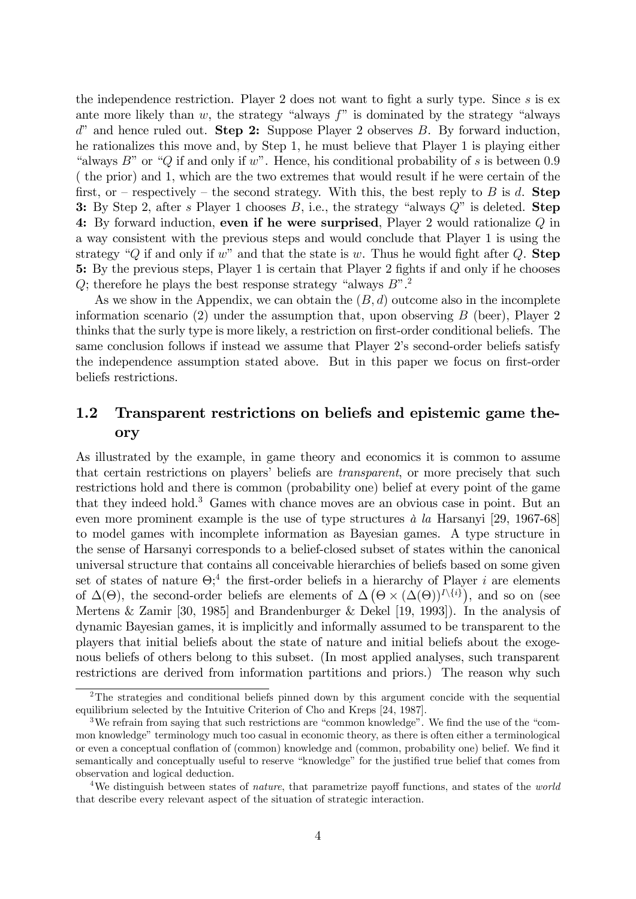the independence restriction. Player 2 does not want to fight a surly type. Since $s$ is ex ante more likely than $w$, the strategy "always $f$" is dominated by the strategy "always $d$" and hence ruled out. **Step 2:** Suppose Player 2 observes $B$. By forward induction, he rationalizes this move and, by Step 1, he must believe that Player 1 is playing either "always $B$" or "$Q$ if and only if $w$". Hence, his conditional probability of $s$ is between 0.9 ( the prior) and 1, which are the two extremes that would result if he were certain of the first, or – respectively – the second strategy. With this, the best reply to $B$ is $d$. **Step 3:** By Step 2, after $s$ Player 1 chooses $B$, i.e., the strategy "always $Q$" is deleted. **Step 4:** By forward induction, **even if he were surprised**, Player 2 would rationalize $Q$ in a way consistent with the previous steps and would conclude that Player 1 is using the strategy "$Q$ if and only if $w$" and that the state is $w$. Thus he would fight after $Q$. **Step 5:** By the previous steps, Player 1 is certain that Player 2 fights if and only if he chooses $Q$; therefore he plays the best response strategy "always $B$".[2]

As we show in the Appendix, we can obtain the $(B, d)$ outcome also in the incomplete information scenario (2) under the assumption that, upon observing $B$ (beer), Player 2 thinks that the surly type is more likely, a restriction on first-order conditional beliefs. The same conclusion follows if instead we assume that Player 2's second-order beliefs satisfy the independence assumption stated above. But in this paper we focus on first-order beliefs restrictions.

## 1.2 Transparent restrictions on beliefs and epistemic game theory

As illustrated by the example, in game theory and economics it is common to assume that certain restrictions on players' beliefs are *transparent*, or more precisely that such restrictions hold and there is common (probability one) belief at every point of the game that they indeed hold.[3] Games with chance moves are an obvious case in point. But an even more prominent example is the use of type structures *à la* Harsanyi [29, 1967-68] to model games with incomplete information as Bayesian games. A type structure in the sense of Harsanyi corresponds to a belief-closed subset of states within the canonical universal structure that contains all conceivable hierarchies of beliefs based on some given set of states of nature $\Theta$;[4] the first-order beliefs in a hierarchy of Player $i$ are elements of $\Delta(\Theta)$, the second-order beliefs are elements of $\Delta\left(\Theta \times (\Delta(\Theta))^{I\setminus\{i\}}\right)$, and so on (see Mertens & Zamir [30, 1985] and Brandenburger & Dekel [19, 1993]). In the analysis of dynamic Bayesian games, it is implicitly and informally assumed to be transparent to the players that initial beliefs about the state of nature and initial beliefs about the exogenous beliefs of others belong to this subset. (In most applied analyses, such transparent restrictions are derived from information partitions and priors.) The reason why such

[2] The strategies and conditional beliefs pinned down by this argument concide with the sequential equilibrium selected by the Intuitive Criterion of Cho and Kreps [24, 1987].

[3] We refrain from saying that such restrictions are "common knowledge". We find the use of the "common knowledge" terminology much too casual in economic theory, as there is often either a terminological or even a conceptual conflation of (common) knowledge and (common, probability one) belief. We find it semantically and conceptually useful to reserve "knowledge" for the justified true belief that comes from observation and logical deduction.

[4] We distinguish between states of *nature*, that parametrize payoff functions, and states of the *world* that describe every relevant aspect of the situation of strategic interaction.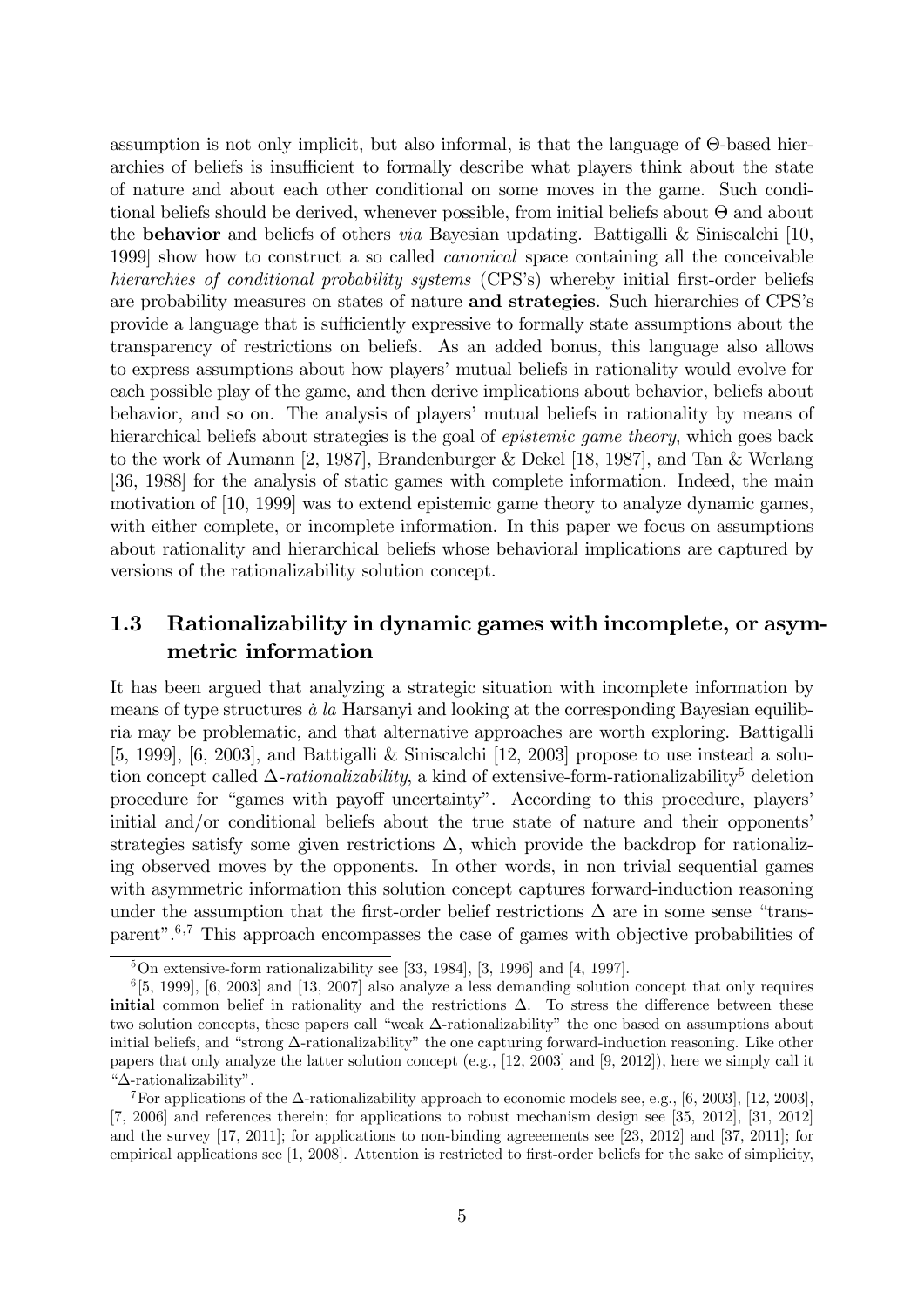assumption is not only implicit, but also informal, is that the language of $\Theta$-based hierarchies of beliefs is insufficient to formally describe what players think about the state of nature and about each other conditional on some moves in the game. Such conditional beliefs should be derived, whenever possible, from initial beliefs about $\Theta$ and about the **behavior** and beliefs of others *via* Bayesian updating. Battigalli & Siniscalchi [10, 1999] show how to construct a so called *canonical* space containing all the conceivable *hierarchies of conditional probability systems* (CPS's) whereby initial first-order beliefs are probability measures on states of nature **and strategies**. Such hierarchies of CPS's provide a language that is sufficiently expressive to formally state assumptions about the transparency of restrictions on beliefs. As an added bonus, this language also allows to express assumptions about how players' mutual beliefs in rationality would evolve for each possible play of the game, and then derive implications about behavior, beliefs about behavior, and so on. The analysis of players' mutual beliefs in rationality by means of hierarchical beliefs about strategies is the goal of *epistemic game theory*, which goes back to the work of Aumann [2, 1987], Brandenburger & Dekel [18, 1987], and Tan & Werlang [36, 1988] for the analysis of static games with complete information. Indeed, the main motivation of [10, 1999] was to extend epistemic game theory to analyze dynamic games, with either complete, or incomplete information. In this paper we focus on assumptions about rationality and hierarchical beliefs whose behavioral implications are captured by versions of the rationalizability solution concept.

## 1.3 Rationalizability in dynamic games with incomplete, or asymmetric information

It has been argued that analyzing a strategic situation with incomplete information by means of type structures *à la* Harsanyi and looking at the corresponding Bayesian equilibria may be problematic, and that alternative approaches are worth exploring. Battigalli [5, 1999], [6, 2003], and Battigalli & Siniscalchi [12, 2003] propose to use instead a solution concept called $\Delta$*-rationalizability*, a kind of extensive-form-rationalizability[5] deletion procedure for "games with payoff uncertainty". According to this procedure, players' initial and/or conditional beliefs about the true state of nature and their opponents' strategies satisfy some given restrictions $\Delta$, which provide the backdrop for rationalizing observed moves by the opponents. In other words, in non trivial sequential games with asymmetric information this solution concept captures forward-induction reasoning under the assumption that the first-order belief restrictions $\Delta$ are in some sense "transparent".[6,7] This approach encompasses the case of games with objective probabilities of

[5] On extensive-form rationalizability see [33, 1984], [3, 1996] and [4, 1997].

[6] [5, 1999], [6, 2003] and [13, 2007] also analyze a less demanding solution concept that only requires **initial** common belief in rationality and the restrictions $\Delta$. To stress the difference between these two solution concepts, these papers call "weak $\Delta$-rationalizability" the one based on assumptions about initial beliefs, and "strong $\Delta$-rationalizability" the one capturing forward-induction reasoning. Like other papers that only analyze the latter solution concept (e.g., [12, 2003] and [9, 2012]), here we simply call it "$\Delta$-rationalizability".

[7] For applications of the $\Delta$-rationalizability approach to economic models see, e.g., [6, 2003], [12, 2003], [7, 2006] and references therein; for applications to robust mechanism design see [35, 2012], [31, 2012] and the survey [17, 2011]; for applications to non-binding agreeements see [23, 2012] and [37, 2011]; for empirical applications see [1, 2008]. Attention is restricted to first-order beliefs for the sake of simplicity,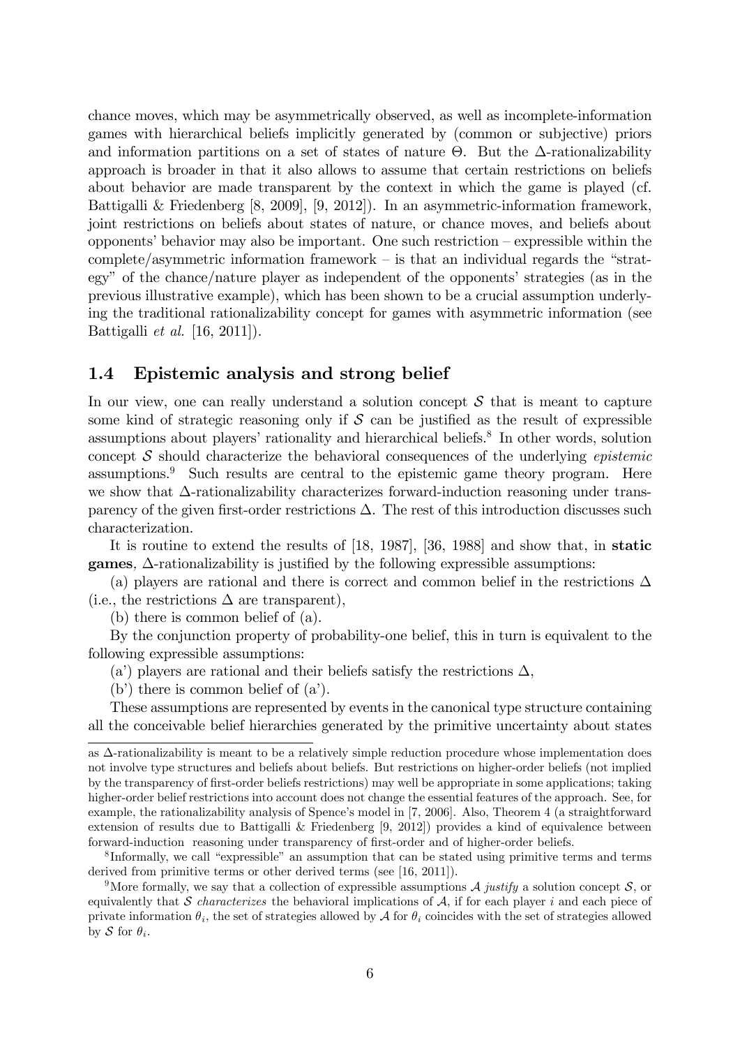chance moves, which may be asymmetrically observed, as well as incomplete-information games with hierarchical beliefs implicitly generated by (common or subjective) priors and information partitions on a set of states of nature $\Theta$. But the $\Delta$-rationalizability approach is broader in that it also allows to assume that certain restrictions on beliefs about behavior are made transparent by the context in which the game is played (cf. Battigalli & Friedenberg [8, 2009], [9, 2012]). In an asymmetric-information framework, joint restrictions on beliefs about states of nature, or chance moves, and beliefs about opponents' behavior may also be important. One such restriction – expressible within the complete/asymmetric information framework – is that an individual regards the "strategy" of the chance/nature player as independent of the opponents' strategies (as in the previous illustrative example), which has been shown to be a crucial assumption underlying the traditional rationalizability concept for games with asymmetric information (see Battigalli *et al.* [16, 2011]).

## 1.4 Epistemic analysis and strong belief

In our view, one can really understand a solution concept $\mathcal{S}$ that is meant to capture some kind of strategic reasoning only if $\mathcal{S}$ can be justified as the result of expressible assumptions about players' rationality and hierarchical beliefs.[8] In other words, solution concept $\mathcal{S}$ should characterize the behavioral consequences of the underlying *epistemic* assumptions.[9] Such results are central to the epistemic game theory program. Here we show that $\Delta$-rationalizability characterizes forward-induction reasoning under transparency of the given first-order restrictions $\Delta$. The rest of this introduction discusses such characterization.

It is routine to extend the results of [18, 1987], [36, 1988] and show that, in **static games**, $\Delta$-rationalizability is justified by the following expressible assumptions:

(a) players are rational and there is correct and common belief in the restrictions $\Delta$ (i.e., the restrictions $\Delta$ are transparent),

(b) there is common belief of (a).

By the conjunction property of probability-one belief, this in turn is equivalent to the following expressible assumptions:

(a') players are rational and their beliefs satisfy the restrictions $\Delta$,

(b') there is common belief of (a').

These assumptions are represented by events in the canonical type structure containing all the conceivable belief hierarchies generated by the primitive uncertainty about states

as $\Delta$-rationalizability is meant to be a relatively simple reduction procedure whose implementation does not involve type structures and beliefs about beliefs. But restrictions on higher-order beliefs (not implied by the transparency of first-order beliefs restrictions) may well be appropriate in some applications; taking higher-order belief restrictions into account does not change the essential features of the approach. See, for example, the rationalizability analysis of Spence's model in [7, 2006]. Also, Theorem 4 (a straightforward extension of results due to Battigalli & Friedenberg [9, 2012]) provides a kind of equivalence between forward-induction reasoning under transparency of first-order and of higher-order beliefs.

[8] Informally, we call "expressible" an assumption that can be stated using primitive terms and terms derived from primitive terms or other derived terms (see [16, 2011]).

[9] More formally, we say that a collection of expressible assumptions $\mathcal{A}$ *justify* a solution concept $\mathcal{S}$, or equivalently that $\mathcal{S}$ *characterizes* the behavioral implications of $\mathcal{A}$, if for each player $i$ and each piece of private information $\theta_i$, the set of strategies allowed by $\mathcal{A}$ for $\theta_i$ coincides with the set of strategies allowed by $\mathcal{S}$ for $\theta_i$.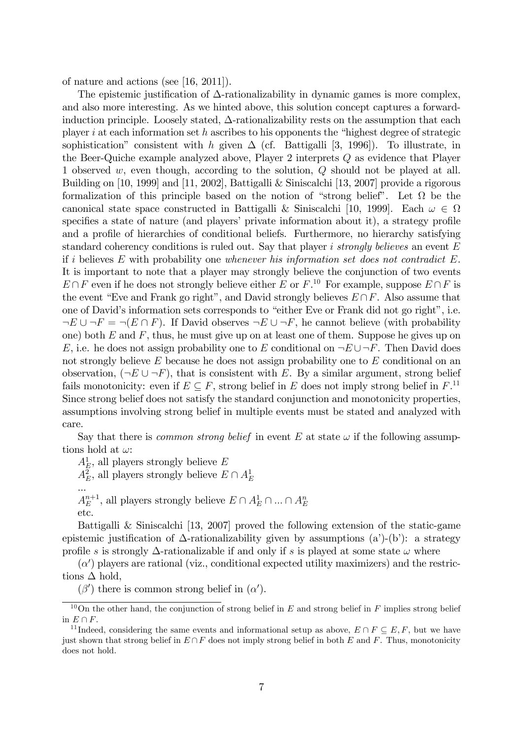of nature and actions (see [16, 2011]).

The epistemic justification of $\Delta$-rationalizability in dynamic games is more complex, and also more interesting. As we hinted above, this solution concept captures a forward-induction principle. Loosely stated, $\Delta$-rationalizability rests on the assumption that each player $i$ at each information set $h$ ascribes to his opponents the "highest degree of strategic sophistication" consistent with $h$ given $\Delta$ (cf. Battigalli [3, 1996]). To illustrate, in the Beer-Quiche example analyzed above, Player 2 interprets $Q$ as evidence that Player 1 observed $w$, even though, according to the solution, $Q$ should not be played at all. Building on [10, 1999] and [11, 2002], Battigalli & Siniscalchi [13, 2007] provide a rigorous formalization of this principle based on the notion of "strong belief". Let $\Omega$ be the canonical state space constructed in Battigalli & Siniscalchi [10, 1999]. Each $\omega \in \Omega$ specifies a state of nature (and players' private information about it), a strategy profile and a profile of hierarchies of conditional beliefs. Furthermore, no hierarchy satisfying standard coherency conditions is ruled out. Say that player $i$ *strongly believes* an event $E$ if $i$ believes $E$ with probability one *whenever his information set does not contradict* $E$. It is important to note that a player may strongly believe the conjunction of two events $E \cap F$ even if he does not strongly believe either $E$ or $F$.[10] For example, suppose $E \cap F$ is the event "Eve and Frank go right", and David strongly believes $E \cap F$. Also assume that one of David's information sets corresponds to "either Eve or Frank did not go right", i.e. $\neg E \cup \neg F = \neg(E \cap F)$. If David observes $\neg E \cup \neg F$, he cannot believe (with probability one) both $E$ and $F$, thus, he must give up on at least one of them. Suppose he gives up on $E$, i.e. he does not assign probability one to $E$ conditional on $\neg E \cup \neg F$. Then David does not strongly believe $E$ because he does not assign probability one to $E$ conditional on an observation, $(\neg E \cup \neg F)$, that is consistent with $E$. By a similar argument, strong belief fails monotonicity: even if $E \subseteq F$, strong belief in $E$ does not imply strong belief in $F$.[11] Since strong belief does not satisfy the standard conjunction and monotonicity properties, assumptions involving strong belief in multiple events must be stated and analyzed with care.

Say that there is *common strong belief* in event $E$ at state $\omega$ if the following assumptions hold at $\omega$:

$A^1_E$, all players strongly believe $E$

$A^2_E$, all players strongly believe $E \cap A^1_E$

...

$A^{n+1}_E$, all players strongly believe $E \cap A^1_E \cap ... \cap A^n_E$

etc.

Battigalli & Siniscalchi [13, 2007] proved the following extension of the static-game epistemic justification of $\Delta$-rationalizability given by assumptions (a')-(b'): a strategy profile $s$ is strongly $\Delta$-rationalizable if and only if $s$ is played at some state $\omega$ where

$(\alpha')$ players are rational (viz., conditional expected utility maximizers) and the restrictions $\Delta$ hold,

$(\beta')$ there is common strong belief in $(\alpha')$.

---

[10] On the other hand, the conjunction of strong belief in $E$ and strong belief in $F$ implies strong belief in $E \cap F$.

[11] Indeed, considering the same events and informational setup as above, $E \cap F \subseteq E, F$, but we have just shown that strong belief in $E \cap F$ does not imply strong belief in both $E$ and $F$. Thus, monotonicity does not hold.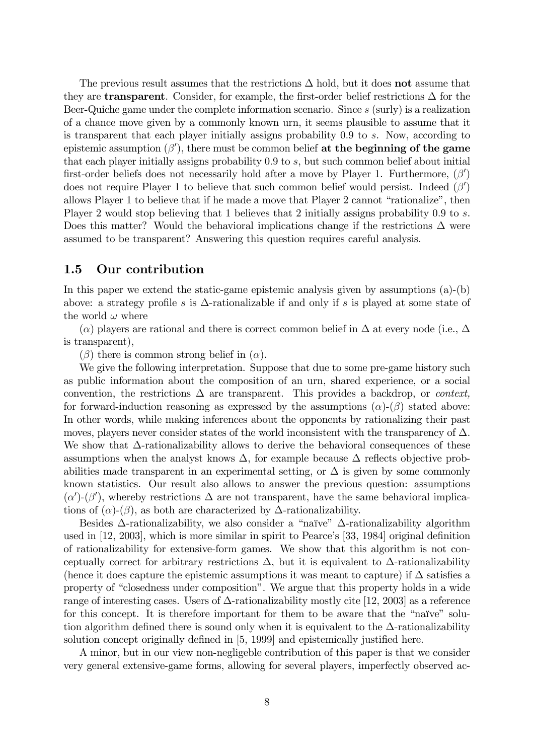The previous result assumes that the restrictions $\Delta$ hold, but it does **not** assume that they are **transparent**. Consider, for example, the first-order belief restrictions $\Delta$ for the Beer-Quiche game under the complete information scenario. Since $s$ (surly) is a realization of a chance move given by a commonly known urn, it seems plausible to assume that it is transparent that each player initially assigns probability 0.9 to $s$. Now, according to epistemic assumption $(\beta')$, there must be common belief **at the beginning of the game** that each player initially assigns probability 0.9 to $s$, but such common belief about initial first-order beliefs does not necessarily hold after a move by Player 1. Furthermore, $(\beta')$ does not require Player 1 to believe that such common belief would persist. Indeed $(\beta')$ allows Player 1 to believe that if he made a move that Player 2 cannot "rationalize", then Player 2 would stop believing that 1 believes that 2 initially assigns probability 0.9 to $s$. Does this matter? Would the behavioral implications change if the restrictions $\Delta$ were assumed to be transparent? Answering this question requires careful analysis.

## 1.5 Our contribution

In this paper we extend the static-game epistemic analysis given by assumptions (a)-(b) above: a strategy profile $s$ is $\Delta$-rationalizable if and only if $s$ is played at some state of the world $\omega$ where

$(\alpha)$ players are rational and there is correct common belief in $\Delta$ at every node (i.e., $\Delta$ is transparent),

$(\beta)$ there is common strong belief in $(\alpha)$.

We give the following interpretation. Suppose that due to some pre-game history such as public information about the composition of an urn, shared experience, or a social convention, the restrictions $\Delta$ are transparent. This provides a backdrop, or *context,* for forward-induction reasoning as expressed by the assumptions $(\alpha)$-$(\beta)$ stated above: In other words, while making inferences about the opponents by rationalizing their past moves, players never consider states of the world inconsistent with the transparency of $\Delta$. We show that $\Delta$-rationalizability allows to derive the behavioral consequences of these assumptions when the analyst knows $\Delta$, for example because $\Delta$ reflects objective probabilities made transparent in an experimental setting, or $\Delta$ is given by some commonly known statistics. Our result also allows to answer the previous question: assumptions $(\alpha')$-$(\beta')$, whereby restrictions $\Delta$ are not transparent, have the same behavioral implications of $(\alpha)$-$(\beta)$, as both are characterized by $\Delta$-rationalizability.

Besides $\Delta$-rationalizability, we also consider a "naïve" $\Delta$-rationalizability algorithm used in [12, 2003], which is more similar in spirit to Pearce's [33, 1984] original definition of rationalizability for extensive-form games. We show that this algorithm is not conceptually correct for arbitrary restrictions $\Delta$, but it is equivalent to $\Delta$-rationalizability (hence it does capture the epistemic assumptions it was meant to capture) if $\Delta$ satisfies a property of "closedness under composition". We argue that this property holds in a wide range of interesting cases. Users of $\Delta$-rationalizability mostly cite [12, 2003] as a reference for this concept. It is therefore important for them to be aware that the "naïve" solution algorithm defined there is sound only when it is equivalent to the $\Delta$-rationalizability solution concept originally defined in [5, 1999] and epistemically justified here.

A minor, but in our view non-negligeble contribution of this paper is that we consider very general extensive-game forms, allowing for several players, imperfectly observed ac-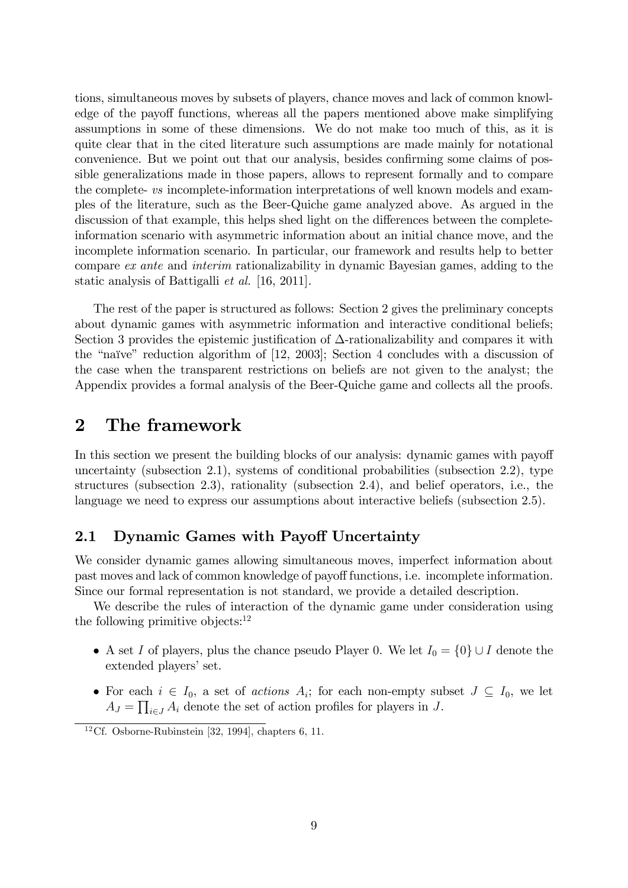tions, simultaneous moves by subsets of players, chance moves and lack of common knowledge of the payoff functions, whereas all the papers mentioned above make simplifying assumptions in some of these dimensions. We do not make too much of this, as it is quite clear that in the cited literature such assumptions are made mainly for notational convenience. But we point out that our analysis, besides confirming some claims of possible generalizations made in those papers, allows to represent formally and to compare the complete- *vs* incomplete-information interpretations of well known models and examples of the literature, such as the Beer-Quiche game analyzed above. As argued in the discussion of that example, this helps shed light on the differences between the complete-information scenario with asymmetric information about an initial chance move, and the incomplete information scenario. In particular, our framework and results help to better compare *ex ante* and *interim* rationalizability in dynamic Bayesian games, adding to the static analysis of Battigalli *et al.* [16, 2011].

The rest of the paper is structured as follows: Section 2 gives the preliminary concepts about dynamic games with asymmetric information and interactive conditional beliefs; Section 3 provides the epistemic justification of $\Delta$-rationalizability and compares it with the "naïve" reduction algorithm of [12, 2003]; Section 4 concludes with a discussion of the case when the transparent restrictions on beliefs are not given to the analyst; the Appendix provides a formal analysis of the Beer-Quiche game and collects all the proofs.

# 2 The framework

In this section we present the building blocks of our analysis: dynamic games with payoff uncertainty (subsection 2.1), systems of conditional probabilities (subsection 2.2), type structures (subsection 2.3), rationality (subsection 2.4), and belief operators, i.e., the language we need to express our assumptions about interactive beliefs (subsection 2.5).

## 2.1 Dynamic Games with Payoff Uncertainty

We consider dynamic games allowing simultaneous moves, imperfect information about past moves and lack of common knowledge of payoff functions, i.e. incomplete information. Since our formal representation is not standard, we provide a detailed description.

We describe the rules of interaction of the dynamic game under consideration using the following primitive objects:[12]

- A set $I$ of players, plus the chance pseudo Player 0. We let $I_0 = \{0\} \cup I$ denote the extended players' set.
- For each $i \in I_0$, a set of *actions* $A_i$; for each non-empty subset $J \subseteq I_0$, we let $A_J = \prod_{i \in J} A_i$ denote the set of action profiles for players in $J$.

[12] Cf. Osborne-Rubinstein [32, 1994], chapters 6, 11.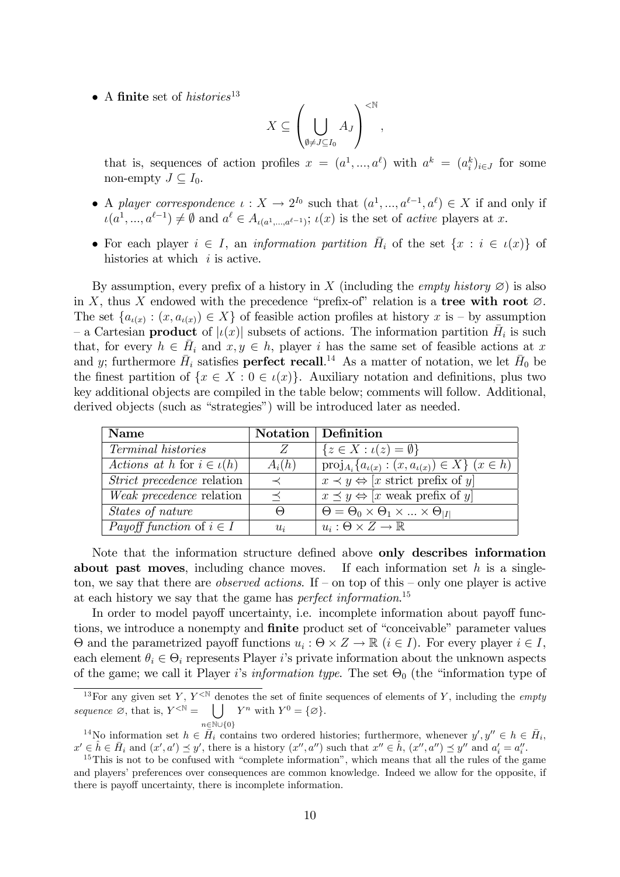- A **finite** set of *histories*[13]

$$X \subseteq \left( \bigcup_{\emptyset \neq J \subseteq I_0} A_J \right)^{<\mathbb{N}},$$

that is, sequences of action profiles $x = (a^1, ..., a^\ell)$ with $a^k = (a_i^k)_{i \in J}$ for some non-empty $J \subseteq I_0$.

- A *player correspondence* $\iota : X \to 2^{I_0}$ such that $(a^1, ..., a^{\ell-1}, a^\ell) \in X$ if and only if $\iota(a^1, ..., a^{\ell-1}) \neq \emptyset$ and $a^\ell \in A_{\iota(a^1,...,a^{\ell-1})}$; $\iota(x)$ is the set of *active* players at $x$.

- For each player $i \in I$, an *information partition* $\bar{H}_i$ of the set $\{x : i \in \iota(x)\}$ of histories at which $i$ is active.

By assumption, every prefix of a history in $X$ (including the *empty history* $\varnothing$) is also in $X$, thus $X$ endowed with the precedence "prefix-of" relation is a **tree with root** $\varnothing$. The set $\{a_{\iota(x)} : (x, a_{\iota(x)}) \in X\}$ of feasible action profiles at history $x$ is – by assumption – a Cartesian **product** of $|\iota(x)|$ subsets of actions. The information partition $\bar{H}_i$ is such that, for every $h \in \bar{H}_i$ and $x, y \in h$, player $i$ has the same set of feasible actions at $x$ and $y$; furthermore $\bar{H}_i$ satisfies **perfect recall**.[14] As a matter of notation, we let $\bar{H}_0$ be the finest partition of $\{x \in X : 0 \in \iota(x)\}$. Auxiliary notation and definitions, plus two key additional objects are compiled in the table below; comments will follow. Additional, derived objects (such as "strategies") will be introduced later as needed.

| **Name** | **Notation** | **Definition** |
|---|---|---|
| *Terminal histories* | $Z$ | $\{z \in X : \iota(z) = \emptyset\}$ |
| *Actions at h* for $i \in \iota(h)$ | $A_i(h)$ | $\text{proj}_{A_i}\{a_{\iota(x)} : (x, a_{\iota(x)}) \in X\}$ $(x \in h)$ |
| *Strict precedence* relation | $\prec$ | $x \prec y \Leftrightarrow [x$ strict prefix of $y]$ |
| *Weak precedence* relation | $\preceq$ | $x \preceq y \Leftrightarrow [x$ weak prefix of $y]$ |
| *States of nature* | $\Theta$ | $\Theta = \Theta_0 \times \Theta_1 \times ... \times \Theta_{\lvert I \rvert}$ |
| *Payoff function* of $i \in I$ | $u_i$ | $u_i : \Theta \times Z \to \mathbb{R}$ |

Note that the information structure defined above **only describes information about past moves**, including chance moves. If each information set $h$ is a singleton, we say that there are *observed actions*. If – on top of this – only one player is active at each history we say that the game has *perfect information*.[15]

In order to model payoff uncertainty, i.e. incomplete information about payoff functions, we introduce a nonempty and **finite** product set of "conceivable" parameter values $\Theta$ and the parametrized payoff functions $u_i : \Theta \times Z \to \mathbb{R}$ $(i \in I)$. For every player $i \in I$, each element $\theta_i \in \Theta_i$ represents Player $i$'s private information about the unknown aspects of the game; we call it Player $i$'s *information type*. The set $\Theta_0$ (the "information type of

---

[13] For any given set $Y$, $Y^{<\mathbb{N}}$ denotes the set of finite sequences of elements of $Y$, including the *empty sequence* $\varnothing$, that is, $Y^{<\mathbb{N}} = \bigcup_{n \in \mathbb{N} \cup \{0\}} Y^n$ with $Y^0 = \{\varnothing\}$.

[14] No information set $h \in \bar{H}_i$ contains two ordered histories; furthermore, whenever $y', y'' \in h \in \bar{H}_i$, $x' \in \hat{h} \in \bar{H}_i$ and $(x', a') \preceq y'$, there is a history $(x'', a'')$ such that $x'' \in \hat{h}$, $(x'', a'') \preceq y''$ and $a'_i = a''_i$.

[15] This is not to be confused with "complete information", which means that all the rules of the game and players' preferences over consequences are common knowledge. Indeed we allow for the opposite, if there is payoff uncertainty, there is incomplete information.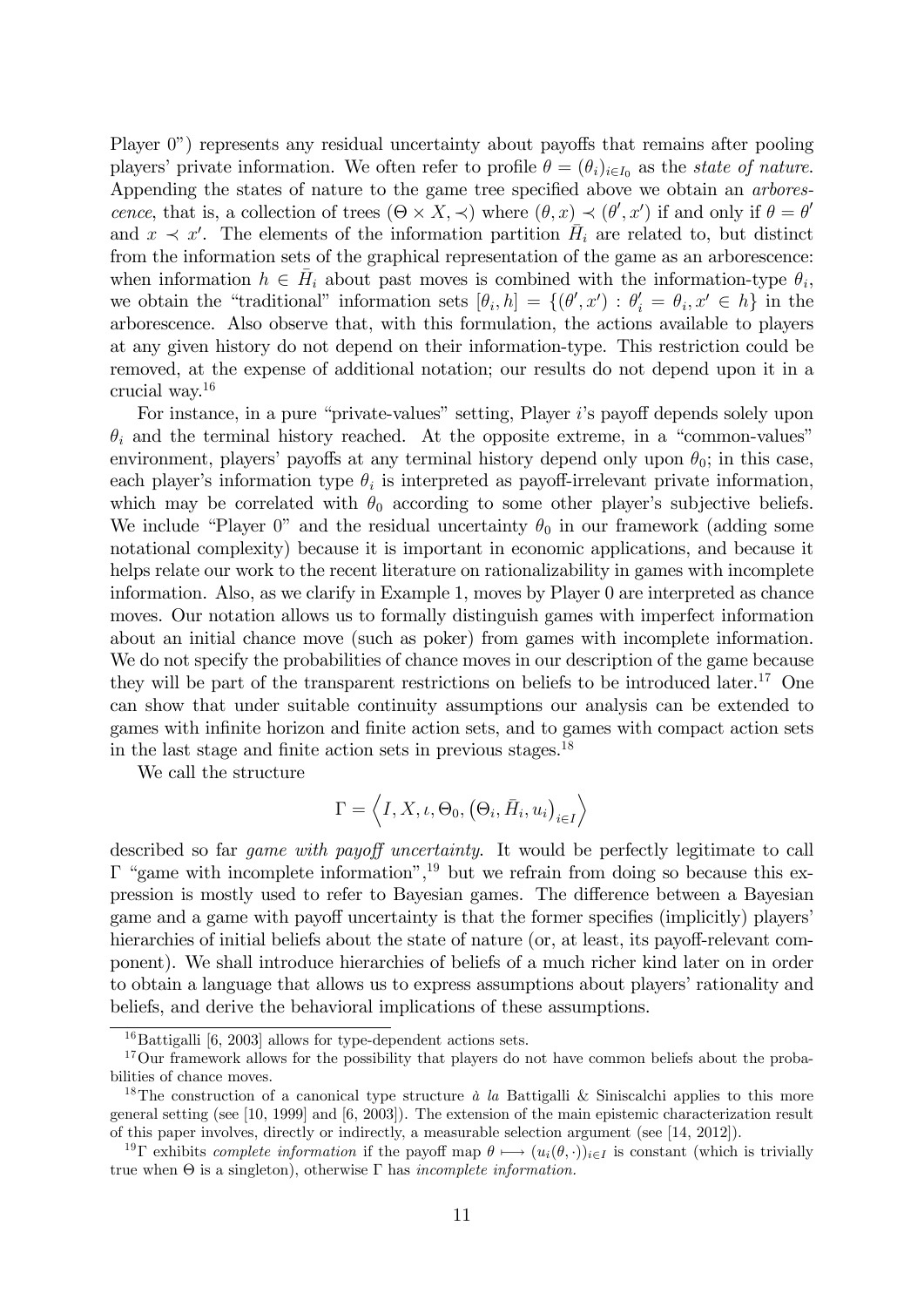Player 0") represents any residual uncertainty about payoffs that remains after pooling players' private information. We often refer to profile $\theta = (\theta_i)_{i \in I_0}$ as the *state of nature*. Appending the states of nature to the game tree specified above we obtain an *arborescence*, that is, a collection of trees $(\Theta \times X, \prec)$ where $(\theta, x) \prec (\theta', x')$ if and only if $\theta = \theta'$ and $x \prec x'$. The elements of the information partition $\bar{H}_i$ are related to, but distinct from the information sets of the graphical representation of the game as an arborescence: when information $h \in \bar{H}_i$ about past moves is combined with the information-type $\theta_i$, we obtain the "traditional" information sets $[\theta_i, h] = \{(\theta', x') : \theta'_i = \theta_i, x' \in h\}$ in the arborescence. Also observe that, with this formulation, the actions available to players at any given history do not depend on their information-type. This restriction could be removed, at the expense of additional notation; our results do not depend upon it in a crucial way.[16]

For instance, in a pure "private-values" setting, Player $i$'s payoff depends solely upon $\theta_i$ and the terminal history reached. At the opposite extreme, in a "common-values" environment, players' payoffs at any terminal history depend only upon $\theta_0$; in this case, each player's information type $\theta_i$ is interpreted as payoff-irrelevant private information, which may be correlated with $\theta_0$ according to some other player's subjective beliefs. We include "Player 0" and the residual uncertainty $\theta_0$ in our framework (adding some notational complexity) because it is important in economic applications, and because it helps relate our work to the recent literature on rationalizability in games with incomplete information. Also, as we clarify in Example 1, moves by Player 0 are interpreted as chance moves. Our notation allows us to formally distinguish games with imperfect information about an initial chance move (such as poker) from games with incomplete information. We do not specify the probabilities of chance moves in our description of the game because they will be part of the transparent restrictions on beliefs to be introduced later.[17] One can show that under suitable continuity assumptions our analysis can be extended to games with infinite horizon and finite action sets, and to games with compact action sets in the last stage and finite action sets in previous stages.[18]

We call the structure

$$\Gamma = \left\langle I, X, \iota, \Theta_0, \left(\Theta_i, \bar{H}_i, u_i\right)_{i \in I} \right\rangle$$

described so far *game with payoff uncertainty*. It would be perfectly legitimate to call $\Gamma$ "game with incomplete information",[19] but we refrain from doing so because this expression is mostly used to refer to Bayesian games. The difference between a Bayesian game and a game with payoff uncertainty is that the former specifies (implicitly) players' hierarchies of initial beliefs about the state of nature (or, at least, its payoff-relevant component). We shall introduce hierarchies of beliefs of a much richer kind later on in order to obtain a language that allows us to express assumptions about players' rationality and beliefs, and derive the behavioral implications of these assumptions.

---

[16] Battigalli [6, 2003] allows for type-dependent actions sets.

[17] Our framework allows for the possibility that players do not have common beliefs about the probabilities of chance moves.

[18] The construction of a canonical type structure *à la* Battigalli & Siniscalchi applies to this more general setting (see [10, 1999] and [6, 2003]). The extension of the main epistemic characterization result of this paper involves, directly or indirectly, a measurable selection argument (see [14, 2012]).

[19] $\Gamma$ exhibits *complete information* if the payoff map $\theta \longmapsto (u_i(\theta, \cdot))_{i \in I}$ is constant (which is trivially true when $\Theta$ is a singleton), otherwise $\Gamma$ has *incomplete information.*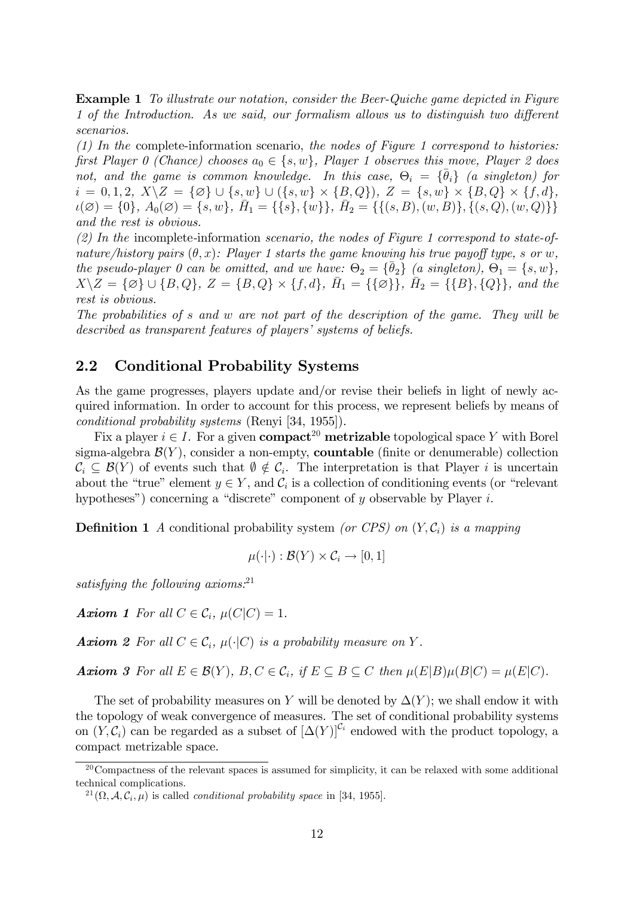**Example 1** *To illustrate our notation, consider the Beer-Quiche game depicted in Figure 1 of the Introduction. As we said, our formalism allows us to distinguish two different scenarios.*

*(1) In the* complete-information scenario, *the nodes of Figure 1 correspond to histories: first Player 0 (Chance) chooses $a_0 \in \{s, w\}$, Player 1 observes this move, Player 2 does not, and the game is common knowledge. In this case, $\Theta_i = \{\bar{\theta}_i\}$ (a singleton) for $i = 0, 1, 2$, $X \backslash Z = \{\varnothing\} \cup \{s, w\} \cup (\{s, w\} \times \{B, Q\})$, $Z = \{s, w\} \times \{B, Q\} \times \{f, d\}$, $\iota(\varnothing) = \{0\}$, $A_0(\varnothing) = \{s, w\}$, $\bar{H}_1 = \{\{s\}, \{w\}\}$, $\bar{H}_2 = \{\{(s, B), (w, B)\}, \{(s, Q), (w, Q)\}\}$ and the rest is obvious.*

*(2) In the* incomplete-information *scenario, the nodes of Figure 1 correspond to state-of-nature/history pairs $(\theta, x)$: Player 1 starts the game knowing his true payoff type, s or w, the pseudo-player 0 can be omitted, and we have: $\Theta_2 = \{\bar{\theta}_2\}$ (a singleton), $\Theta_1 = \{s, w\}$, $X \backslash Z = \{\varnothing\} \cup \{B, Q\}$, $Z = \{B, Q\} \times \{f, d\}$, $\bar{H}_1 = \{\{\varnothing\}\}$, $\bar{H}_2 = \{\{B\}, \{Q\}\}$, and the rest is obvious.*

*The probabilities of s and w are not part of the description of the game. They will be described as transparent features of players' systems of beliefs.*

## 2.2 Conditional Probability Systems

As the game progresses, players update and/or revise their beliefs in light of newly acquired information. In order to account for this process, we represent beliefs by means of *conditional probability systems* (Renyi [34, 1955]).

Fix a player $i \in I$. For a given **compact**[20] **metrizable** topological space $Y$ with Borel sigma-algebra $\mathcal{B}(Y)$, consider a non-empty, **countable** (finite or denumerable) collection $\mathcal{C}_i \subseteq \mathcal{B}(Y)$ of events such that $\emptyset \notin \mathcal{C}_i$. The interpretation is that Player $i$ is uncertain about the "true" element $y \in Y$, and $\mathcal{C}_i$ is a collection of conditioning events (or "relevant hypotheses") concerning a "discrete" component of $y$ observable by Player $i$.

**Definition 1** *A* conditional probability system *(or CPS) on $(Y, \mathcal{C}_i)$ is a mapping*

$$\mu(\cdot|\cdot) : \mathcal{B}(Y) \times \mathcal{C}_i \to [0, 1]$$

*satisfying the following axioms:*[21]

***Axiom 1*** *For all $C \in \mathcal{C}_i$, $\mu(C|C) = 1$.*

***Axiom 2*** *For all $C \in \mathcal{C}_i$, $\mu(\cdot|C)$ is a probability measure on $Y$.*

***Axiom 3*** *For all $E \in \mathcal{B}(Y)$, $B, C \in \mathcal{C}_i$, if $E \subseteq B \subseteq C$ then $\mu(E|B)\mu(B|C) = \mu(E|C)$.*

The set of probability measures on $Y$ will be denoted by $\Delta(Y)$; we shall endow it with the topology of weak convergence of measures. The set of conditional probability systems on $(Y, \mathcal{C}_i)$ can be regarded as a subset of $[\Delta(Y)]^{\mathcal{C}_i}$ endowed with the product topology, a compact metrizable space.

---

[20] Compactness of the relevant spaces is assumed for simplicity, it can be relaxed with some additional technical complications.

[21] $(\Omega, \mathcal{A}, \mathcal{C}_i, \mu)$ is called *conditional probability space* in [34, 1955].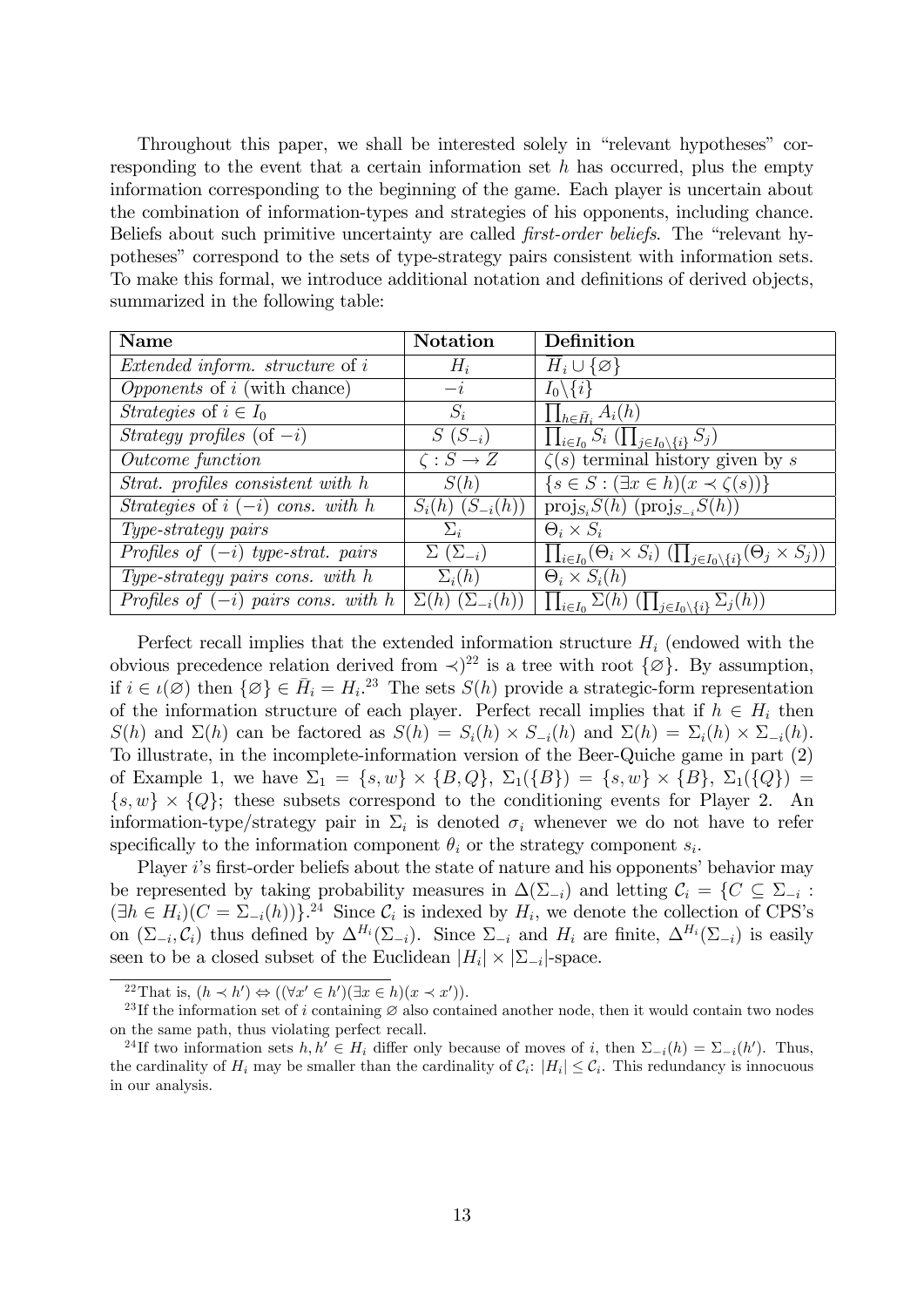Throughout this paper, we shall be interested solely in "relevant hypotheses" corresponding to the event that a certain information set $h$ has occurred, plus the empty information corresponding to the beginning of the game. Each player is uncertain about the combination of information-types and strategies of his opponents, including chance. Beliefs about such primitive uncertainty are called *first-order beliefs*. The "relevant hypotheses" correspond to the sets of type-strategy pairs consistent with information sets. To make this formal, we introduce additional notation and definitions of derived objects, summarized in the following table:

| **Name** | **Notation** | **Definition** |
|---|---|---|
| *Extended inform. structure* of $i$ | $H_i$ | $\bar{H}_i \cup \{\varnothing\}$ |
| *Opponents* of $i$ (with chance) | $-i$ | $I_0 \backslash \{i\}$ |
| *Strategies* of $i \in I_0$ | $S_i$ | $\prod_{h \in \bar{H}_i} A_i(h)$ |
| *Strategy profiles* (of $-i$) | $S$ $(S_{-i})$ | $\prod_{i \in I_0} S_i$ $(\prod_{j \in I_0 \backslash \{i\}} S_j)$ |
| *Outcome function* | $\zeta : S \to Z$ | $\zeta(s)$ terminal history given by $s$ |
| *Strat. profiles consistent with* $h$ | $S(h)$ | $\{s \in S : (\exists x \in h)(x \prec \zeta(s))\}$ |
| *Strategies* of $i$ $(-i)$ *cons. with* $h$ | $S_i(h)$ $(S_{-i}(h))$ | $\mathrm{proj}_{S_i} S(h)$ $(\mathrm{proj}_{S_{-i}} S(h))$ |
| *Type-strategy pairs* | $\Sigma_i$ | $\Theta_i \times S_i$ |
| *Profiles of* $(-i)$ *type-strat. pairs* | $\Sigma$ $(\Sigma_{-i})$ | $\prod_{i \in I_0} (\Theta_i \times S_i)$ $(\prod_{j \in I_0 \backslash \{i\}} (\Theta_j \times S_j))$ |
| *Type-strategy pairs cons. with* $h$ | $\Sigma_i(h)$ | $\Theta_i \times S_i(h)$ |
| *Profiles of* $(-i)$ *pairs cons. with* $h$ | $\Sigma(h)$ $(\Sigma_{-i}(h))$ | $\prod_{i \in I_0} \Sigma(h)$ $(\prod_{j \in I_0 \backslash \{i\}} \Sigma_j(h))$ |

Perfect recall implies that the extended information structure $H_i$ (endowed with the obvious precedence relation derived from $\prec$)[22] is a tree with root $\{\varnothing\}$. By assumption, if $i \in \iota(\varnothing)$ then $\{\varnothing\} \in \bar{H}_i = H_i$.[23] The sets $S(h)$ provide a strategic-form representation of the information structure of each player. Perfect recall implies that if $h \in H_i$ then $S(h)$ and $\Sigma(h)$ can be factored as $S(h) = S_i(h) \times S_{-i}(h)$ and $\Sigma(h) = \Sigma_i(h) \times \Sigma_{-i}(h)$. To illustrate, in the incomplete-information version of the Beer-Quiche game in part (2) of Example 1, we have $\Sigma_1 = \{s, w\} \times \{B, Q\}$, $\Sigma_1(\{B\}) = \{s, w\} \times \{B\}$, $\Sigma_1(\{Q\}) = \{s, w\} \times \{Q\}$; these subsets correspond to the conditioning events for Player 2. An information-type/strategy pair in $\Sigma_i$ is denoted $\sigma_i$ whenever we do not have to refer specifically to the information component $\theta_i$ or the strategy component $s_i$.

Player $i$'s first-order beliefs about the state of nature and his opponents' behavior may be represented by taking probability measures in $\Delta(\Sigma_{-i})$ and letting $\mathcal{C}_i = \{C \subseteq \Sigma_{-i} : (\exists h \in H_i)(C = \Sigma_{-i}(h))\}$.[24] Since $\mathcal{C}_i$ is indexed by $H_i$, we denote the collection of CPS's on $(\Sigma_{-i}, \mathcal{C}_i)$ thus defined by $\Delta^{H_i}(\Sigma_{-i})$. Since $\Sigma_{-i}$ and $H_i$ are finite, $\Delta^{H_i}(\Sigma_{-i})$ is easily seen to be a closed subset of the Euclidean $|H_i| \times |\Sigma_{-i}|$-space.

[22] That is, $(h \prec h') \Leftrightarrow ((\forall x' \in h')(\exists x \in h)(x \prec x'))$.

[23] If the information set of $i$ containing $\varnothing$ also contained another node, then it would contain two nodes on the same path, thus violating perfect recall.

[24] If two information sets $h, h' \in H_i$ differ only because of moves of $i$, then $\Sigma_{-i}(h) = \Sigma_{-i}(h')$. Thus, the cardinality of $H_i$ may be smaller than the cardinality of $\mathcal{C}_i$: $|H_i| \leq \mathcal{C}_i$. This redundancy is innocuous in our analysis.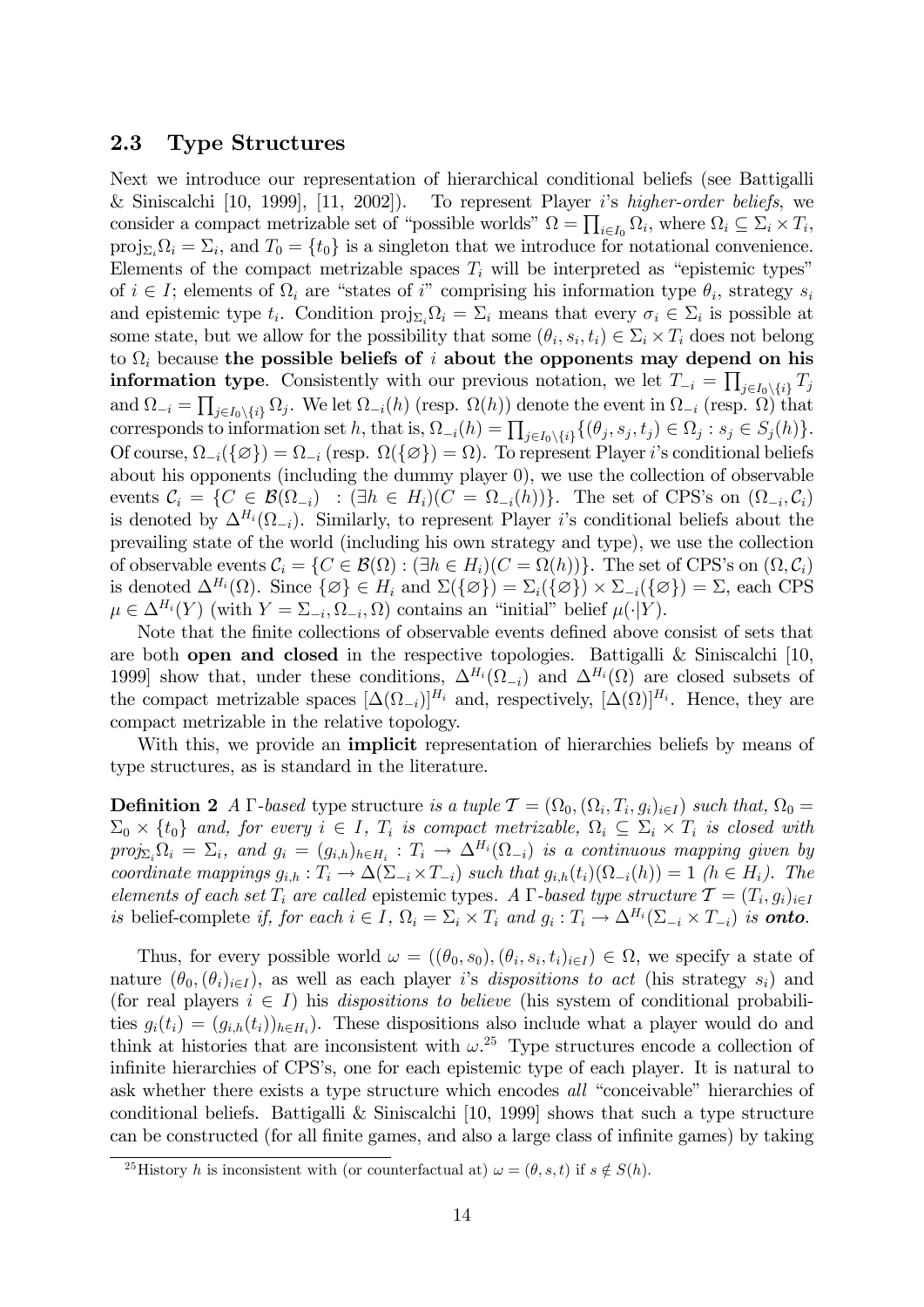## 2.3 Type Structures

Next we introduce our representation of hierarchical conditional beliefs (see Battigalli & Siniscalchi [10, 1999], [11, 2002]). To represent Player $i$'s *higher-order beliefs*, we consider a compact metrizable set of "possible worlds" $\Omega = \prod_{i \in I_0} \Omega_i$, where $\Omega_i \subseteq \Sigma_i \times T_i$, $\text{proj}_{\Sigma_i} \Omega_i = \Sigma_i$, and $T_0 = \{t_0\}$ is a singleton that we introduce for notational convenience. Elements of the compact metrizable spaces $T_i$ will be interpreted as "epistemic types" of $i \in I$; elements of $\Omega_i$ are "states of $i$" comprising his information type $\theta_i$, strategy $s_i$ and epistemic type $t_i$. Condition $\text{proj}_{\Sigma_i} \Omega_i = \Sigma_i$ means that every $\sigma_i \in \Sigma_i$ is possible at some state, but we allow for the possibility that some $(\theta_i, s_i, t_i) \in \Sigma_i \times T_i$ does not belong to $\Omega_i$ because **the possible beliefs of $i$ about the opponents may depend on his information type**. Consistently with our previous notation, we let $T_{-i} = \prod_{j \in I_0 \setminus \{i\}} T_j$ and $\Omega_{-i} = \prod_{j \in I_0 \setminus \{i\}} \Omega_j$. We let $\Omega_{-i}(h)$ (resp. $\Omega(h)$) denote the event in $\Omega_{-i}$ (resp. $\Omega$) that corresponds to information set $h$, that is, $\Omega_{-i}(h) = \prod_{j \in I_0 \setminus \{i\}} \{(\theta_j, s_j, t_j) \in \Omega_j : s_j \in S_j(h)\}$. Of course, $\Omega_{-i}(\{\varnothing\}) = \Omega_{-i}$ (resp. $\Omega(\{\varnothing\}) = \Omega$). To represent Player $i$'s conditional beliefs about his opponents (including the dummy player 0), we use the collection of observable events $\mathcal{C}_i = \{C \in \mathcal{B}(\Omega_{-i}) \ : (\exists h \in H_i)(C = \Omega_{-i}(h))\}$. The set of CPS's on $(\Omega_{-i}, \mathcal{C}_i)$ is denoted by $\Delta^{H_i}(\Omega_{-i})$. Similarly, to represent Player $i$'s conditional beliefs about the prevailing state of the world (including his own strategy and type), we use the collection of observable events $\mathcal{C}_i = \{C \in \mathcal{B}(\Omega) : (\exists h \in H_i)(C = \Omega(h))\}$. The set of CPS's on $(\Omega, \mathcal{C}_i)$ is denoted $\Delta^{H_i}(\Omega)$. Since $\{\varnothing\} \in H_i$ and $\Sigma(\{\varnothing\}) = \Sigma_i(\{\varnothing\}) \times \Sigma_{-i}(\{\varnothing\}) = \Sigma$, each CPS $\mu \in \Delta^{H_i}(Y)$ (with $Y = \Sigma_{-i}, \Omega_{-i}, \Omega$) contains an "initial" belief $\mu(\cdot|Y)$.

Note that the finite collections of observable events defined above consist of sets that are both **open and closed** in the respective topologies. Battigalli & Siniscalchi [10, 1999] show that, under these conditions, $\Delta^{H_i}(\Omega_{-i})$ and $\Delta^{H_i}(\Omega)$ are closed subsets of the compact metrizable spaces $[\Delta(\Omega_{-i})]^{H_i}$ and, respectively, $[\Delta(\Omega)]^{H_i}$. Hence, they are compact metrizable in the relative topology.

With this, we provide an **implicit** representation of hierarchies beliefs by means of type structures, as is standard in the literature.

**Definition 2** *A* $\Gamma$*-based* type structure *is a tuple* $\mathcal{T} = (\Omega_0, (\Omega_i, T_i, g_i)_{i \in I})$ *such that,* $\Omega_0 = \Sigma_0 \times \{t_0\}$ *and, for every* $i \in I$, $T_i$ *is compact metrizable,* $\Omega_i \subseteq \Sigma_i \times T_i$ *is closed with* $\text{proj}_{\Sigma_i} \Omega_i = \Sigma_i$*, and* $g_i = (g_{i,h})_{h \in H_i} : T_i \to \Delta^{H_i}(\Omega_{-i})$ *is a continuous mapping given by coordinate mappings* $g_{i,h} : T_i \to \Delta(\Sigma_{-i} \times T_{-i})$ *such that* $g_{i,h}(t_i)(\Omega_{-i}(h)) = 1$ *(*$h \in H_i$*). The elements of each set* $T_i$ *are called* epistemic types*. A* $\Gamma$*-based type structure* $\mathcal{T} = (T_i, g_i)_{i \in I}$ *is* belief-complete *if, for each* $i \in I$, $\Omega_i = \Sigma_i \times T_i$ *and* $g_i : T_i \to \Delta^{H_i}(\Sigma_{-i} \times T_{-i})$ *is* ***onto****.*

Thus, for every possible world $\omega = ((\theta_0, s_0), (\theta_i, s_i, t_i)_{i \in I}) \in \Omega$, we specify a state of nature $(\theta_0, (\theta_i)_{i \in I})$, as well as each player $i$'s *dispositions to act* (his strategy $s_i$) and (for real players $i \in I$) his *dispositions to believe* (his system of conditional probabilities $g_i(t_i) = (g_{i,h}(t_i))_{h \in H_i}$). These dispositions also include what a player would do and think at histories that are inconsistent with $\omega$.[25] Type structures encode a collection of infinite hierarchies of CPS's, one for each epistemic type of each player. It is natural to ask whether there exists a type structure which encodes *all* "conceivable" hierarchies of conditional beliefs. Battigalli & Siniscalchi [10, 1999] shows that such a type structure can be constructed (for all finite games, and also a large class of infinite games) by taking

[25] History $h$ is inconsistent with (or counterfactual at) $\omega = (\theta, s, t)$ if $s \notin S(h)$.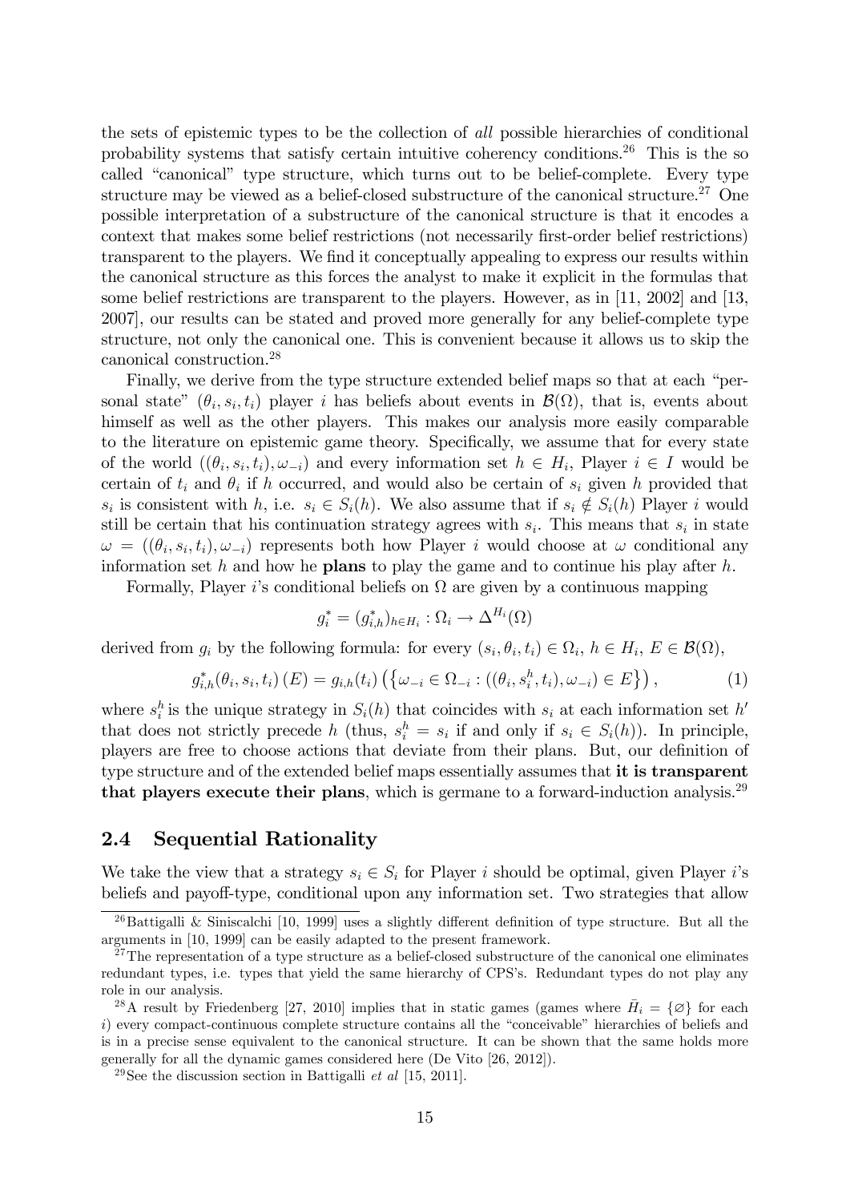the sets of epistemic types to be the collection of *all* possible hierarchies of conditional probability systems that satisfy certain intuitive coherency conditions.[26] This is the so called "canonical" type structure, which turns out to be belief-complete. Every type structure may be viewed as a belief-closed substructure of the canonical structure.[27] One possible interpretation of a substructure of the canonical structure is that it encodes a context that makes some belief restrictions (not necessarily first-order belief restrictions) transparent to the players. We find it conceptually appealing to express our results within the canonical structure as this forces the analyst to make it explicit in the formulas that some belief restrictions are transparent to the players. However, as in [11, 2002] and [13, 2007], our results can be stated and proved more generally for any belief-complete type structure, not only the canonical one. This is convenient because it allows us to skip the canonical construction.[28]

Finally, we derive from the type structure extended belief maps so that at each "personal state" $(\theta_i, s_i, t_i)$ player $i$ has beliefs about events in $\mathcal{B}(\Omega)$, that is, events about himself as well as the other players. This makes our analysis more easily comparable to the literature on epistemic game theory. Specifically, we assume that for every state of the world $((\theta_i, s_i, t_i), \omega_{-i})$ and every information set $h \in H_i$, Player $i \in I$ would be certain of $t_i$ and $\theta_i$ if $h$ occurred, and would also be certain of $s_i$ given $h$ provided that $s_i$ is consistent with $h$, i.e. $s_i \in S_i(h)$. We also assume that if $s_i \notin S_i(h)$ Player $i$ would still be certain that his continuation strategy agrees with $s_i$. This means that $s_i$ in state $\omega = ((\theta_i, s_i, t_i), \omega_{-i})$ represents both how Player $i$ would choose at $\omega$ conditional any information set $h$ and how he **plans** to play the game and to continue his play after $h$.

Formally, Player $i$'s conditional beliefs on $\Omega$ are given by a continuous mapping

$$g_i^* = (g_{i,h}^*)_{h \in H_i} : \Omega_i \to \Delta^{H_i}(\Omega)$$

derived from $g_i$ by the following formula: for every $(s_i, \theta_i, t_i) \in \Omega_i$, $h \in H_i$, $E \in \mathcal{B}(\Omega)$,

$$g_{i,h}^*(\theta_i, s_i, t_i)(E) = g_{i,h}(t_i)\left(\left\{\omega_{-i} \in \Omega_{-i} : ((\theta_i, s_i^h, t_i), \omega_{-i}) \in E\right\}\right), \tag{1}$$

where $s_i^h$ is the unique strategy in $S_i(h)$ that coincides with $s_i$ at each information set $h'$ that does not strictly precede $h$ (thus, $s_i^h = s_i$ if and only if $s_i \in S_i(h)$). In principle, players are free to choose actions that deviate from their plans. But, our definition of type structure and of the extended belief maps essentially assumes that **it is transparent that players execute their plans**, which is germane to a forward-induction analysis.[29]

## 2.4 Sequential Rationality

We take the view that a strategy $s_i \in S_i$ for Player $i$ should be optimal, given Player $i$'s beliefs and payoff-type, conditional upon any information set. Two strategies that allow

---

[26] Battigalli & Siniscalchi [10, 1999] uses a slightly different definition of type structure. But all the arguments in [10, 1999] can be easily adapted to the present framework.

[27] The representation of a type structure as a belief-closed substructure of the canonical one eliminates redundant types, i.e. types that yield the same hierarchy of CPS's. Redundant types do not play any role in our analysis.

[28] A result by Friedenberg [27, 2010] implies that in static games (games where $\bar{H}_i = \{\varnothing\}$ for each $i$) every compact-continuous complete structure contains all the "conceivable" hierarchies of beliefs and is in a precise sense equivalent to the canonical structure. It can be shown that the same holds more generally for all the dynamic games considered here (De Vito [26, 2012]).

[29] See the discussion section in Battigalli *et al* [15, 2011].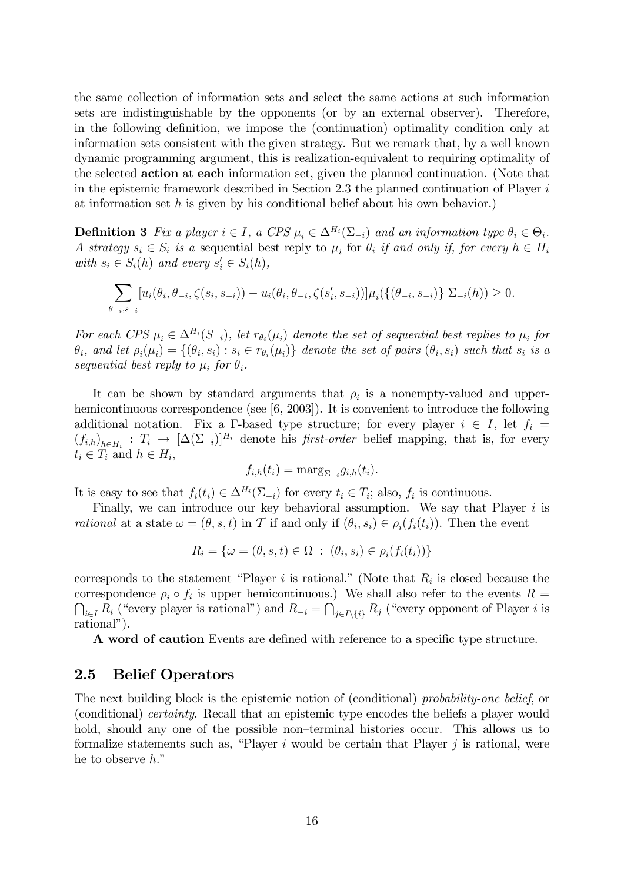the same collection of information sets and select the same actions at such information sets are indistinguishable by the opponents (or by an external observer). Therefore, in the following definition, we impose the (continuation) optimality condition only at information sets consistent with the given strategy. But we remark that, by a well known dynamic programming argument, this is realization-equivalent to requiring optimality of the selected **action** at **each** information set, given the planned continuation. (Note that in the epistemic framework described in Section 2.3 the planned continuation of Player $i$ at information set $h$ is given by his conditional belief about his own behavior.)

**Definition 3** *Fix a player $i \in I$, a CPS $\mu_i \in \Delta^{H_i}(\Sigma_{-i})$ and an information type $\theta_i \in \Theta_i$. A strategy $s_i \in S_i$ is a* sequential best reply to $\mu_i$ for $\theta_i$ *if and only if, for every $h \in H_i$ with $s_i \in S_i(h)$ and every $s_i' \in S_i(h)$,*

$$\sum_{\theta_{-i},s_{-i}} [u_i(\theta_i, \theta_{-i}, \zeta(s_i, s_{-i})) - u_i(\theta_i, \theta_{-i}, \zeta(s_i', s_{-i}))]\mu_i(\{(\theta_{-i}, s_{-i})\}|\Sigma_{-i}(h)) \geq 0.$$

*For each CPS $\mu_i \in \Delta^{H_i}(S_{-i})$, let $r_{\theta_i}(\mu_i)$ denote the set of sequential best replies to $\mu_i$ for $\theta_i$, and let $\rho_i(\mu_i) = \{(\theta_i, s_i) : s_i \in r_{\theta_i}(\mu_i)\}$ denote the set of pairs $(\theta_i, s_i)$ such that $s_i$ is a sequential best reply to $\mu_i$ for $\theta_i$.*

It can be shown by standard arguments that $\rho_i$ is a nonempty-valued and upper-hemicontinuous correspondence (see [6, 2003]). It is convenient to introduce the following additional notation. Fix a $\Gamma$-based type structure; for every player $i \in I$, let $f_i = (f_{i,h})_{h \in H_i} : T_i \to [\Delta(\Sigma_{-i})]^{H_i}$ denote his *first-order* belief mapping, that is, for every $t_i \in T_i$ and $h \in H_i$,

$$f_{i,h}(t_i) = \text{marg}_{\Sigma_{-i}} g_{i,h}(t_i).$$

It is easy to see that $f_i(t_i) \in \Delta^{H_i}(\Sigma_{-i})$ for every $t_i \in T_i$; also, $f_i$ is continuous.

Finally, we can introduce our key behavioral assumption. We say that Player $i$ is *rational* at a state $\omega = (\theta, s, t)$ in $\mathcal{T}$ if and only if $(\theta_i, s_i) \in \rho_i(f_i(t_i))$. Then the event

$$R_i = \{\omega = (\theta, s, t) \in \Omega \ : \ (\theta_i, s_i) \in \rho_i(f_i(t_i))\}$$

corresponds to the statement "Player $i$ is rational." (Note that $R_i$ is closed because the correspondence $\rho_i \circ f_i$ is upper hemicontinuous.) We shall also refer to the events $R = \bigcap_{i \in I} R_i$ ("every player is rational") and $R_{-i} = \bigcap_{j \in I \setminus \{i\}} R_j$ ("every opponent of Player $i$ is rational").

**A word of caution** Events are defined with reference to a specific type structure.

## 2.5 Belief Operators

The next building block is the epistemic notion of (conditional) *probability-one belief*, or (conditional) *certainty*. Recall that an epistemic type encodes the beliefs a player would hold, should any one of the possible non–terminal histories occur. This allows us to formalize statements such as, "Player $i$ would be certain that Player $j$ is rational, were he to observe $h$."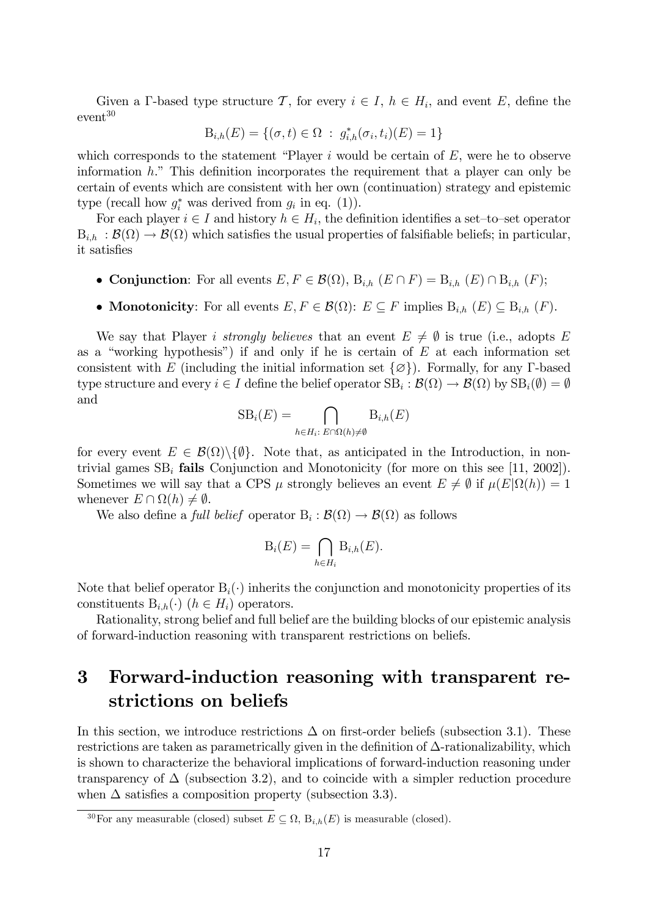Given a Γ-based type structure $\mathcal{T}$, for every $i \in I$, $h \in H_i$, and event $E$, define the event[30]

$$\mathrm{B}_{i,h}(E) = \{(\sigma, t) \in \Omega \ : \ g^*_{i,h}(\sigma_i, t_i)(E) = 1\}$$

which corresponds to the statement "Player $i$ would be certain of $E$, were he to observe information $h$." This definition incorporates the requirement that a player can only be certain of events which are consistent with her own (continuation) strategy and epistemic type (recall how $g^*_i$ was derived from $g_i$ in eq. (1)).

For each player $i \in I$ and history $h \in H_i$, the definition identifies a set–to–set operator $\mathrm{B}_{i,h} : \mathcal{B}(\Omega) \to \mathcal{B}(\Omega)$ which satisfies the usual properties of falsifiable beliefs; in particular, it satisfies

- **Conjunction**: For all events $E, F \in \mathcal{B}(\Omega)$, $\mathrm{B}_{i,h}(E \cap F) = \mathrm{B}_{i,h}(E) \cap \mathrm{B}_{i,h}(F)$;
- **Monotonicity**: For all events $E, F \in \mathcal{B}(\Omega)$: $E \subseteq F$ implies $\mathrm{B}_{i,h}(E) \subseteq \mathrm{B}_{i,h}(F)$.

We say that Player $i$ *strongly believes* that an event $E \neq \emptyset$ is true (i.e., adopts $E$ as a "working hypothesis") if and only if he is certain of $E$ at each information set consistent with $E$ (including the initial information set $\{\varnothing\}$). Formally, for any Γ-based type structure and every $i \in I$ define the belief operator $\mathrm{SB}_i : \mathcal{B}(\Omega) \to \mathcal{B}(\Omega)$ by $\mathrm{SB}_i(\emptyset) = \emptyset$ and

$$\mathrm{SB}_i(E) = \bigcap_{h \in H_i :\ E \cap \Omega(h) \neq \emptyset} \mathrm{B}_{i,h}(E)$$

for every event $E \in \mathcal{B}(\Omega) \backslash \{\emptyset\}$. Note that, as anticipated in the Introduction, in nontrivial games $\mathrm{SB}_i$ **fails** Conjunction and Monotonicity (for more on this see [11, 2002]). Sometimes we will say that a CPS $\mu$ strongly believes an event $E \neq \emptyset$ if $\mu(E|\Omega(h)) = 1$ whenever $E \cap \Omega(h) \neq \emptyset$.

We also define a *full belief* operator $\mathrm{B}_i : \mathcal{B}(\Omega) \to \mathcal{B}(\Omega)$ as follows

$$\mathrm{B}_i(E) = \bigcap_{h \in H_i} \mathrm{B}_{i,h}(E).$$

Note that belief operator $\mathrm{B}_i(\cdot)$ inherits the conjunction and monotonicity properties of its constituents $\mathrm{B}_{i,h}(\cdot)$ $(h \in H_i)$ operators.

Rationality, strong belief and full belief are the building blocks of our epistemic analysis of forward-induction reasoning with transparent restrictions on beliefs.

# 3 Forward-induction reasoning with transparent restrictions on beliefs

In this section, we introduce restrictions $\Delta$ on first-order beliefs (subsection 3.1). These restrictions are taken as parametrically given in the definition of $\Delta$-rationalizability, which is shown to characterize the behavioral implications of forward-induction reasoning under transparency of $\Delta$ (subsection 3.2), and to coincide with a simpler reduction procedure when $\Delta$ satisfies a composition property (subsection 3.3).

[30] For any measurable (closed) subset $E \subseteq \Omega$, $\mathrm{B}_{i,h}(E)$ is measurable (closed).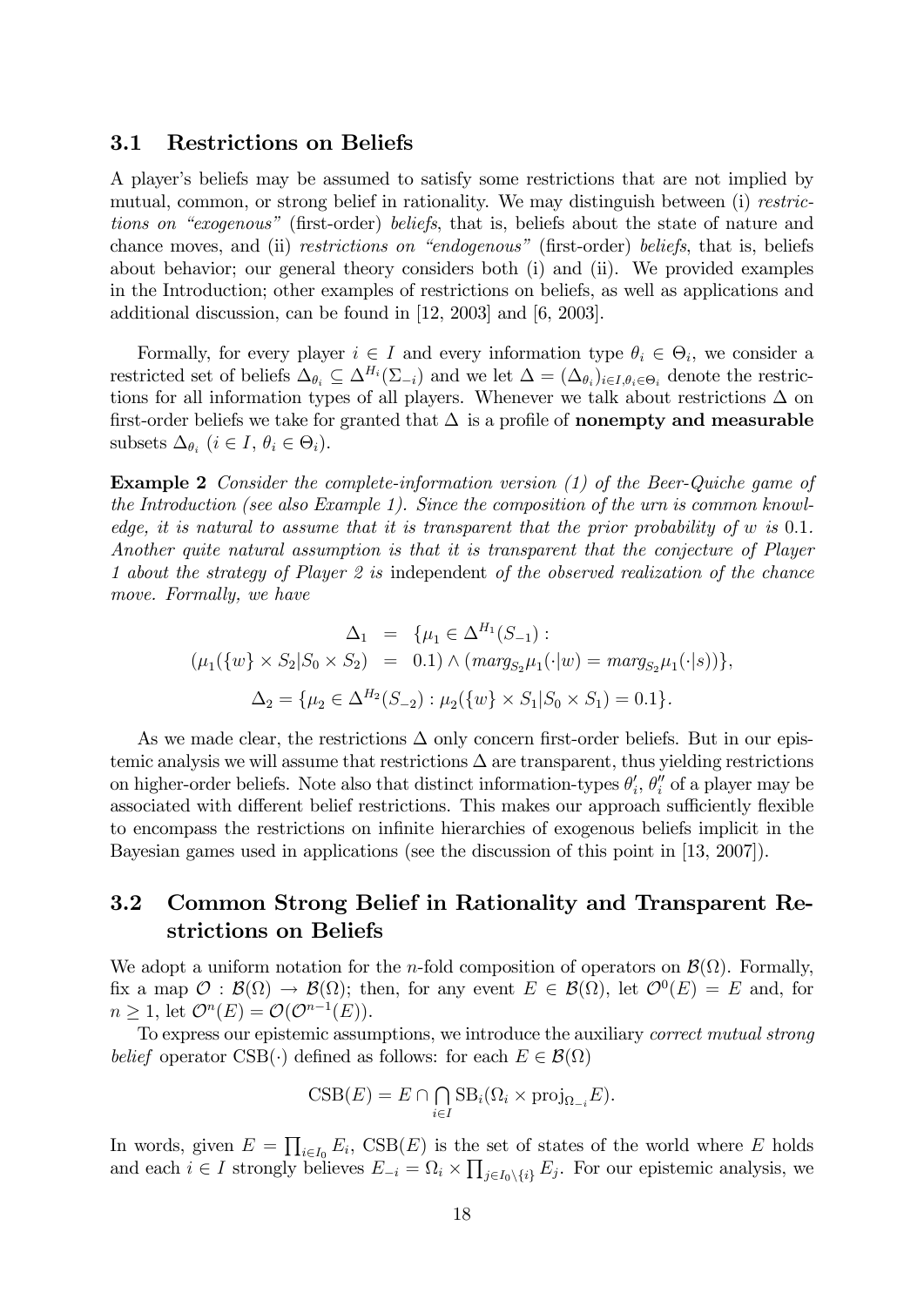### 3.1 Restrictions on Beliefs

A player's beliefs may be assumed to satisfy some restrictions that are not implied by mutual, common, or strong belief in rationality. We may distinguish between (i) *restrictions on "exogenous" (first-order) beliefs*, that is, beliefs about the state of nature and chance moves, and (ii) *restrictions on "endogenous" (first-order) beliefs*, that is, beliefs about behavior; our general theory considers both (i) and (ii). We provided examples in the Introduction; other examples of restrictions on beliefs, as well as applications and additional discussion, can be found in [12, 2003] and [6, 2003].

Formally, for every player $i \in I$ and every information type $\theta_i \in \Theta_i$, we consider a restricted set of beliefs $\Delta_{\theta_i} \subseteq \Delta^{H_i}(\Sigma_{-i})$ and we let $\Delta = (\Delta_{\theta_i})_{i \in I, \theta_i \in \Theta_i}$ denote the restrictions for all information types of all players. Whenever we talk about restrictions $\Delta$ on first-order beliefs we take for granted that $\Delta$ is a profile of **nonempty and measurable** subsets $\Delta_{\theta_i}$ $(i \in I,\ \theta_i \in \Theta_i)$.

**Example 2** *Consider the complete-information version (1) of the Beer-Quiche game of the Introduction (see also Example 1). Since the composition of the urn is common knowledge, it is natural to assume that it is transparent that the prior probability of $w$ is 0.1. Another quite natural assumption is that it is transparent that the conjecture of Player 1 about the strategy of Player 2 is* independent *of the observed realization of the chance move. Formally, we have*

$$
\begin{aligned}
\Delta_1 &= \{\mu_1 \in \Delta^{H_1}(S_{-1}) : \\
(\mu_1(\{w\} \times S_2 | S_0 \times S_2) &= 0.1) \wedge (marg_{S_2}\mu_1(\cdot|w) = marg_{S_2}\mu_1(\cdot|s))\},
\end{aligned}
$$

$$
\Delta_2 = \{\mu_2 \in \Delta^{H_2}(S_{-2}) : \mu_2(\{w\} \times S_1 | S_0 \times S_1) = 0.1\}.
$$

As we made clear, the restrictions $\Delta$ only concern first-order beliefs. But in our epistemic analysis we will assume that restrictions $\Delta$ are transparent, thus yielding restrictions on higher-order beliefs. Note also that distinct information-types $\theta_i'$, $\theta_i''$ of a player may be associated with different belief restrictions. This makes our approach sufficiently flexible to encompass the restrictions on infinite hierarchies of exogenous beliefs implicit in the Bayesian games used in applications (see the discussion of this point in [13, 2007]).

### 3.2 Common Strong Belief in Rationality and Transparent Restrictions on Beliefs

We adopt a uniform notation for the $n$-fold composition of operators on $\mathcal{B}(\Omega)$. Formally, fix a map $\mathcal{O} : \mathcal{B}(\Omega) \to \mathcal{B}(\Omega)$; then, for any event $E \in \mathcal{B}(\Omega)$, let $\mathcal{O}^0(E) = E$ and, for $n \geq 1$, let $\mathcal{O}^n(E) = \mathcal{O}(\mathcal{O}^{n-1}(E))$.

To express our epistemic assumptions, we introduce the auxiliary *correct mutual strong belief* operator $\mathrm{CSB}(\cdot)$ defined as follows: for each $E \in \mathcal{B}(\Omega)$

$$
\mathrm{CSB}(E) = E \cap \bigcap_{i \in I} \mathrm{SB}_i(\Omega_i \times \mathrm{proj}_{\Omega_{-i}} E).
$$

In words, given $E = \prod_{i \in I_0} E_i$, $\mathrm{CSB}(E)$ is the set of states of the world where $E$ holds and each $i \in I$ strongly believes $E_{-i} = \Omega_i \times \prod_{j \in I_0 \setminus \{i\}} E_j$. For our epistemic analysis, we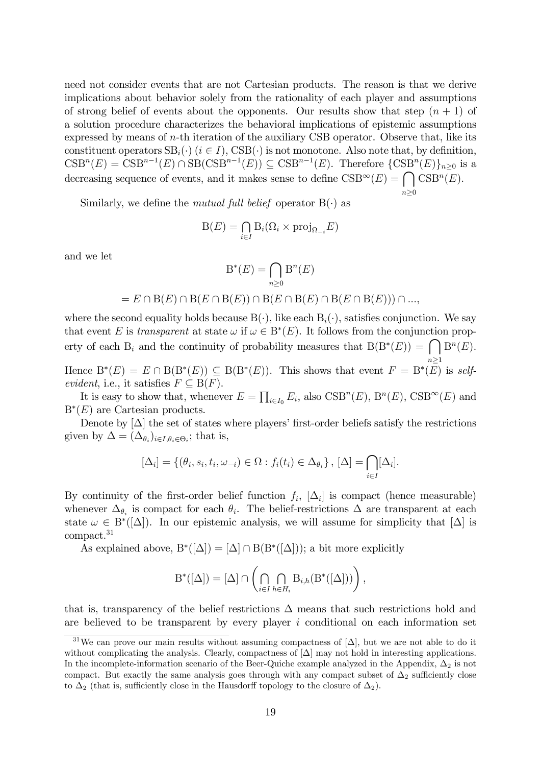need not consider events that are not Cartesian products. The reason is that we derive implications about behavior solely from the rationality of each player and assumptions of strong belief of events about the opponents. Our results show that step $(n+1)$ of a solution procedure characterizes the behavioral implications of epistemic assumptions expressed by means of $n$-th iteration of the auxiliary CSB operator. Observe that, like its constituent operators $\mathrm{SB}_i(\cdot)$ $(i \in I)$, $\mathrm{CSB}(\cdot)$ is not monotone. Also note that, by definition, $\mathrm{CSB}^n(E) = \mathrm{CSB}^{n-1}(E) \cap \mathrm{SB}(\mathrm{CSB}^{n-1}(E)) \subseteq \mathrm{CSB}^{n-1}(E)$. Therefore $\{\mathrm{CSB}^n(E)\}_{n\geq 0}$ is a decreasing sequence of events, and it makes sense to define $\mathrm{CSB}^\infty(E) = \bigcap_{n\geq 0} \mathrm{CSB}^n(E)$.

Similarly, we define the *mutual full belief* operator $\mathrm{B}(\cdot)$ as

$$\mathrm{B}(E) = \bigcap_{i\in I} \mathrm{B}_i(\Omega_i \times \mathrm{proj}_{\Omega_{-i}} E)$$

and we let

$$\mathrm{B}^*(E) = \bigcap_{n\geq 0} \mathrm{B}^n(E)$$

$$= E \cap \mathrm{B}(E) \cap \mathrm{B}(E \cap \mathrm{B}(E)) \cap \mathrm{B}(E \cap \mathrm{B}(E) \cap \mathrm{B}(E \cap \mathrm{B}(E))) \cap ...,$$

where the second equality holds because $\mathrm{B}(\cdot)$, like each $\mathrm{B}_i(\cdot)$, satisfies conjunction. We say that event $E$ is *transparent* at state $\omega$ if $\omega \in \mathrm{B}^*(E)$. It follows from the conjunction property of each $\mathrm{B}_i$ and the continuity of probability measures that $\mathrm{B}(\mathrm{B}^*(E)) = \bigcap_{n\geq 1} \mathrm{B}^n(E)$. Hence $\mathrm{B}^*(E) = E \cap \mathrm{B}(\mathrm{B}^*(E)) \subseteq \mathrm{B}(\mathrm{B}^*(E))$. This shows that event $F = \mathrm{B}^*(E)$ is *self-evident*, i.e., it satisfies $F \subseteq \mathrm{B}(F)$.

It is easy to show that, whenever $E = \prod_{i\in I_0} E_i$, also $\mathrm{CSB}^n(E)$, $\mathrm{B}^n(E)$, $\mathrm{CSB}^\infty(E)$ and $\mathrm{B}^*(E)$ are Cartesian products.

Denote by $[\Delta]$ the set of states where players' first-order beliefs satisfy the restrictions given by $\Delta = (\Delta_{\theta_i})_{i\in I, \theta_i \in \Theta_i}$; that is,

$$[\Delta_i] = \{(\theta_i, s_i, t_i, \omega_{-i}) \in \Omega : f_i(t_i) \in \Delta_{\theta_i}\},\ [\Delta] = \bigcap_{i\in I} [\Delta_i].$$

By continuity of the first-order belief function $f_i$, $[\Delta_i]$ is compact (hence measurable) whenever $\Delta_{\theta_i}$ is compact for each $\theta_i$. The belief-restrictions $\Delta$ are transparent at each state $\omega \in \mathrm{B}^*([\Delta])$. In our epistemic analysis, we will assume for simplicity that $[\Delta]$ is compact.[31]

As explained above, $\mathrm{B}^*([\Delta]) = [\Delta] \cap \mathrm{B}(\mathrm{B}^*([\Delta]))$; a bit more explicitly

$$\mathrm{B}^*([\Delta]) = [\Delta] \cap \left( \bigcap_{i\in I} \bigcap_{h\in H_i} \mathrm{B}_{i,h}(\mathrm{B}^*([\Delta])) \right),$$

that is, transparency of the belief restrictions $\Delta$ means that such restrictions hold and are believed to be transparent by every player $i$ conditional on each information set

[31] We can prove our main results without assuming compactness of $[\Delta]$, but we are not able to do it without complicating the analysis. Clearly, compactness of $[\Delta]$ may not hold in interesting applications. In the incomplete-information scenario of the Beer-Quiche example analyzed in the Appendix, $\Delta_2$ is not compact. But exactly the same analysis goes through with any compact subset of $\Delta_2$ sufficiently close to $\Delta_2$ (that is, sufficiently close in the Hausdorff topology to the closure of $\Delta_2$).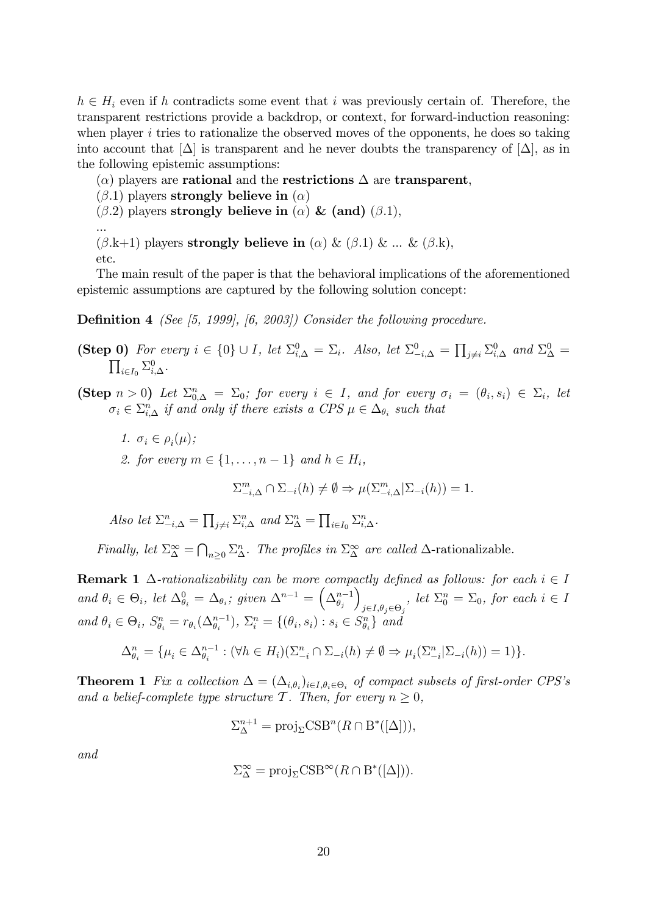$h \in H_i$ even if $h$ contradicts some event that $i$ was previously certain of. Therefore, the transparent restrictions provide a backdrop, or context, for forward-induction reasoning: when player $i$ tries to rationalize the observed moves of the opponents, he does so taking into account that $[\Delta]$ is transparent and he never doubts the transparency of $[\Delta]$, as in the following epistemic assumptions:

($\alpha$) players are **rational** and the **restrictions** $\Delta$ are **transparent**,

($\beta$.1) players **strongly believe in** ($\alpha$)

($\beta$.2) players **strongly believe in** ($\alpha$) **& (and)** ($\beta$.1),

...

($\beta$.k+1) players **strongly believe in** ($\alpha$) & ($\beta$.1) & ... & ($\beta$.k),

etc.

The main result of the paper is that the behavioral implications of the aforementioned epistemic assumptions are captured by the following solution concept:

**Definition 4** *(See [5, 1999], [6, 2003]) Consider the following procedure.*

**(Step 0)** *For every $i \in \{0\} \cup I$, let $\Sigma^0_{i,\Delta} = \Sigma_i$. Also, let $\Sigma^0_{-i,\Delta} = \prod_{j \neq i} \Sigma^0_{i,\Delta}$ and $\Sigma^0_\Delta = \prod_{i \in I_0} \Sigma^0_{i,\Delta}$.*

**(Step $n > 0$)** *Let $\Sigma^n_{0,\Delta} = \Sigma_0$; for every $i \in I$, and for every $\sigma_i = (\theta_i, s_i) \in \Sigma_i$, let $\sigma_i \in \Sigma^n_{i,\Delta}$ if and only if there exists a CPS $\mu \in \Delta_{\theta_i}$ such that*

1. *$\sigma_i \in \rho_i(\mu)$;*
2. *for every $m \in \{1, \ldots, n-1\}$ and $h \in H_i$,*

$$\Sigma^m_{-i,\Delta} \cap \Sigma_{-i}(h) \neq \emptyset \Rightarrow \mu(\Sigma^m_{-i,\Delta} | \Sigma_{-i}(h)) = 1.$$

*Also let $\Sigma^n_{-i,\Delta} = \prod_{j \neq i} \Sigma^n_{i,\Delta}$ and $\Sigma^n_\Delta = \prod_{i \in I_0} \Sigma^n_{i,\Delta}$.*

*Finally, let $\Sigma^\infty_\Delta = \bigcap_{n \geq 0} \Sigma^n_\Delta$. The profiles in $\Sigma^\infty_\Delta$ are called* $\Delta$-rationalizable.

**Remark 1** *$\Delta$-rationalizability can be more compactly defined as follows: for each $i \in I$ and $\theta_i \in \Theta_i$, let $\Delta^0_{\theta_i} = \Delta_{\theta_i}$; given $\Delta^{n-1} = \left(\Delta^{n-1}_{\theta_j}\right)_{j \in I, \theta_j \in \Theta_j}$, let $\Sigma^n_0 = \Sigma_0$, for each $i \in I$ and $\theta_i \in \Theta_i$, $S^n_{\theta_i} = r_{\theta_i}(\Delta^{n-1}_{\theta_i})$, $\Sigma^n_i = \{(\theta_i, s_i) : s_i \in S^n_{\theta_i}\}$ and*

$$\Delta^n_{\theta_i} = \{\mu_i \in \Delta^{n-1}_{\theta_i} : (\forall h \in H_i)(\Sigma^n_{-i} \cap \Sigma_{-i}(h) \neq \emptyset \Rightarrow \mu_i(\Sigma^n_{-i} | \Sigma_{-i}(h)) = 1)\}.$$

**Theorem 1** *Fix a collection $\Delta = (\Delta_{i,\theta_i})_{i \in I, \theta_i \in \Theta_i}$ of compact subsets of first-order CPS's and a belief-complete type structure $\mathcal{T}$. Then, for every $n \geq 0$,*

$$\Sigma^{n+1}_\Delta = \mathrm{proj}_\Sigma \mathrm{CSB}^n(R \cap \mathrm{B}^*([\Delta])),$$

*and*

$$\Sigma^\infty_\Delta = \mathrm{proj}_\Sigma \mathrm{CSB}^\infty(R \cap \mathrm{B}^*([\Delta])).$$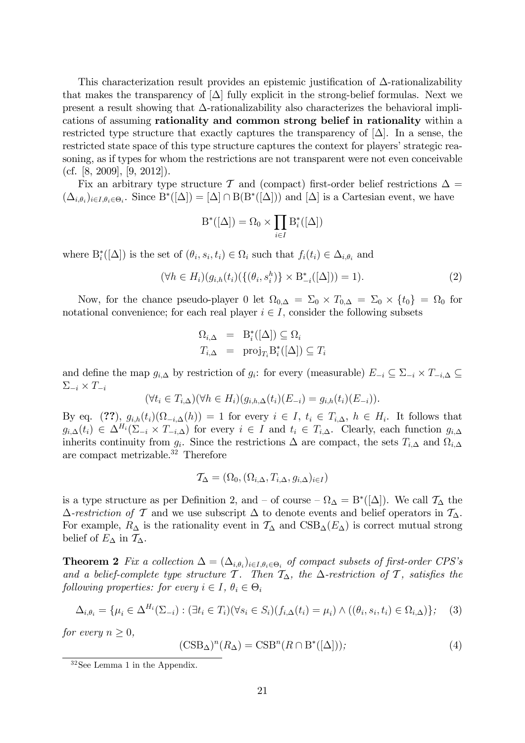This characterization result provides an epistemic justification of $\Delta$-rationalizability that makes the transparency of $[\Delta]$ fully explicit in the strong-belief formulas. Next we present a result showing that $\Delta$-rationalizability also characterizes the behavioral implications of assuming **rationality and common strong belief in rationality** within a restricted type structure that exactly captures the transparency of $[\Delta]$. In a sense, the restricted state space of this type structure captures the context for players' strategic reasoning, as if types for whom the restrictions are not transparent were not even conceivable (cf. [8, 2009], [9, 2012]).

Fix an arbitrary type structure $\mathcal{T}$ and (compact) first-order belief restrictions $\Delta = (\Delta_{i,\theta_i})_{i \in I, \theta_i \in \Theta_i}$. Since $\mathrm{B}^*([\Delta]) = [\Delta] \cap \mathrm{B}(\mathrm{B}^*([\Delta]))$ and $[\Delta]$ is a Cartesian event, we have

$$\mathrm{B}^*([\Delta]) = \Omega_0 \times \prod_{i \in I} \mathrm{B}_i^*([\Delta])$$

where $\mathrm{B}_i^*([\Delta])$ is the set of $(\theta_i, s_i, t_i) \in \Omega_i$ such that $f_i(t_i) \in \Delta_{i,\theta_i}$ and

$$(\forall h \in H_i)(g_{i,h}(t_i)(\{(\theta_i, s_i^h)\} \times \mathrm{B}_{-i}^*([\Delta])) = 1). \tag{2}$$

Now, for the chance pseudo-player 0 let $\Omega_{0,\Delta} = \Sigma_0 \times T_{0,\Delta} = \Sigma_0 \times \{t_0\} = \Omega_0$ for notational convenience; for each real player $i \in I$, consider the following subsets

$$\begin{aligned} \Omega_{i,\Delta} &= \mathrm{B}_i^*([\Delta]) \subseteq \Omega_i \\ T_{i,\Delta} &= \mathrm{proj}_{T_i} \mathrm{B}_i^*([\Delta]) \subseteq T_i \end{aligned}$$

and define the map $g_{i,\Delta}$ by restriction of $g_i$: for every (measurable) $E_{-i} \subseteq \Sigma_{-i} \times T_{-i,\Delta} \subseteq \Sigma_{-i} \times T_{-i}$

$$(\forall t_i \in T_{i,\Delta})(\forall h \in H_i)(g_{i,h,\Delta}(t_i)(E_{-i}) = g_{i,h}(t_i)(E_{-i})).$$

By eq. (**??**), $g_{i,h}(t_i)(\Omega_{-i,\Delta}(h)) = 1$ for every $i \in I$, $t_i \in T_{i,\Delta}$, $h \in H_i$. It follows that $g_{i,\Delta}(t_i) \in \Delta^{H_i}(\Sigma_{-i} \times T_{-i,\Delta})$ for every $i \in I$ and $t_i \in T_{i,\Delta}$. Clearly, each function $g_{i,\Delta}$ inherits continuity from $g_i$. Since the restrictions $\Delta$ are compact, the sets $T_{i,\Delta}$ and $\Omega_{i,\Delta}$ are compact metrizable.[32] Therefore

$$\mathcal{T}_\Delta = (\Omega_0, (\Omega_{i,\Delta}, T_{i,\Delta}, g_{i,\Delta})_{i \in I})$$

is a type structure as per Definition 2, and – of course – $\Omega_\Delta = \mathrm{B}^*([\Delta])$. We call $\mathcal{T}_\Delta$ the *$\Delta$-restriction of $\mathcal{T}$* and we use subscript $\Delta$ to denote events and belief operators in $\mathcal{T}_\Delta$. For example, $R_\Delta$ is the rationality event in $\mathcal{T}_\Delta$ and $\mathrm{CSB}_\Delta(E_\Delta)$ is correct mutual strong belief of $E_\Delta$ in $\mathcal{T}_\Delta$.

**Theorem 2** *Fix a collection $\Delta = (\Delta_{i,\theta_i})_{i \in I, \theta_i \in \Theta_i}$ of compact subsets of first-order CPS's and a belief-complete type structure $\mathcal{T}$. Then $\mathcal{T}_\Delta$, the $\Delta$-restriction of $\mathcal{T}$, satisfies the following properties: for every $i \in I$, $\theta_i \in \Theta_i$*

$$\Delta_{i,\theta_i} = \{\mu_i \in \Delta^{H_i}(\Sigma_{-i}) : (\exists t_i \in T_i)(\forall s_i \in S_i)(f_{i,\Delta}(t_i) = \mu_i) \wedge ((\theta_i, s_i, t_i) \in \Omega_{i,\Delta})\}; \tag{3}$$

*for every $n \geq 0$,*

$$(\mathrm{CSB}_\Delta)^n(R_\Delta) = \mathrm{CSB}^n(R \cap \mathrm{B}^*([\Delta])); \tag{4}$$

[32] See Lemma 1 in the Appendix.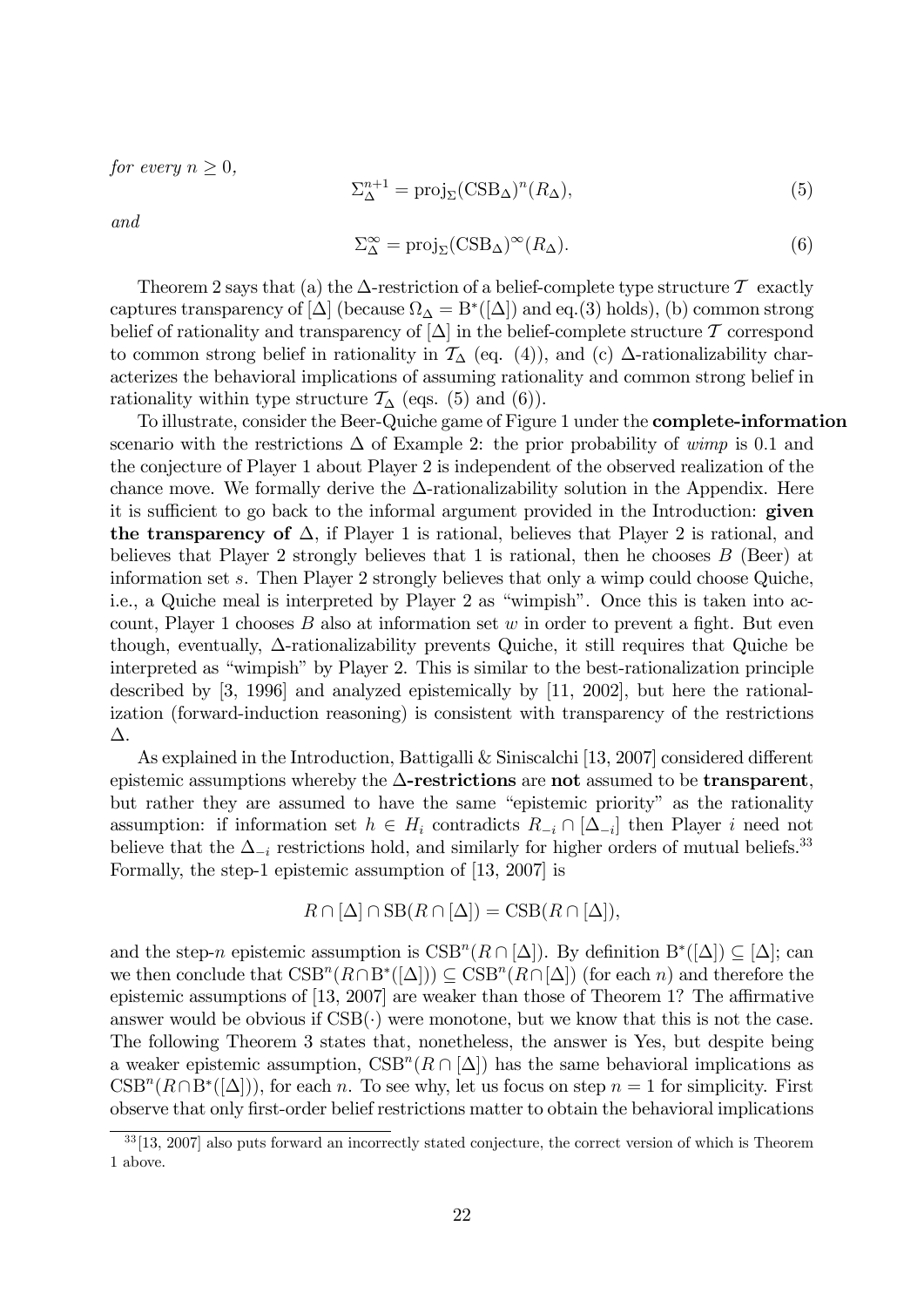*for every* $n \geq 0$,

$$\Sigma_{\Delta}^{n+1} = \text{proj}_{\Sigma}(\text{CSB}_{\Delta})^{n}(R_{\Delta}), \tag{5}$$

*and*

$$\Sigma_{\Delta}^{\infty} = \text{proj}_{\Sigma}(\text{CSB}_{\Delta})^{\infty}(R_{\Delta}). \tag{6}$$

Theorem 2 says that (a) the $\Delta$-restriction of a belief-complete type structure $\mathcal{T}$ exactly captures transparency of $[\Delta]$ (because $\Omega_{\Delta} = \text{B}^{*}([\Delta])$ and eq.(3) holds), (b) common strong belief of rationality and transparency of $[\Delta]$ in the belief-complete structure $\mathcal{T}$ correspond to common strong belief in rationality in $\mathcal{T}_{\Delta}$ (eq. (4)), and (c) $\Delta$-rationalizability characterizes the behavioral implications of assuming rationality and common strong belief in rationality within type structure $\mathcal{T}_{\Delta}$ (eqs. (5) and (6)).

To illustrate, consider the Beer-Quiche game of Figure 1 under the **complete-information** scenario with the restrictions $\Delta$ of Example 2: the prior probability of *wimp* is 0.1 and the conjecture of Player 1 about Player 2 is independent of the observed realization of the chance move. We formally derive the $\Delta$-rationalizability solution in the Appendix. Here it is sufficient to go back to the informal argument provided in the Introduction: **given the transparency of** $\Delta$, if Player 1 is rational, believes that Player 2 is rational, and believes that Player 2 strongly believes that 1 is rational, then he chooses $B$ (Beer) at information set $s$. Then Player 2 strongly believes that only a wimp could choose Quiche, i.e., a Quiche meal is interpreted by Player 2 as "wimpish". Once this is taken into account, Player 1 chooses $B$ also at information set $w$ in order to prevent a fight. But even though, eventually, $\Delta$-rationalizability prevents Quiche, it still requires that Quiche be interpreted as "wimpish" by Player 2. This is similar to the best-rationalization principle described by [3, 1996] and analyzed epistemically by [11, 2002], but here the rationalization (forward-induction reasoning) is consistent with transparency of the restrictions $\Delta$.

As explained in the Introduction, Battigalli & Siniscalchi [13, 2007] considered different epistemic assumptions whereby the **$\Delta$-restrictions** are **not** assumed to be **transparent**, but rather they are assumed to have the same "epistemic priority" as the rationality assumption: if information set $h \in H_i$ contradicts $R_{-i} \cap [\Delta_{-i}]$ then Player $i$ need not believe that the $\Delta_{-i}$ restrictions hold, and similarly for higher orders of mutual beliefs.[33] Formally, the step-1 epistemic assumption of [13, 2007] is

$$R \cap [\Delta] \cap \text{SB}(R \cap [\Delta]) = \text{CSB}(R \cap [\Delta]),$$

and the step-$n$ epistemic assumption is $\text{CSB}^{n}(R \cap [\Delta])$. By definition $\text{B}^{*}([\Delta]) \subseteq [\Delta]$; can we then conclude that $\text{CSB}^{n}(R \cap \text{B}^{*}([\Delta])) \subseteq \text{CSB}^{n}(R \cap [\Delta])$ (for each $n$) and therefore the epistemic assumptions of [13, 2007] are weaker than those of Theorem 1? The affirmative answer would be obvious if $\text{CSB}(\cdot)$ were monotone, but we know that this is not the case. The following Theorem 3 states that, nonetheless, the answer is Yes, but despite being a weaker epistemic assumption, $\text{CSB}^{n}(R \cap [\Delta])$ has the same behavioral implications as $\text{CSB}^{n}(R \cap \text{B}^{*}([\Delta]))$, for each $n$. To see why, let us focus on step $n = 1$ for simplicity. First observe that only first-order belief restrictions matter to obtain the behavioral implications

---

[33] [13, 2007] also puts forward an incorrectly stated conjecture, the correct version of which is Theorem 1 above.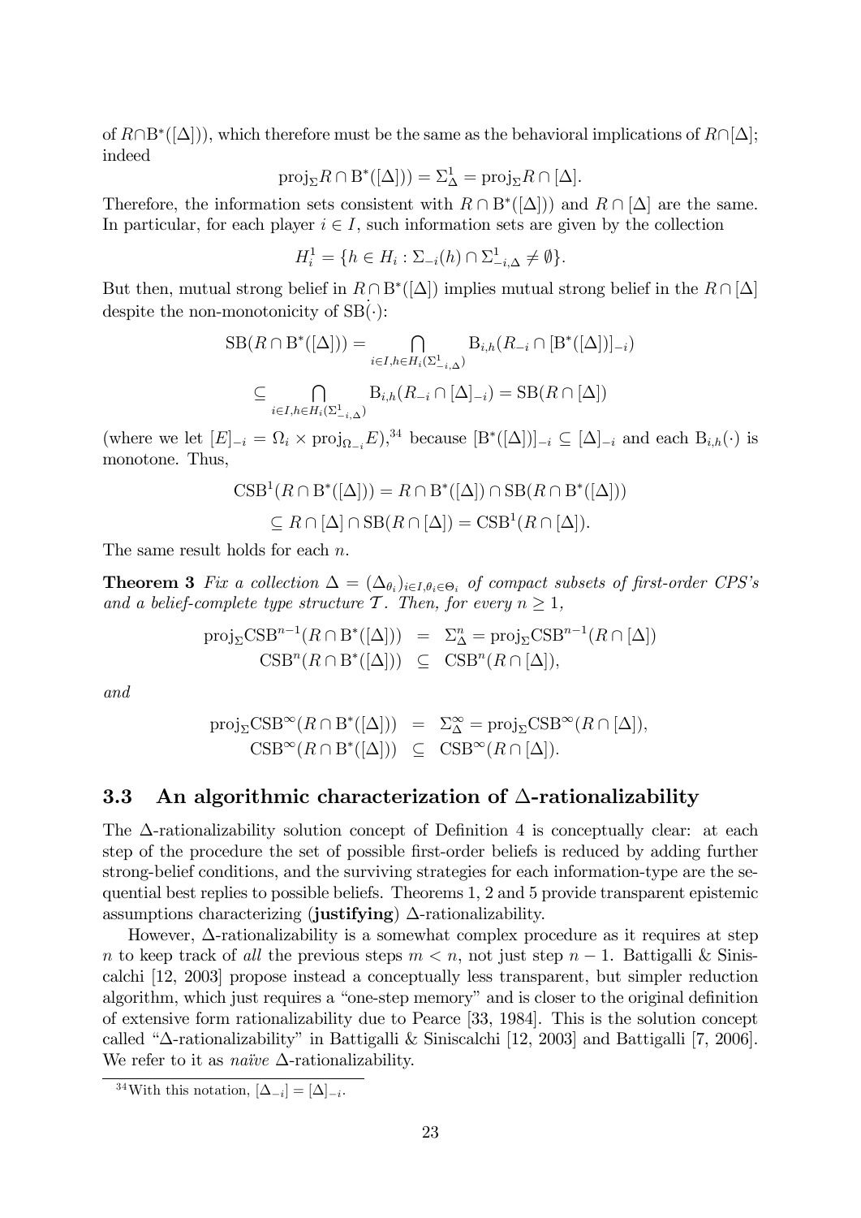of $R \cap \mathrm{B}^*([\Delta])$), which therefore must be the same as the behavioral implications of $R \cap [\Delta]$; indeed

$$\mathrm{proj}_\Sigma R \cap \mathrm{B}^*([\Delta])) = \Sigma^1_\Delta = \mathrm{proj}_\Sigma R \cap [\Delta].$$

Therefore, the information sets consistent with $R \cap \mathrm{B}^*([\Delta]))$ and $R \cap [\Delta]$ are the same. In particular, for each player $i \in I$, such information sets are given by the collection

$$H^1_i = \{h \in H_i : \Sigma_{-i}(h) \cap \Sigma^1_{-i,\Delta} \neq \emptyset\}.$$

But then, mutual strong belief in $R \cap \mathrm{B}^*([\Delta])$ implies mutual strong belief in the $R \cap [\Delta]$ despite the non-monotonicity of $\mathrm{SB}(\cdot)$:

$$\mathrm{SB}(R \cap \mathrm{B}^*([\Delta])) = \bigcap_{i \in I, h \in H_i(\Sigma^1_{-i,\Delta})} \mathrm{B}_{i,h}(R_{-i} \cap [\mathrm{B}^*([\Delta])]_{-i})$$

$$\subseteq \bigcap_{i \in I, h \in H_i(\Sigma^1_{-i,\Delta})} \mathrm{B}_{i,h}(R_{-i} \cap [\Delta]_{-i}) = \mathrm{SB}(R \cap [\Delta])$$

(where we let $[E]_{-i} = \Omega_i \times \mathrm{proj}_{\Omega_{-i}} E$),[34] because $[\mathrm{B}^*([\Delta])]_{-i} \subseteq [\Delta]_{-i}$ and each $\mathrm{B}_{i,h}(\cdot)$ is monotone. Thus,

$$\mathrm{CSB}^1(R \cap \mathrm{B}^*([\Delta])) = R \cap \mathrm{B}^*([\Delta]) \cap \mathrm{SB}(R \cap \mathrm{B}^*([\Delta]))$$

$$\subseteq R \cap [\Delta] \cap \mathrm{SB}(R \cap [\Delta]) = \mathrm{CSB}^1(R \cap [\Delta]).$$

The same result holds for each $n$.

**Theorem 3** *Fix a collection $\Delta = (\Delta_{\theta_i})_{i \in I, \theta_i \in \Theta_i}$ of compact subsets of first-order CPS's and a belief-complete type structure $\mathcal{T}$. Then, for every $n \geq 1$,*

$$\begin{aligned}
\mathrm{proj}_\Sigma \mathrm{CSB}^{n-1}(R \cap \mathrm{B}^*([\Delta])) &= \Sigma^n_\Delta = \mathrm{proj}_\Sigma \mathrm{CSB}^{n-1}(R \cap [\Delta]) \\
\mathrm{CSB}^n(R \cap \mathrm{B}^*([\Delta])) &\subseteq \mathrm{CSB}^n(R \cap [\Delta]),
\end{aligned}$$

*and*

$$\begin{aligned}
\mathrm{proj}_\Sigma \mathrm{CSB}^\infty(R \cap \mathrm{B}^*([\Delta])) &= \Sigma^\infty_\Delta = \mathrm{proj}_\Sigma \mathrm{CSB}^\infty(R \cap [\Delta]), \\
\mathrm{CSB}^\infty(R \cap \mathrm{B}^*([\Delta])) &\subseteq \mathrm{CSB}^\infty(R \cap [\Delta]).
\end{aligned}$$

### 3.3 An algorithmic characterization of $\Delta$-rationalizability

The $\Delta$-rationalizability solution concept of Definition 4 is conceptually clear: at each step of the procedure the set of possible first-order beliefs is reduced by adding further strong-belief conditions, and the surviving strategies for each information-type are the sequential best replies to possible beliefs. Theorems 1, 2 and 5 provide transparent epistemic assumptions characterizing (**justifying**) $\Delta$-rationalizability.

However, $\Delta$-rationalizability is a somewhat complex procedure as it requires at step $n$ to keep track of *all* the previous steps $m < n$, not just step $n-1$. Battigalli & Siniscalchi [12, 2003] propose instead a conceptually less transparent, but simpler reduction algorithm, which just requires a "one-step memory" and is closer to the original definition of extensive form rationalizability due to Pearce [33, 1984]. This is the solution concept called "$\Delta$-rationalizability" in Battigalli & Siniscalchi [12, 2003] and Battigalli [7, 2006]. We refer to it as *naïve* $\Delta$-rationalizability.

[34] With this notation, $[\Delta_{-i}] = [\Delta]_{-i}$.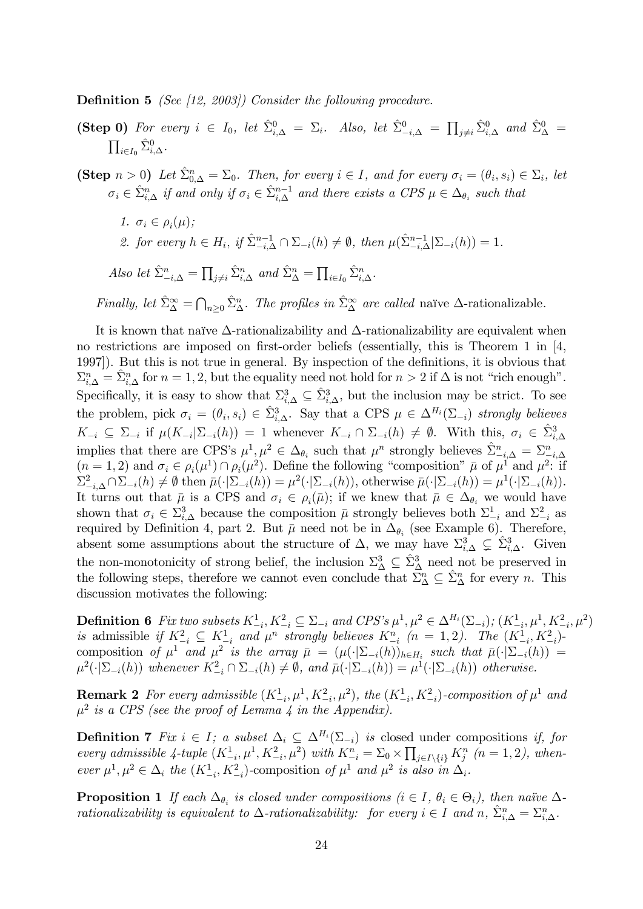**Definition 5** *(See [12, 2003]) Consider the following procedure.*

**(Step 0)** *For every $i \in I_0$, let $\hat{\Sigma}^0_{i,\Delta} = \Sigma_i$. Also, let $\hat{\Sigma}^0_{-i,\Delta} = \prod_{j \neq i} \hat{\Sigma}^0_{i,\Delta}$ and $\hat{\Sigma}^0_{\Delta} = \prod_{i \in I_0} \hat{\Sigma}^0_{i,\Delta}$.*

**(Step $n > 0$)** *Let $\hat{\Sigma}^n_{0,\Delta} = \Sigma_0$. Then, for every $i \in I$, and for every $\sigma_i = (\theta_i, s_i) \in \Sigma_i$, let $\sigma_i \in \hat{\Sigma}^n_{i,\Delta}$ if and only if $\sigma_i \in \hat{\Sigma}^{n-1}_{i,\Delta}$ and there exists a CPS $\mu \in \Delta_{\theta_i}$ such that*

1. *$\sigma_i \in \rho_i(\mu)$;*
2. *for every $h \in H_i$, if $\hat{\Sigma}^{n-1}_{-i,\Delta} \cap \Sigma_{-i}(h) \neq \emptyset$, then $\mu(\hat{\Sigma}^{n-1}_{-i,\Delta} | \Sigma_{-i}(h)) = 1$.*

*Also let $\hat{\Sigma}^n_{-i,\Delta} = \prod_{j \neq i} \hat{\Sigma}^n_{i,\Delta}$ and $\hat{\Sigma}^n_{\Delta} = \prod_{i \in I_0} \hat{\Sigma}^n_{i,\Delta}$.*

*Finally, let $\hat{\Sigma}^\infty_{\Delta} = \bigcap_{n \geq 0} \hat{\Sigma}^n_{\Delta}$. The profiles in $\hat{\Sigma}^\infty_{\Delta}$ are called* naïve $\Delta$-rationalizable.

It is known that naïve $\Delta$-rationalizability and $\Delta$-rationalizability are equivalent when no restrictions are imposed on first-order beliefs (essentially, this is Theorem 1 in [4, 1997]). But this is not true in general. By inspection of the definitions, it is obvious that $\Sigma^n_{i,\Delta} = \hat{\Sigma}^n_{i,\Delta}$ for $n = 1, 2$, but the equality need not hold for $n > 2$ if $\Delta$ is not "rich enough". Specifically, it is easy to show that $\Sigma^3_{i,\Delta} \subseteq \hat{\Sigma}^3_{i,\Delta}$, but the inclusion may be strict. To see the problem, pick $\sigma_i = (\theta_i, s_i) \in \hat{\Sigma}^3_{i,\Delta}$. Say that a CPS $\mu \in \Delta^{H_i}(\Sigma_{-i})$ *strongly believes* $K_{-i} \subseteq \Sigma_{-i}$ if $\mu(K_{-i}|\Sigma_{-i}(h)) = 1$ whenever $K_{-i} \cap \Sigma_{-i}(h) \neq \emptyset$. With this, $\sigma_i \in \hat{\Sigma}^3_{i,\Delta}$ implies that there are CPS's $\mu^1, \mu^2 \in \Delta_{\theta_i}$ such that $\mu^n$ strongly believes $\hat{\Sigma}^n_{-i,\Delta} = \Sigma^n_{-i,\Delta}$ ($n = 1, 2$) and $\sigma_i \in \rho_i(\mu^1) \cap \rho_i(\mu^2)$. Define the following "composition" $\bar{\mu}$ of $\mu^1$ and $\mu^2$: if $\Sigma^2_{-i,\Delta} \cap \Sigma_{-i}(h) \neq \emptyset$ then $\bar{\mu}(\cdot|\Sigma_{-i}(h)) = \mu^2(\cdot|\Sigma_{-i}(h))$, otherwise $\bar{\mu}(\cdot|\Sigma_{-i}(h)) = \mu^1(\cdot|\Sigma_{-i}(h))$. It turns out that $\bar{\mu}$ is a CPS and $\sigma_i \in \rho_i(\bar{\mu})$; if we knew that $\bar{\mu} \in \Delta_{\theta_i}$ we would have shown that $\sigma_i \in \Sigma^3_{i,\Delta}$ because the composition $\bar{\mu}$ strongly believes both $\Sigma^1_{-i}$ and $\Sigma^2_{-i}$ as required by Definition 4, part 2. But $\bar{\mu}$ need not be in $\Delta_{\theta_i}$ (see Example 6). Therefore, absent some assumptions about the structure of $\Delta$, we may have $\Sigma^3_{i,\Delta} \subsetneq \hat{\Sigma}^3_{i,\Delta}$. Given the non-monotonicity of strong belief, the inclusion $\Sigma^3_{\Delta} \subseteq \hat{\Sigma}^3_{\Delta}$ need not be preserved in the following steps, therefore we cannot even conclude that $\Sigma^n_{\Delta} \subseteq \hat{\Sigma}^n_{\Delta}$ for every $n$. This discussion motivates the following:

**Definition 6** *Fix two subsets $K^1_{-i}, K^2_{-i} \subseteq \Sigma_{-i}$ and CPS's $\mu^1, \mu^2 \in \Delta^{H_i}(\Sigma_{-i})$; $(K^1_{-i}, \mu^1, K^2_{-i}, \mu^2)$ is* admissible *if $K^2_{-i} \subseteq K^1_{-i}$ and $\mu^n$ strongly believes $K^n_{-i}$ ($n = 1, 2$). The $(K^1_{-i}, K^2_{-i})$-*composition *of $\mu^1$ and $\mu^2$ is the array $\bar{\mu} = (\mu(\cdot|\Sigma_{-i}(h)))_{h \in H_i}$ such that $\bar{\mu}(\cdot|\Sigma_{-i}(h)) = \mu^2(\cdot|\Sigma_{-i}(h))$ whenever $K^2_{-i} \cap \Sigma_{-i}(h) \neq \emptyset$, and $\bar{\mu}(\cdot|\Sigma_{-i}(h)) = \mu^1(\cdot|\Sigma_{-i}(h))$ otherwise.*

**Remark 2** *For every admissible $(K^1_{-i}, \mu^1, K^2_{-i}, \mu^2)$, the $(K^1_{-i}, K^2_{-i})$-composition of $\mu^1$ and $\mu^2$ is a CPS (see the proof of Lemma 4 in the Appendix).*

**Definition 7** *Fix $i \in I$; a subset $\Delta_i \subseteq \Delta^{H_i}(\Sigma_{-i})$ is* closed under compositions *if, for every admissible 4-tuple $(K^1_{-i}, \mu^1, K^2_{-i}, \mu^2)$ with $K^n_{-i} = \Sigma_0 \times \prod_{j \in I \setminus \{i\}} K^n_j$ ($n = 1, 2$), whenever $\mu^1, \mu^2 \in \Delta_i$ the $(K^1_{-i}, K^2_{-i})$-composition of $\mu^1$ and $\mu^2$ is also in $\Delta_i$.*

**Proposition 1** *If each $\Delta_{\theta_i}$ is closed under compositions ($i \in I$, $\theta_i \in \Theta_i$), then naïve $\Delta$-rationalizability is equivalent to $\Delta$-rationalizability: for every $i \in I$ and $n$, $\hat{\Sigma}^n_{i,\Delta} = \Sigma^n_{i,\Delta}$.*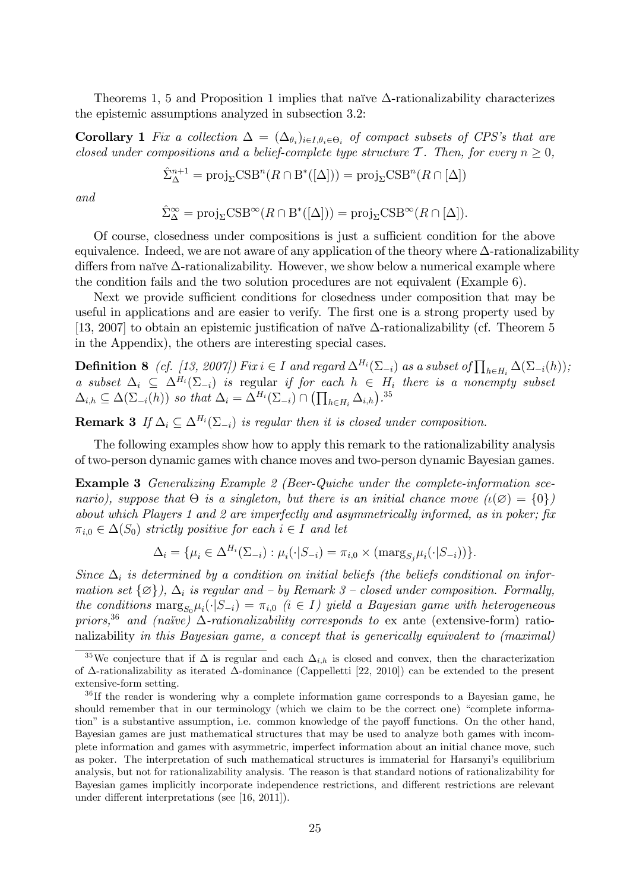Theorems 1, 5 and Proposition 1 implies that naïve $\Delta$-rationalizability characterizes the epistemic assumptions analyzed in subsection 3.2:

**Corollary 1** *Fix a collection $\Delta = (\Delta_{\theta_i})_{i\in I,\theta_i\in\Theta_i}$ of compact subsets of CPS's that are closed under compositions and a belief-complete type structure $\mathcal{T}$. Then, for every $n \geq 0$,*

$$\hat{\Sigma}^{n+1}_{\Delta} = \mathrm{proj}_{\Sigma}\mathrm{CSB}^n(R \cap \mathrm{B}^*([\Delta])) = \mathrm{proj}_{\Sigma}\mathrm{CSB}^n(R \cap [\Delta])$$

*and*

$$\hat{\Sigma}^{\infty}_{\Delta} = \mathrm{proj}_{\Sigma}\mathrm{CSB}^{\infty}(R \cap \mathrm{B}^*([\Delta])) = \mathrm{proj}_{\Sigma}\mathrm{CSB}^{\infty}(R \cap [\Delta]).$$

Of course, closedness under compositions is just a sufficient condition for the above equivalence. Indeed, we are not aware of any application of the theory where $\Delta$-rationalizability differs from naïve $\Delta$-rationalizability. However, we show below a numerical example where the condition fails and the two solution procedures are not equivalent (Example 6).

Next we provide sufficient conditions for closedness under composition that may be useful in applications and are easier to verify. The first one is a strong property used by [13, 2007] to obtain an epistemic justification of naïve $\Delta$-rationalizability (cf. Theorem 5 in the Appendix), the others are interesting special cases.

**Definition 8** *(cf. [13, 2007]) Fix $i \in I$ and regard $\Delta^{H_i}(\Sigma_{-i})$ as a subset of $\prod_{h\in H_i}\Delta(\Sigma_{-i}(h))$; a subset $\Delta_i \subseteq \Delta^{H_i}(\Sigma_{-i})$ is* regular *if for each $h \in H_i$ there is a nonempty subset $\Delta_{i,h} \subseteq \Delta(\Sigma_{-i}(h))$ so that $\Delta_i = \Delta^{H_i}(\Sigma_{-i}) \cap \left(\prod_{h\in H_i}\Delta_{i,h}\right)$.*[35]

**Remark 3** *If $\Delta_i \subseteq \Delta^{H_i}(\Sigma_{-i})$ is regular then it is closed under composition.*

The following examples show how to apply this remark to the rationalizability analysis of two-person dynamic games with chance moves and two-person dynamic Bayesian games.

**Example 3** *Generalizing Example 2 (Beer-Quiche under the complete-information scenario), suppose that $\Theta$ is a singleton, but there is an initial chance move ($\iota(\varnothing) = \{0\}$) about which Players 1 and 2 are imperfectly and asymmetrically informed, as in poker; fix $\pi_{i,0} \in \Delta(S_0)$ strictly positive for each $i \in I$ and let*

$$\Delta_i = \{\mu_i \in \Delta^{H_i}(\Sigma_{-i}) : \mu_i(\cdot|S_{-i}) = \pi_{i,0} \times (\mathrm{marg}_{S_j}\mu_i(\cdot|S_{-i}))\}.$$

*Since $\Delta_i$ is determined by a condition on initial beliefs (the beliefs conditional on information set $\{\varnothing\}$), $\Delta_i$ is regular and – by Remark 3 – closed under composition. Formally, the conditions $\mathrm{marg}_{S_0}\mu_i(\cdot|S_{-i}) = \pi_{i,0}$ ($i \in I$) yield a Bayesian game with heterogeneous priors,*[36] *and (naïve) $\Delta$-rationalizability corresponds to* ex ante *(extensive-form) rationalizability in this Bayesian game, a concept that is generically equivalent to (maximal)*

[35] We conjecture that if $\Delta$ is regular and each $\Delta_{i,h}$ is closed and convex, then the characterization of $\Delta$-rationalizability as iterated $\Delta$-dominance (Cappelletti [22, 2010]) can be extended to the present extensive-form setting.

[36] If the reader is wondering why a complete information game corresponds to a Bayesian game, he should remember that in our terminology (which we claim to be the correct one) "complete information" is a substantive assumption, i.e. common knowledge of the payoff functions. On the other hand, Bayesian games are just mathematical structures that may be used to analyze both games with incomplete information and games with asymmetric, imperfect information about an initial chance move, such as poker. The interpretation of such mathematical structures is immaterial for Harsanyi's equilibrium analysis, but not for rationalizability analysis. The reason is that standard notions of rationalizability for Bayesian games implicitly incorporate independence restrictions, and different restrictions are relevant under different interpretations (see [16, 2011]).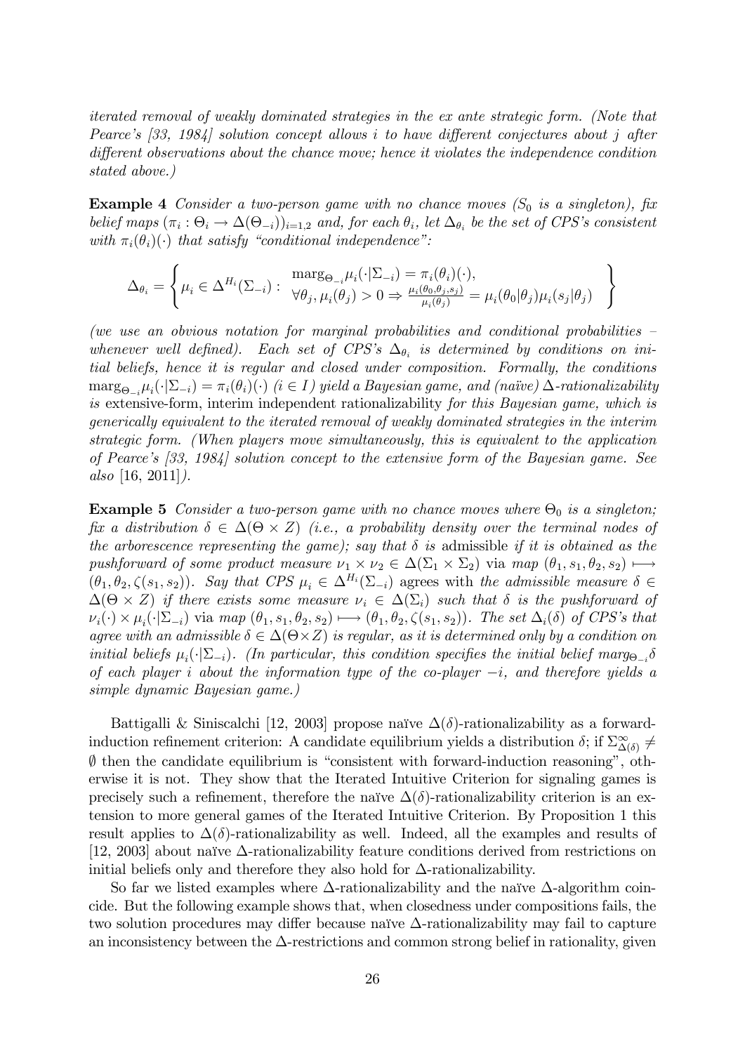*iterated removal of weakly dominated strategies in the ex ante strategic form. (Note that Pearce's [33, 1984] solution concept allows i to have different conjectures about j after different observations about the chance move; hence it violates the independence condition stated above.)*

**Example 4** *Consider a two-person game with no chance moves ($S_0$ is a singleton), fix belief maps $(\pi_i : \Theta_i \to \Delta(\Theta_{-i}))_{i=1,2}$ and, for each $\theta_i$, let $\Delta_{\theta_i}$ be the set of CPS's consistent with $\pi_i(\theta_i)(\cdot)$ that satisfy "conditional independence":*

$$\Delta_{\theta_i} = \left\{ \mu_i \in \Delta^{H_i}(\Sigma_{-i}) : \begin{array}{l} \mathrm{marg}_{\Theta_{-i}} \mu_i(\cdot|\Sigma_{-i}) = \pi_i(\theta_i)(\cdot), \\ \forall \theta_j, \mu_i(\theta_j) > 0 \Rightarrow \frac{\mu_i(\theta_0, \theta_j, s_j)}{\mu_i(\theta_j)} = \mu_i(\theta_0|\theta_j)\mu_i(s_j|\theta_j) \end{array} \right\}$$

*(we use an obvious notation for marginal probabilities and conditional probabilities – whenever well defined). Each set of CPS's $\Delta_{\theta_i}$ is determined by conditions on initial beliefs, hence it is regular and closed under composition. Formally, the conditions $\mathrm{marg}_{\Theta_{-i}} \mu_i(\cdot|\Sigma_{-i}) = \pi_i(\theta_i)(\cdot)$ ($i \in I$) yield a Bayesian game, and (naïve) $\Delta$-rationalizability is* extensive-form, interim independent rationalizability *for this Bayesian game, which is generically equivalent to the iterated removal of weakly dominated strategies in the interim strategic form. (When players move simultaneously, this is equivalent to the application of Pearce's [33, 1984] solution concept to the extensive form of the Bayesian game. See also* [16, 2011]*).*

**Example 5** *Consider a two-person game with no chance moves where $\Theta_0$ is a singleton; fix a distribution $\delta \in \Delta(\Theta \times Z)$ (i.e., a probability density over the terminal nodes of the arborescence representing the game); say that $\delta$ is* admissible *if it is obtained as the pushforward of some product measure $\nu_1 \times \nu_2 \in \Delta(\Sigma_1 \times \Sigma_2)$ via map $(\theta_1, s_1, \theta_2, s_2) \longmapsto (\theta_1, \theta_2, \zeta(s_1, s_2))$. Say that CPS $\mu_i \in \Delta^{H_i}(\Sigma_{-i})$* agrees with *the admissible measure $\delta \in \Delta(\Theta \times Z)$ if there exists some measure $\nu_i \in \Delta(\Sigma_i)$ such that $\delta$ is the pushforward of $\nu_i(\cdot) \times \mu_i(\cdot|\Sigma_{-i})$ via map $(\theta_1, s_1, \theta_2, s_2) \longmapsto (\theta_1, \theta_2, \zeta(s_1, s_2))$. The set $\Delta_i(\delta)$ of CPS's that agree with an admissible $\delta \in \Delta(\Theta \times Z)$ is regular, as it is determined only by a condition on initial beliefs $\mu_i(\cdot|\Sigma_{-i})$. (In particular, this condition specifies the initial belief $\mathrm{marg}_{\Theta_{-i}}\delta$ of each player i about the information type of the co-player $-i$, and therefore yields a simple dynamic Bayesian game.)*

Battigalli & Siniscalchi [12, 2003] propose naïve $\Delta(\delta)$-rationalizability as a forward-induction refinement criterion: A candidate equilibrium yields a distribution $\delta$; if $\Sigma^\infty_{\Delta(\delta)} \neq \emptyset$ then the candidate equilibrium is "consistent with forward-induction reasoning", otherwise it is not. They show that the Iterated Intuitive Criterion for signaling games is precisely such a refinement, therefore the naïve $\Delta(\delta)$-rationalizability criterion is an extension to more general games of the Iterated Intuitive Criterion. By Proposition 1 this result applies to $\Delta(\delta)$-rationalizability as well. Indeed, all the examples and results of [12, 2003] about naïve $\Delta$-rationalizability feature conditions derived from restrictions on initial beliefs only and therefore they also hold for $\Delta$-rationalizability.

So far we listed examples where $\Delta$-rationalizability and the naïve $\Delta$-algorithm coincide. But the following example shows that, when closedness under compositions fails, the two solution procedures may differ because naïve $\Delta$-rationalizability may fail to capture an inconsistency between the $\Delta$-restrictions and common strong belief in rationality, given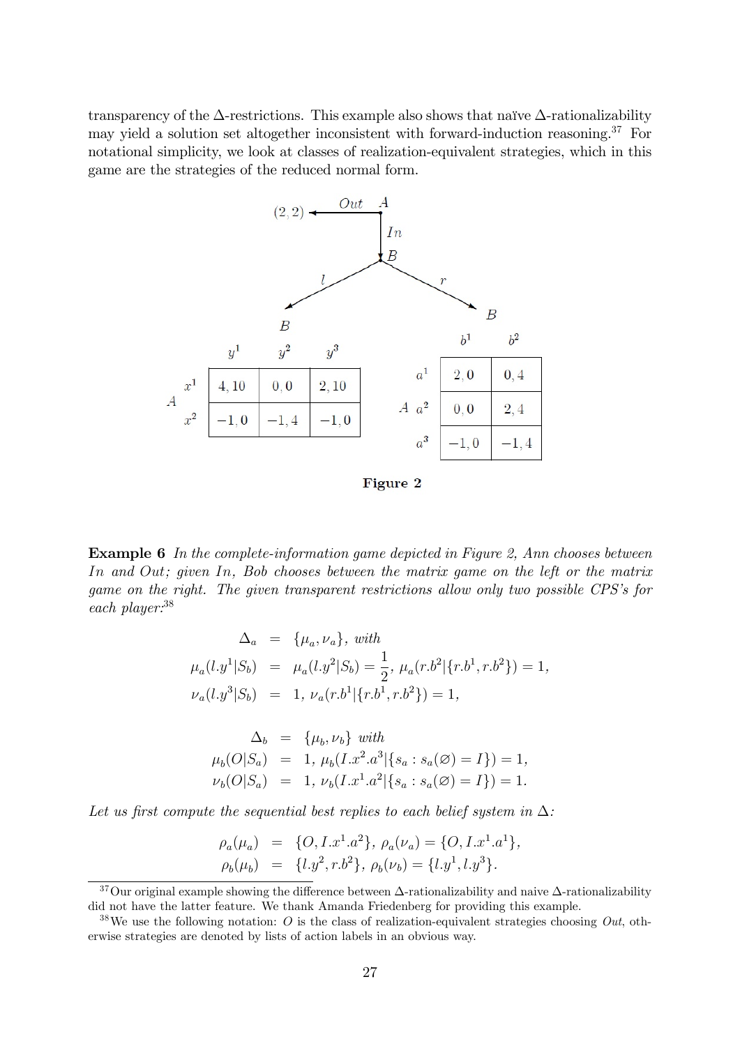transparency of the $\Delta$-restrictions. This example also shows that naïve $\Delta$-rationalizability may yield a solution set altogether inconsistent with forward-induction reasoning.[37] For notational simplicity, we look at classes of realization-equivalent strategies, which in this game are the strategies of the reduced normal form.

Ann ($A$) chooses $Out$, yielding $(2,2)$, or $In$. After $In$, Bob ($B$) chooses $l$ or $r$.

After $l$:

| $A$ \ $B$ | $y^1$ | $y^2$ | $y^3$ |
|---|---|---|---|
| $x^1$ | 4, 10 | 0, 0 | 2, 10 |
| $x^2$ | −1, 0 | −1, 4 | −1, 0 |

After $r$:

| $A$ \ $B$ | $b^1$ | $b^2$ |
|---|---|---|
| $a^1$ | 2, 0 | 0, 4 |
| $a^2$ | 0, 0 | 2, 4 |
| $a^3$ | −1, 0 | −1, 4 |

**Figure 2**

**Example 6** *In the complete-information game depicted in Figure 2, Ann chooses between In and Out; given In, Bob chooses between the matrix game on the left or the matrix game on the right. The given transparent restrictions allow only two possible CPS's for each player:*[38]

$$
\begin{aligned}
\Delta_a &= \{\mu_a, \nu_a\}, \text{ with} \\
\mu_a(l.y^1|S_b) &= \mu_a(l.y^2|S_b) = \frac{1}{2},\ \mu_a(r.b^2|\{r.b^1, r.b^2\}) = 1, \\
\nu_a(l.y^3|S_b) &= 1,\ \nu_a(r.b^1|\{r.b^1, r.b^2\}) = 1,
\end{aligned}
$$

$$
\begin{aligned}
\Delta_b &= \{\mu_b, \nu_b\} \text{ with} \\
\mu_b(O|S_a) &= 1,\ \mu_b(I.x^2.a^3|\{s_a : s_a(\varnothing) = I\}) = 1, \\
\nu_b(O|S_a) &= 1,\ \nu_b(I.x^1.a^2|\{s_a : s_a(\varnothing) = I\}) = 1.
\end{aligned}
$$

*Let us first compute the sequential best replies to each belief system in $\Delta$:*

$$
\begin{aligned}
\rho_a(\mu_a) &= \{O, I.x^1.a^2\},\ \rho_a(\nu_a) = \{O, I.x^1.a^1\}, \\
\rho_b(\mu_b) &= \{l.y^2, r.b^2\},\ \rho_b(\nu_b) = \{l.y^1, l.y^3\}.
\end{aligned}
$$

[37] Our original example showing the difference between $\Delta$-rationalizability and naive $\Delta$-rationalizability did not have the latter feature. We thank Amanda Friedenberg for providing this example.

[38] We use the following notation: $O$ is the class of realization-equivalent strategies choosing $Out$, otherwise strategies are denoted by lists of action labels in an obvious way.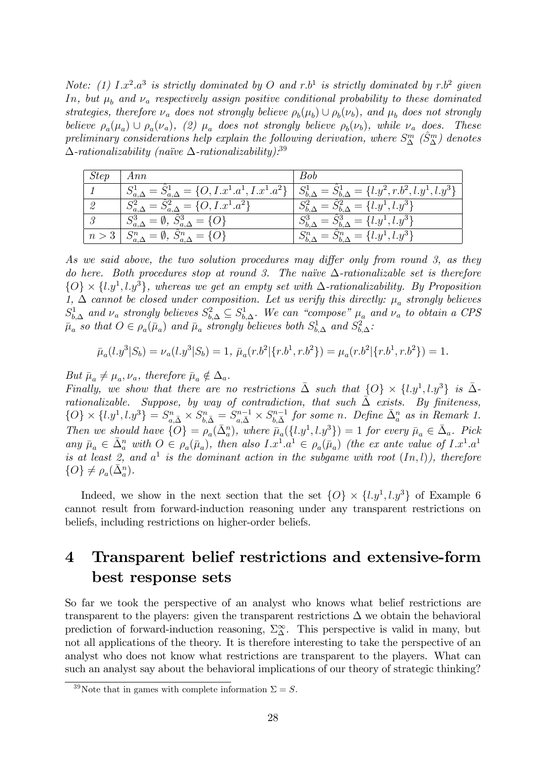*Note: (1) $I.x^2.a^3$ is strictly dominated by $O$ and $r.b^1$ is strictly dominated by $r.b^2$ given $In$, but $\mu_b$ and $\nu_a$ respectively assign positive conditional probability to these dominated strategies, therefore $\nu_a$ does not strongly believe $\rho_b(\mu_b) \cup \rho_b(\nu_b)$, and $\mu_b$ does not strongly believe $\rho_a(\mu_a) \cup \rho_a(\nu_a)$, (2) $\mu_a$ does not strongly believe $\rho_b(\nu_b)$, while $\nu_a$ does. These preliminary considerations help explain the following derivation, where $S^m_\Delta$ ($\hat{S}^m_\Delta$) denotes $\Delta$-rationalizability (naïve $\Delta$-rationalizability):*[39]

| *Step* | *Ann* | *Bob* |
|---|---|---|
| *1* | $S^1_{a,\Delta} = \hat{S}^1_{a,\Delta} = \{O, I.x^1.a^1, I.x^1.a^2\}$ | $S^1_{b,\Delta} = \hat{S}^1_{b,\Delta} = \{l.y^2, r.b^2, l.y^1, l.y^3\}$ |
| *2* | $S^2_{a,\Delta} = \hat{S}^2_{a,\Delta} = \{O, I.x^1.a^2\}$ | $S^2_{b,\Delta} = \hat{S}^2_{b,\Delta} = \{l.y^1, l.y^3\}$ |
| *3* | $S^3_{a,\Delta} = \emptyset$, $\hat{S}^3_{a,\Delta} = \{O\}$ | $S^3_{b,\Delta} = \hat{S}^3_{b,\Delta} = \{l.y^1, l.y^3\}$ |
| $n > 3$ | $S^n_{a,\Delta} = \emptyset$, $\hat{S}^n_{a,\Delta} = \{O\}$ | $S^n_{b,\Delta} = \hat{S}^n_{b,\Delta} = \{l.y^1, l.y^3\}$ |

*As we said above, the two solution procedures may differ only from round 3, as they do here. Both procedures stop at round 3. The naïve $\Delta$-rationalizable set is therefore $\{O\} \times \{l.y^1, l.y^3\}$, whereas we get an empty set with $\Delta$-rationalizability. By Proposition 1, $\Delta$ cannot be closed under composition. Let us verify this directly: $\mu_a$ strongly believes $S^1_{b,\Delta}$ and $\nu_a$ strongly believes $S^2_{b,\Delta} \subseteq S^1_{b,\Delta}$. We can "compose" $\mu_a$ and $\nu_a$ to obtain a CPS $\bar{\mu}_a$ so that $O \in \rho_a(\bar{\mu}_a)$ and $\bar{\mu}_a$ strongly believes both $S^1_{b,\Delta}$ and $S^2_{b,\Delta}$:*

$$\bar{\mu}_a(l.y^3|S_b) = \nu_a(l.y^3|S_b) = 1,\ \bar{\mu}_a(r.b^2|\{r.b^1, r.b^2\}) = \mu_a(r.b^2|\{r.b^1, r.b^2\}) = 1.$$

*But $\bar{\mu}_a \neq \mu_a, \nu_a$, therefore $\bar{\mu}_a \notin \Delta_a$.*
*Finally, we show that there are no restrictions $\bar{\Delta}$ such that $\{O\} \times \{l.y^1, l.y^3\}$ is $\bar{\Delta}$-rationalizable. Suppose, by way of contradiction, that such $\bar{\Delta}$ exists. By finiteness, $\{O\} \times \{l.y^1, l.y^3\} = S^n_{a,\bar{\Delta}} \times S^n_{b,\bar{\Delta}} = S^{n-1}_{a,\bar{\Delta}} \times S^{n-1}_{b,\bar{\Delta}}$ for some $n$. Define $\bar{\Delta}^n_a$ as in Remark 1. Then we should have $\{O\} = \rho_a(\bar{\Delta}^n_a)$, where $\bar{\mu}_a(\{l.y^1, l.y^3\}) = 1$ for every $\bar{\mu}_a \in \bar{\Delta}_a$. Pick any $\bar{\mu}_a \in \bar{\Delta}^n_a$ with $O \in \rho_a(\bar{\mu}_a)$, then also $I.x^1.a^1 \in \rho_a(\bar{\mu}_a)$ (the ex ante value of $I.x^1.a^1$ is at least 2, and $a^1$ is the dominant action in the subgame with root $(In, l)$), therefore $\{O\} \neq \rho_a(\bar{\Delta}^n_a)$.*

Indeed, we show in the next section that the set $\{O\} \times \{l.y^1, l.y^3\}$ of Example 6 cannot result from forward-induction reasoning under any transparent restrictions on beliefs, including restrictions on higher-order beliefs.

# 4 Transparent belief restrictions and extensive-form best response sets

So far we took the perspective of an analyst who knows what belief restrictions are transparent to the players: given the transparent restrictions $\Delta$ we obtain the behavioral prediction of forward-induction reasoning, $\Sigma^\infty_\Delta$. This perspective is valid in many, but not all applications of the theory. It is therefore interesting to take the perspective of an analyst who does not know what restrictions are transparent to the players. What can such an analyst say about the behavioral implications of our theory of strategic thinking?

[39] Note that in games with complete information $\Sigma = S$.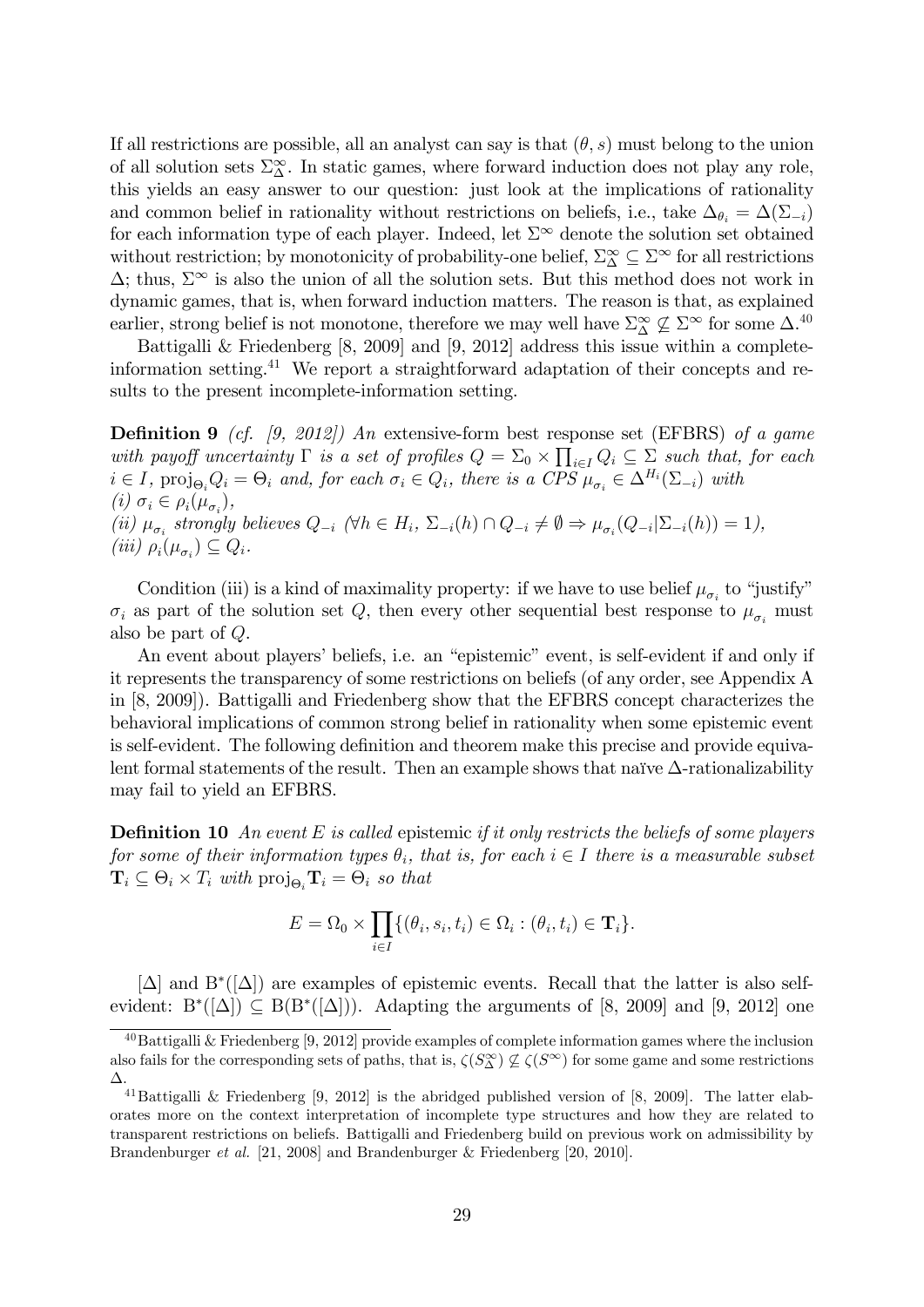If all restrictions are possible, all an analyst can say is that $(\theta, s)$ must belong to the union of all solution sets $\Sigma^\infty_\Delta$. In static games, where forward induction does not play any role, this yields an easy answer to our question: just look at the implications of rationality and common belief in rationality without restrictions on beliefs, i.e., take $\Delta_{\theta_i} = \Delta(\Sigma_{-i})$ for each information type of each player. Indeed, let $\Sigma^\infty$ denote the solution set obtained without restriction; by monotonicity of probability-one belief, $\Sigma^\infty_\Delta \subseteq \Sigma^\infty$ for all restrictions $\Delta$; thus, $\Sigma^\infty$ is also the union of all the solution sets. But this method does not work in dynamic games, that is, when forward induction matters. The reason is that, as explained earlier, strong belief is not monotone, therefore we may well have $\Sigma^\infty_\Delta \not\subseteq \Sigma^\infty$ for some $\Delta$.[40]

Battigalli & Friedenberg [8, 2009] and [9, 2012] address this issue within a complete-information setting.[41] We report a straightforward adaptation of their concepts and results to the present incomplete-information setting.

**Definition 9** *(cf. [9, 2012]) An* extensive-form best response set (EFBRS) *of a game with payoff uncertainty* $\Gamma$ *is a set of profiles* $Q = \Sigma_0 \times \prod_{i\in I} Q_i \subseteq \Sigma$ *such that, for each* $i \in I$, $\mathrm{proj}_{\Theta_i} Q_i = \Theta_i$ *and, for each* $\sigma_i \in Q_i$, *there is a CPS* $\mu_{\sigma_i} \in \Delta^{H_i}(\Sigma_{-i})$ *with*
*(i)* $\sigma_i \in \rho_i(\mu_{\sigma_i})$,
*(ii)* $\mu_{\sigma_i}$ *strongly believes* $Q_{-i}$ *(*$\forall h \in H_i$, $\Sigma_{-i}(h) \cap Q_{-i} \neq \emptyset \Rightarrow \mu_{\sigma_i}(Q_{-i}|\Sigma_{-i}(h)) = 1$*),*
*(iii)* $\rho_i(\mu_{\sigma_i}) \subseteq Q_i$.

Condition (iii) is a kind of maximality property: if we have to use belief $\mu_{\sigma_i}$ to "justify" $\sigma_i$ as part of the solution set $Q$, then every other sequential best response to $\mu_{\sigma_i}$ must also be part of $Q$.

An event about players' beliefs, i.e. an "epistemic" event, is self-evident if and only if it represents the transparency of some restrictions on beliefs (of any order, see Appendix A in [8, 2009]). Battigalli and Friedenberg show that the EFBRS concept characterizes the behavioral implications of common strong belief in rationality when some epistemic event is self-evident. The following definition and theorem make this precise and provide equivalent formal statements of the result. Then an example shows that naïve $\Delta$-rationalizability may fail to yield an EFBRS.

**Definition 10** *An event* $E$ *is called* epistemic *if it only restricts the beliefs of some players for some of their information types* $\theta_i$, *that is, for each* $i \in I$ *there is a measurable subset* $\mathbf{T}_i \subseteq \Theta_i \times T_i$ *with* $\mathrm{proj}_{\Theta_i} \mathbf{T}_i = \Theta_i$ *so that*

$$E = \Omega_0 \times \prod_{i\in I} \{(\theta_i, s_i, t_i) \in \Omega_i : (\theta_i, t_i) \in \mathbf{T}_i\}.$$

$[\Delta]$ and $\mathrm{B}^*([\Delta])$ are examples of epistemic events. Recall that the latter is also self-evident: $\mathrm{B}^*([\Delta]) \subseteq \mathrm{B}(\mathrm{B}^*([\Delta]))$. Adapting the arguments of [8, 2009] and [9, 2012] one

[40] Battigalli & Friedenberg [9, 2012] provide examples of complete information games where the inclusion also fails for the corresponding sets of paths, that is, $\zeta(S^\infty_\Delta) \not\subseteq \zeta(S^\infty)$ for some game and some restrictions $\Delta$.

[41] Battigalli & Friedenberg [9, 2012] is the abridged published version of [8, 2009]. The latter elaborates more on the context interpretation of incomplete type structures and how they are related to transparent restrictions on beliefs. Battigalli and Friedenberg build on previous work on admissibility by Brandenburger *et al.* [21, 2008] and Brandenburger & Friedenberg [20, 2010].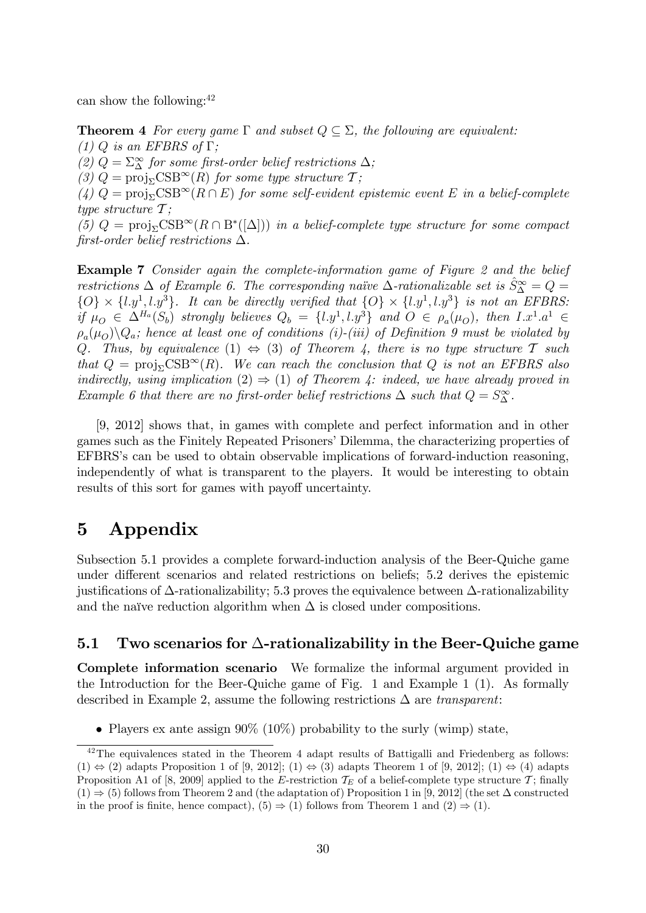can show the following:[42]

**Theorem 4** *For every game* $\Gamma$ *and subset* $Q \subseteq \Sigma$*, the following are equivalent:*
*(1)* $Q$ *is an EFBRS of* $\Gamma$*;*
*(2)* $Q = \Sigma^\infty_\Delta$ *for some first-order belief restrictions* $\Delta$*;*
*(3)* $Q = \text{proj}_\Sigma \text{CSB}^\infty(R)$ *for some type structure* $\mathcal{T}$*;*
*(4)* $Q = \text{proj}_\Sigma \text{CSB}^\infty(R \cap E)$ *for some self-evident epistemic event* $E$ *in a belief-complete type structure* $\mathcal{T}$*;*
*(5)* $Q = \text{proj}_\Sigma \text{CSB}^\infty(R \cap \text{B}^*([\Delta]))$ *in a belief-complete type structure for some compact first-order belief restrictions* $\Delta$*.*

**Example 7** *Consider again the complete-information game of Figure 2 and the belief restrictions* $\Delta$ *of Example 6. The corresponding naïve* $\Delta$*-rationalizable set is* $\hat{S}^\infty_\Delta = Q = \{O\} \times \{l.y^1, l.y^3\}$*. It can be directly verified that* $\{O\} \times \{l.y^1, l.y^3\}$ *is not an EFBRS: if* $\mu_O \in \Delta^{H_a}(S_b)$ *strongly believes* $Q_b = \{l.y^1, l.y^3\}$ *and* $O \in \rho_a(\mu_O)$*, then* $I.x^1.a^1 \in \rho_a(\mu_O) \backslash Q_a$*; hence at least one of conditions (i)-(iii) of Definition 9 must be violated by* $Q$*. Thus, by equivalence* $(1) \Leftrightarrow (3)$ *of Theorem 4, there is no type structure* $\mathcal{T}$ *such that* $Q = \text{proj}_\Sigma \text{CSB}^\infty(R)$*. We can reach the conclusion that* $Q$ *is not an EFBRS also indirectly, using implication* $(2) \Rightarrow (1)$ *of Theorem 4: indeed, we have already proved in Example 6 that there are no first-order belief restrictions* $\Delta$ *such that* $Q = S^\infty_\Delta$*.*

[9, 2012] shows that, in games with complete and perfect information and in other games such as the Finitely Repeated Prisoners' Dilemma, the characterizing properties of EFBRS's can be used to obtain observable implications of forward-induction reasoning, independently of what is transparent to the players. It would be interesting to obtain results of this sort for games with payoff uncertainty.

# 5 Appendix

Subsection 5.1 provides a complete forward-induction analysis of the Beer-Quiche game under different scenarios and related restrictions on beliefs; 5.2 derives the epistemic justifications of $\Delta$-rationalizability; 5.3 proves the equivalence between $\Delta$-rationalizability and the naïve reduction algorithm when $\Delta$ is closed under compositions.

## 5.1 Two scenarios for $\Delta$-rationalizability in the Beer-Quiche game

**Complete information scenario** We formalize the informal argument provided in the Introduction for the Beer-Quiche game of Fig. 1 and Example 1 (1). As formally described in Example 2, assume the following restrictions $\Delta$ are *transparent*:

- Players ex ante assign 90% (10%) probability to the surly (wimp) state,

[42] The equivalences stated in the Theorem 4 adapt results of Battigalli and Friedenberg as follows: $(1) \Leftrightarrow (2)$ adapts Proposition 1 of [9, 2012]; $(1) \Leftrightarrow (3)$ adapts Theorem 1 of [9, 2012]; $(1) \Leftrightarrow (4)$ adapts Proposition A1 of [8, 2009] applied to the $E$-restriction $\mathcal{T}_E$ of a belief-complete type structure $\mathcal{T}$; finally $(1) \Rightarrow (5)$ follows from Theorem 2 and (the adaptation of) Proposition 1 in [9, 2012] (the set $\Delta$ constructed in the proof is finite, hence compact), $(5) \Rightarrow (1)$ follows from Theorem 1 and $(2) \Rightarrow (1)$.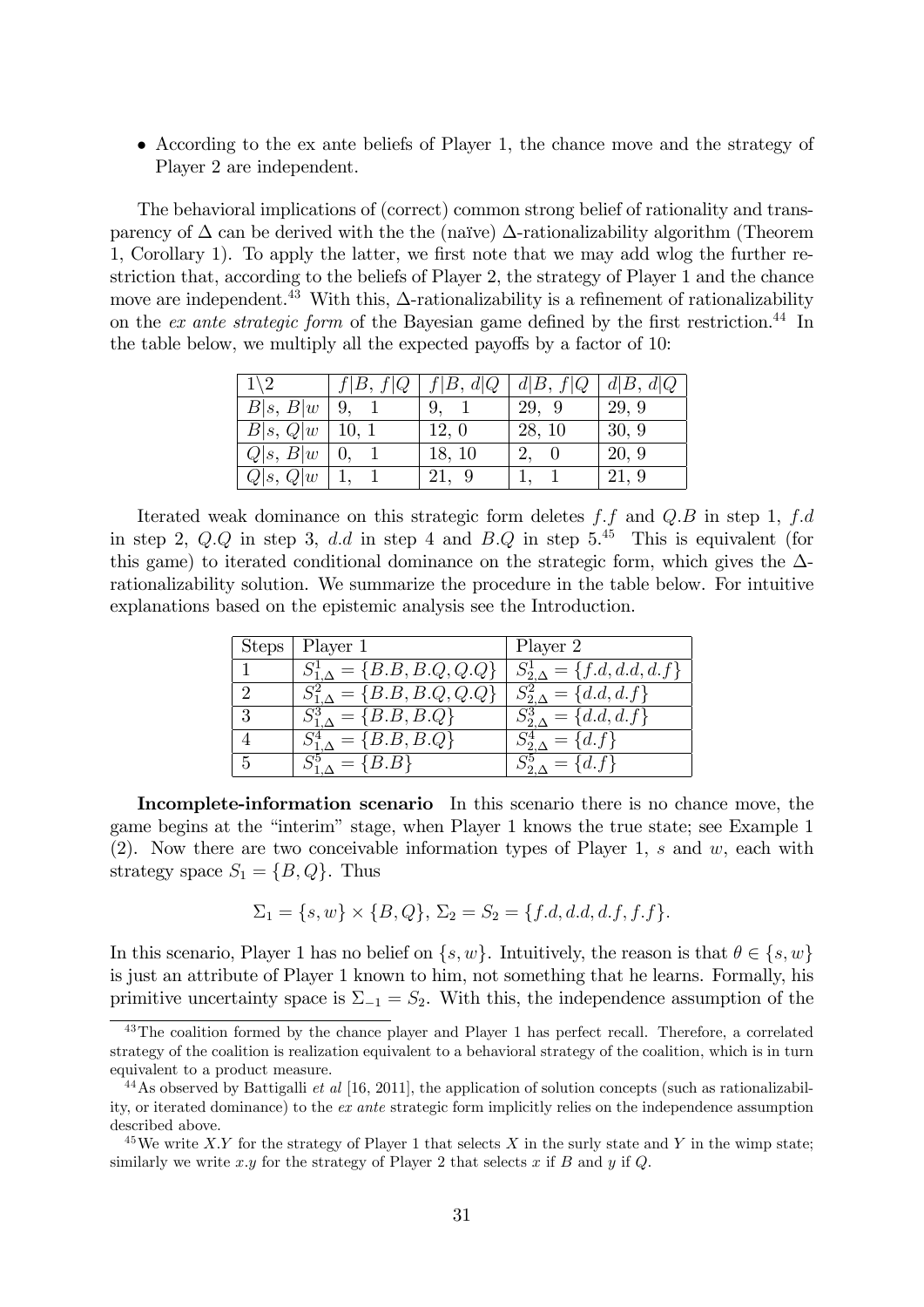- According to the ex ante beliefs of Player 1, the chance move and the strategy of Player 2 are independent.

The behavioral implications of (correct) common strong belief of rationality and transparency of $\Delta$ can be derived with the the (naïve) $\Delta$-rationalizability algorithm (Theorem 1, Corollary 1). To apply the latter, we first note that we may add wlog the further restriction that, according to the beliefs of Player 2, the strategy of Player 1 and the chance move are independent.[43] With this, $\Delta$-rationalizability is a refinement of rationalizability on the *ex ante strategic form* of the Bayesian game defined by the first restriction.[44] In the table below, we multiply all the expected payoffs by a factor of 10:

| $1\backslash 2$ | $f\|B,\ f\|Q$ | $f\|B,\ d\|Q$ | $d\|B,\ f\|Q$ | $d\|B,\ d\|Q$ |
|---|---|---|---|---|
| $B\|s,\ B\|w$ | 9, 1 | 9, 1 | 29, 9 | 29, 9 |
| $B\|s,\ Q\|w$ | 10, 1 | 12, 0 | 28, 10 | 30, 9 |
| $Q\|s,\ B\|w$ | 0, 1 | 18, 10 | 2, 0 | 20, 9 |
| $Q\|s,\ Q\|w$ | 1, 1 | 21, 9 | 1, 1 | 21, 9 |

Iterated weak dominance on this strategic form deletes $f.f$ and $Q.B$ in step 1, $f.d$ in step 2, $Q.Q$ in step 3, $d.d$ in step 4 and $B.Q$ in step 5.[45] This is equivalent (for this game) to iterated conditional dominance on the strategic form, which gives the $\Delta$-rationalizability solution. We summarize the procedure in the table below. For intuitive explanations based on the epistemic analysis see the Introduction.

| Steps | Player 1 | Player 2 |
|---|---|---|
| 1 | $S^1_{1,\Delta} = \{B.B, B.Q, Q.Q\}$ | $S^1_{2,\Delta} = \{f.d, d.d, d.f\}$ |
| 2 | $S^2_{1,\Delta} = \{B.B, B.Q, Q.Q\}$ | $S^2_{2,\Delta} = \{d.d, d.f\}$ |
| 3 | $S^3_{1,\Delta} = \{B.B, B.Q\}$ | $S^3_{2,\Delta} = \{d.d, d.f\}$ |
| 4 | $S^4_{1,\Delta} = \{B.B, B.Q\}$ | $S^4_{2,\Delta} = \{d.f\}$ |
| 5 | $S^5_{1,\Delta} = \{B.B\}$ | $S^5_{2,\Delta} = \{d.f\}$ |

**Incomplete-information scenario** In this scenario there is no chance move, the game begins at the "interim" stage, when Player 1 knows the true state; see Example 1 (2). Now there are two conceivable information types of Player 1, $s$ and $w$, each with strategy space $S_1 = \{B, Q\}$. Thus

$$\Sigma_1 = \{s, w\} \times \{B, Q\},\ \Sigma_2 = S_2 = \{f.d, d.d, d.f, f.f\}.$$

In this scenario, Player 1 has no belief on $\{s, w\}$. Intuitively, the reason is that $\theta \in \{s, w\}$ is just an attribute of Player 1 known to him, not something that he learns. Formally, his primitive uncertainty space is $\Sigma_{-1} = S_2$. With this, the independence assumption of the

---

[43] The coalition formed by the chance player and Player 1 has perfect recall. Therefore, a correlated strategy of the coalition is realization equivalent to a behavioral strategy of the coalition, which is in turn equivalent to a product measure.

[44] As observed by Battigalli *et al* [16, 2011], the application of solution concepts (such as rationalizability, or iterated dominance) to the *ex ante* strategic form implicitly relies on the independence assumption described above.

[45] We write $X.Y$ for the strategy of Player 1 that selects $X$ in the surly state and $Y$ in the wimp state; similarly we write $x.y$ for the strategy of Player 2 that selects $x$ if $B$ and $y$ if $Q$.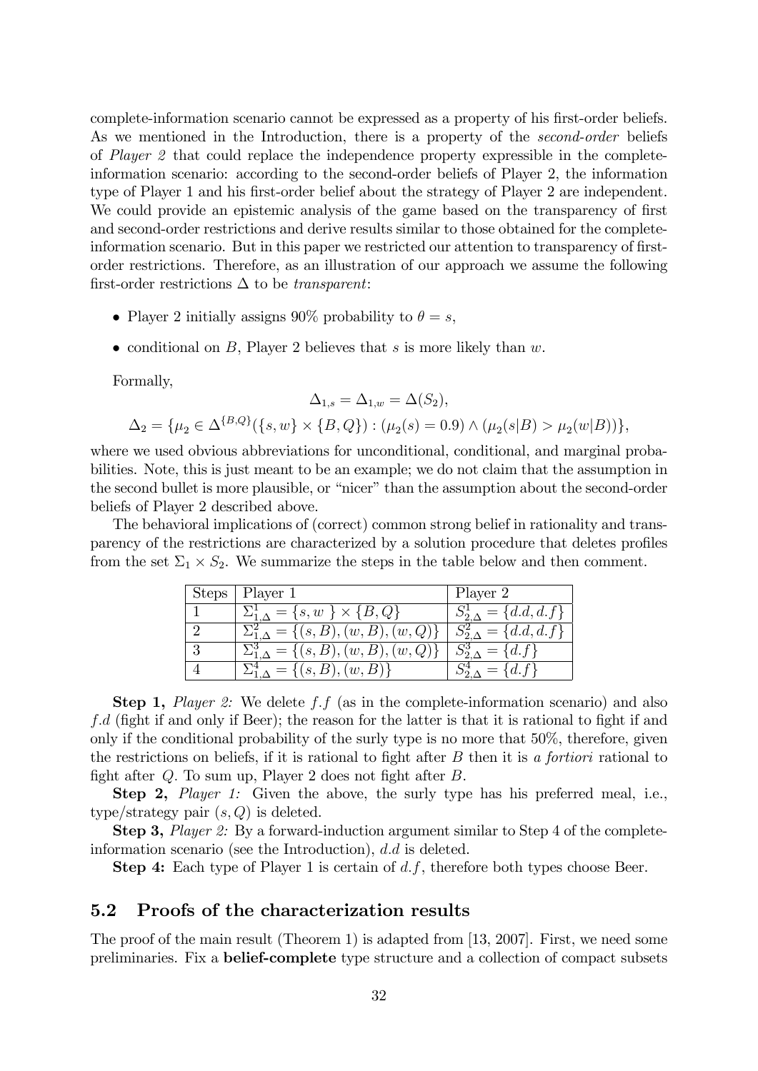complete-information scenario cannot be expressed as a property of his first-order beliefs. As we mentioned in the Introduction, there is a property of the *second-order* beliefs of *Player 2* that could replace the independence property expressible in the complete-information scenario: according to the second-order beliefs of Player 2, the information type of Player 1 and his first-order belief about the strategy of Player 2 are independent. We could provide an epistemic analysis of the game based on the transparency of first and second-order restrictions and derive results similar to those obtained for the complete-information scenario. But in this paper we restricted our attention to transparency of first-order restrictions. Therefore, as an illustration of our approach we assume the following first-order restrictions $\Delta$ to be *transparent*:

- Player 2 initially assigns 90% probability to $\theta = s$,
- conditional on $B$, Player 2 believes that $s$ is more likely than $w$.

Formally,

$$\Delta_{1,s} = \Delta_{1,w} = \Delta(S_2),$$

$$\Delta_2 = \{\mu_2 \in \Delta^{\{B,Q\}}(\{s, w\} \times \{B, Q\}) : (\mu_2(s) = 0.9) \wedge (\mu_2(s|B) > \mu_2(w|B))\},$$

where we used obvious abbreviations for unconditional, conditional, and marginal probabilities. Note, this is just meant to be an example; we do not claim that the assumption in the second bullet is more plausible, or "nicer" than the assumption about the second-order beliefs of Player 2 described above.

The behavioral implications of (correct) common strong belief in rationality and transparency of the restrictions are characterized by a solution procedure that deletes profiles from the set $\Sigma_1 \times S_2$. We summarize the steps in the table below and then comment.

| Steps | Player 1 | Player 2 |
|---|---|---|
| 1 | $\Sigma^1_{1,\Delta} = \{s, w\} \times \{B, Q\}$ | $S^1_{2,\Delta} = \{d.d, d.f\}$ |
| 2 | $\Sigma^2_{1,\Delta} = \{(s, B), (w, B), (w, Q)\}$ | $S^2_{2,\Delta} = \{d.d, d.f\}$ |
| 3 | $\Sigma^3_{1,\Delta} = \{(s, B), (w, B), (w, Q)\}$ | $S^3_{2,\Delta} = \{d.f\}$ |
| 4 | $\Sigma^4_{1,\Delta} = \{(s, B), (w, B)\}$ | $S^4_{2,\Delta} = \{d.f\}$ |

**Step 1,** *Player 2:* We delete $f.f$ (as in the complete-information scenario) and also $f.d$ (fight if and only if Beer); the reason for the latter is that it is rational to fight if and only if the conditional probability of the surly type is no more that 50%, therefore, given the restrictions on beliefs, if it is rational to fight after $B$ then it is *a fortiori* rational to fight after $Q$. To sum up, Player 2 does not fight after $B$.

**Step 2,** *Player 1:* Given the above, the surly type has his preferred meal, i.e., type/strategy pair $(s, Q)$ is deleted.

**Step 3,** *Player 2:* By a forward-induction argument similar to Step 4 of the complete-information scenario (see the Introduction), $d.d$ is deleted.

**Step 4:** Each type of Player 1 is certain of $d.f$, therefore both types choose Beer.

## 5.2 Proofs of the characterization results

The proof of the main result (Theorem 1) is adapted from [13, 2007]. First, we need some preliminaries. Fix a **belief-complete** type structure and a collection of compact subsets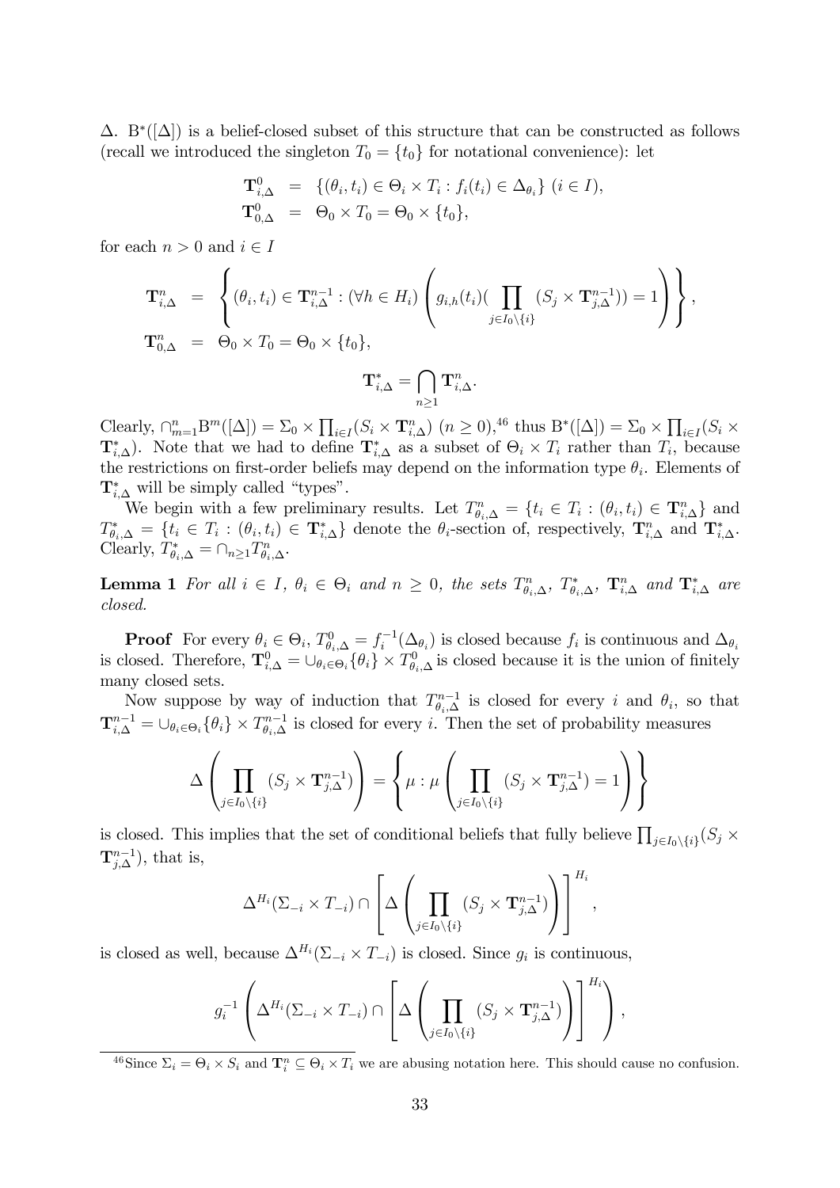$\Delta$. $\mathrm{B}^*([\Delta])$ is a belief-closed subset of this structure that can be constructed as follows (recall we introduced the singleton $T_0 = \{t_0\}$ for notational convenience): let

$$
\begin{aligned}
\mathbf{T}^0_{i,\Delta} &= \{(\theta_i, t_i) \in \Theta_i \times T_i : f_i(t_i) \in \Delta_{\theta_i}\} \ (i \in I), \\
\mathbf{T}^0_{0,\Delta} &= \Theta_0 \times T_0 = \Theta_0 \times \{t_0\},
\end{aligned}
$$

for each $n > 0$ and $i \in I$

$$
\begin{aligned}
\mathbf{T}^n_{i,\Delta} &= \left\{ (\theta_i, t_i) \in \mathbf{T}^{n-1}_{i,\Delta} : (\forall h \in H_i) \left( g_{i,h}(t_i)\Big( \prod_{j \in I_0 \setminus \{i\}} (S_j \times \mathbf{T}^{n-1}_{j,\Delta}) \Big) = 1 \right) \right\}, \\
\mathbf{T}^n_{0,\Delta} &= \Theta_0 \times T_0 = \Theta_0 \times \{t_0\},
\end{aligned}
$$

$$
\mathbf{T}^*_{i,\Delta} = \bigcap_{n \geq 1} \mathbf{T}^n_{i,\Delta}.
$$

Clearly, $\cap_{m=1}^n \mathrm{B}^m([\Delta]) = \Sigma_0 \times \prod_{i \in I} (S_i \times \mathbf{T}^n_{i,\Delta})$ $(n \geq 0)$,[46] thus $\mathrm{B}^*([\Delta]) = \Sigma_0 \times \prod_{i \in I} (S_i \times \mathbf{T}^*_{i,\Delta})$. Note that we had to define $\mathbf{T}^*_{i,\Delta}$ as a subset of $\Theta_i \times T_i$ rather than $T_i$, because the restrictions on first-order beliefs may depend on the information type $\theta_i$. Elements of $\mathbf{T}^*_{i,\Delta}$ will be simply called "types".

We begin with a few preliminary results. Let $T^n_{\theta_i,\Delta} = \{t_i \in T_i : (\theta_i, t_i) \in \mathbf{T}^n_{i,\Delta}\}$ and $T^*_{\theta_i,\Delta} = \{t_i \in T_i : (\theta_i, t_i) \in \mathbf{T}^*_{i,\Delta}\}$ denote the $\theta_i$-section of, respectively, $\mathbf{T}^n_{i,\Delta}$ and $\mathbf{T}^*_{i,\Delta}$. Clearly, $T^*_{\theta_i,\Delta} = \cap_{n \geq 1} T^n_{\theta_i,\Delta}$.

**Lemma 1** *For all $i \in I$, $\theta_i \in \Theta_i$ and $n \geq 0$, the sets $T^n_{\theta_i,\Delta}$, $T^*_{\theta_i,\Delta}$, $\mathbf{T}^n_{i,\Delta}$ and $\mathbf{T}^*_{i,\Delta}$ are closed.*

**Proof** For every $\theta_i \in \Theta_i$, $T^0_{\theta_i,\Delta} = f_i^{-1}(\Delta_{\theta_i})$ is closed because $f_i$ is continuous and $\Delta_{\theta_i}$ is closed. Therefore, $\mathbf{T}^0_{i,\Delta} = \cup_{\theta_i \in \Theta_i} \{\theta_i\} \times T^0_{\theta_i,\Delta}$ is closed because it is the union of finitely many closed sets.

Now suppose by way of induction that $T^{n-1}_{\theta_i,\Delta}$ is closed for every $i$ and $\theta_i$, so that $\mathbf{T}^{n-1}_{i,\Delta} = \cup_{\theta_i \in \Theta_i} \{\theta_i\} \times T^{n-1}_{\theta_i,\Delta}$ is closed for every $i$. Then the set of probability measures

$$
\Delta \left( \prod_{j \in I_0 \setminus \{i\}} (S_j \times \mathbf{T}^{n-1}_{j,\Delta}) \right) = \left\{ \mu : \mu \left( \prod_{j \in I_0 \setminus \{i\}} (S_j \times \mathbf{T}^{n-1}_{j,\Delta}) = 1 \right) \right\}
$$

is closed. This implies that the set of conditional beliefs that fully believe $\prod_{j \in I_0 \setminus \{i\}} (S_j \times \mathbf{T}^{n-1}_{j,\Delta})$, that is,

$$
\Delta^{H_i}(\Sigma_{-i} \times T_{-i}) \cap \left[ \Delta \left( \prod_{j \in I_0 \setminus \{i\}} (S_j \times \mathbf{T}^{n-1}_{j,\Delta}) \right) \right]^{H_i},
$$

is closed as well, because $\Delta^{H_i}(\Sigma_{-i} \times T_{-i})$ is closed. Since $g_i$ is continuous,

$$
g_i^{-1} \left( \Delta^{H_i}(\Sigma_{-i} \times T_{-i}) \cap \left[ \Delta \left( \prod_{j \in I_0 \setminus \{i\}} (S_j \times \mathbf{T}^{n-1}_{j,\Delta}) \right) \right]^{H_i} \right),
$$

[46] Since $\Sigma_i = \Theta_i \times S_i$ and $\mathbf{T}^n_i \subseteq \Theta_i \times T_i$ we are abusing notation here. This should cause no confusion.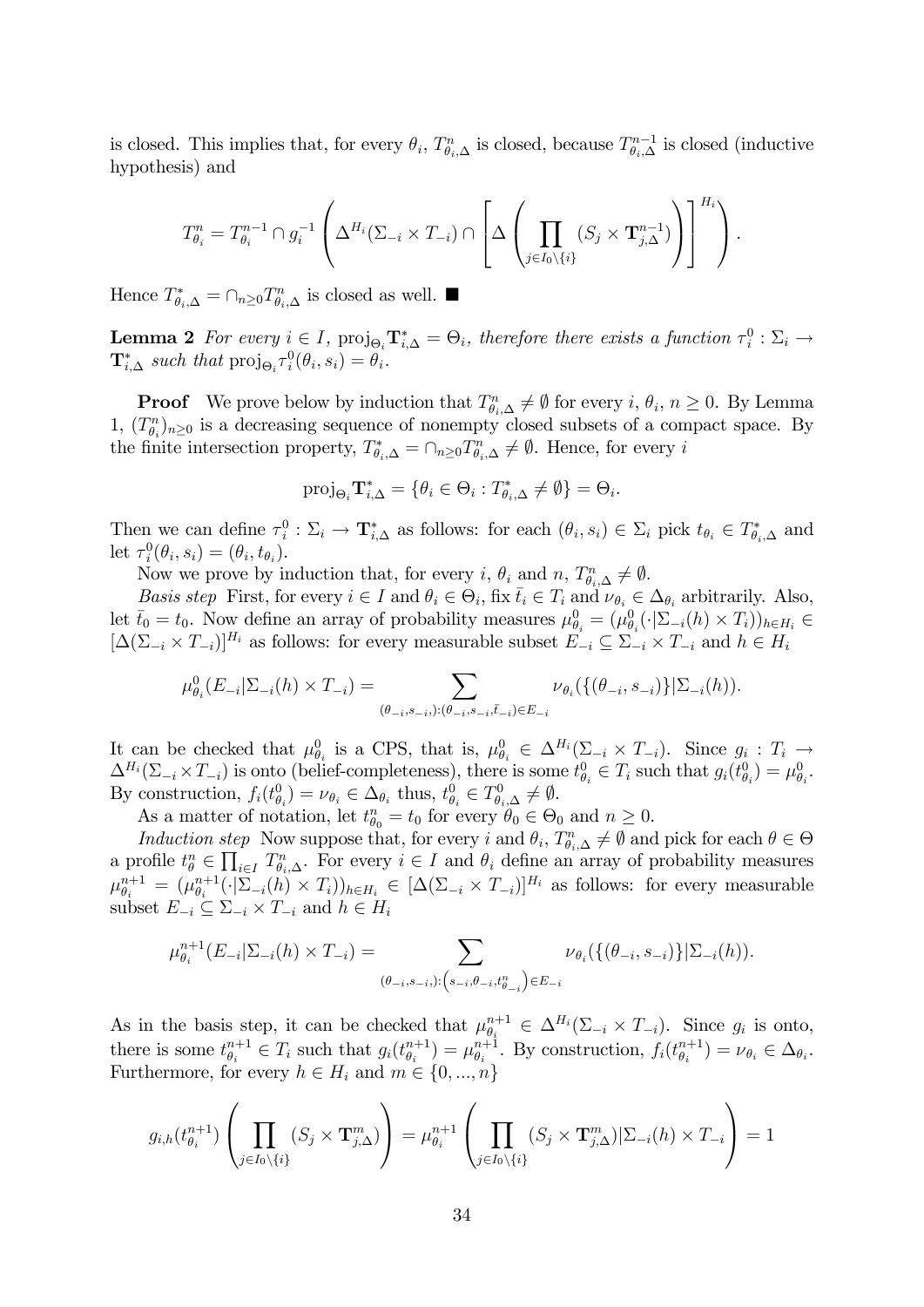is closed. This implies that, for every $\theta_i$, $T^n_{\theta_i,\Delta}$ is closed, because $T^{n-1}_{\theta_i,\Delta}$ is closed (inductive hypothesis) and

$$T^n_{\theta_i} = T^{n-1}_{\theta_i} \cap g_i^{-1}\left(\Delta^{H_i}(\Sigma_{-i} \times T_{-i}) \cap \left[\Delta\left(\prod_{j\in I_0\backslash\{i\}}(S_j \times \mathbf{T}^{n-1}_{j,\Delta})\right)\right]^{H_i}\right).$$

Hence $T^*_{\theta_i,\Delta} = \cap_{n\geq 0} T^n_{\theta_i,\Delta}$ is closed as well. ■

**Lemma 2** *For every $i \in I$, $\text{proj}_{\Theta_i}\mathbf{T}^*_{i,\Delta} = \Theta_i$, therefore there exists a function $\tau^0_i : \Sigma_i \to \mathbf{T}^*_{i,\Delta}$ such that $\text{proj}_{\Theta_i}\tau^0_i(\theta_i, s_i) = \theta_i$.*

**Proof** We prove below by induction that $T^n_{\theta_i,\Delta} \neq \emptyset$ for every $i$, $\theta_i$, $n \geq 0$. By Lemma 1, $(T^n_{\theta_i})_{n\geq 0}$ is a decreasing sequence of nonempty closed subsets of a compact space. By the finite intersection property, $T^*_{\theta_i,\Delta} = \cap_{n\geq 0}T^n_{\theta_i,\Delta} \neq \emptyset$. Hence, for every $i$

$$\text{proj}_{\Theta_i}\mathbf{T}^*_{i,\Delta} = \{\theta_i \in \Theta_i : T^*_{\theta_i,\Delta} \neq \emptyset\} = \Theta_i.$$

Then we can define $\tau^0_i : \Sigma_i \to \mathbf{T}^*_{i,\Delta}$ as follows: for each $(\theta_i, s_i) \in \Sigma_i$ pick $t_{\theta_i} \in T^*_{\theta_i,\Delta}$ and let $\tau^0_i(\theta_i, s_i) = (\theta_i, t_{\theta_i})$.

Now we prove by induction that, for every $i$, $\theta_i$ and $n$, $T^n_{\theta_i,\Delta} \neq \emptyset$.

*Basis step* First, for every $i \in I$ and $\theta_i \in \Theta_i$, fix $\bar{t}_i \in T_i$ and $\nu_{\theta_i} \in \Delta_{\theta_i}$ arbitrarily. Also, let $\bar{t}_0 = t_0$. Now define an array of probability measures $\mu^0_{\theta_i} = (\mu^0_{\theta_i}(\cdot|\Sigma_{-i}(h) \times T_i))_{h\in H_i} \in [\Delta(\Sigma_{-i} \times T_{-i})]^{H_i}$ as follows: for every measurable subset $E_{-i} \subseteq \Sigma_{-i} \times T_{-i}$ and $h \in H_i$

$$\mu^0_{\theta_i}(E_{-i}|\Sigma_{-i}(h) \times T_{-i}) = \sum_{(\theta_{-i},s_{-i},):(\theta_{-i},s_{-i},\bar{t}_{-i})\in E_{-i}} \nu_{\theta_i}(\{(\theta_{-i}, s_{-i})\}|\Sigma_{-i}(h)).$$

It can be checked that $\mu^0_{\theta_i}$ is a CPS, that is, $\mu^0_{\theta_i} \in \Delta^{H_i}(\Sigma_{-i} \times T_{-i})$. Since $g_i : T_i \to \Delta^{H_i}(\Sigma_{-i} \times T_{-i})$ is onto (belief-completeness), there is some $t^0_{\theta_i} \in T_i$ such that $g_i(t^0_{\theta_i}) = \mu^0_{\theta_i}$. By construction, $f_i(t^0_{\theta_i}) = \nu_{\theta_i} \in \Delta_{\theta_i}$ thus, $t^0_{\theta_i} \in T^0_{\theta_i,\Delta} \neq \emptyset$.

As a matter of notation, let $t^n_{\theta_0} = t_0$ for every $\theta_0 \in \Theta_0$ and $n \geq 0$.

*Induction step* Now suppose that, for every $i$ and $\theta_i$, $T^n_{\theta_i,\Delta} \neq \emptyset$ and pick for each $\theta \in \Theta$ a profile $t^n_\theta \in \prod_{i\in I} T^n_{\theta_i,\Delta}$. For every $i \in I$ and $\theta_i$ define an array of probability measures $\mu^{n+1}_{\theta_i} = (\mu^{n+1}_{\theta_i}(\cdot|\Sigma_{-i}(h) \times T_i))_{h\in H_i} \in [\Delta(\Sigma_{-i} \times T_{-i})]^{H_i}$ as follows: for every measurable subset $E_{-i} \subseteq \Sigma_{-i} \times T_{-i}$ and $h \in H_i$

$$\mu^{n+1}_{\theta_i}(E_{-i}|\Sigma_{-i}(h) \times T_{-i}) = \sum_{(\theta_{-i},s_{-i},):\left(s_{-i},\theta_{-i},t^n_{\theta_{-i}}\right)\in E_{-i}} \nu_{\theta_i}(\{(\theta_{-i}, s_{-i})\}|\Sigma_{-i}(h)).$$

As in the basis step, it can be checked that $\mu^{n+1}_{\theta_i} \in \Delta^{H_i}(\Sigma_{-i} \times T_{-i})$. Since $g_i$ is onto, there is some $t^{n+1}_{\theta_i} \in T_i$ such that $g_i(t^{n+1}_{\theta_i}) = \mu^{n+1}_{\theta_i}$. By construction, $f_i(t^{n+1}_{\theta_i}) = \nu_{\theta_i} \in \Delta_{\theta_i}$. Furthermore, for every $h \in H_i$ and $m \in \{0, ..., n\}$

$$g_{i,h}(t^{n+1}_{\theta_i})\left(\prod_{j\in I_0\backslash\{i\}}(S_j \times \mathbf{T}^m_{j,\Delta})\right) = \mu^{n+1}_{\theta_i}\left(\prod_{j\in I_0\backslash\{i\}}(S_j \times \mathbf{T}^m_{j,\Delta})|\Sigma_{-i}(h) \times T_{-i}\right) = 1$$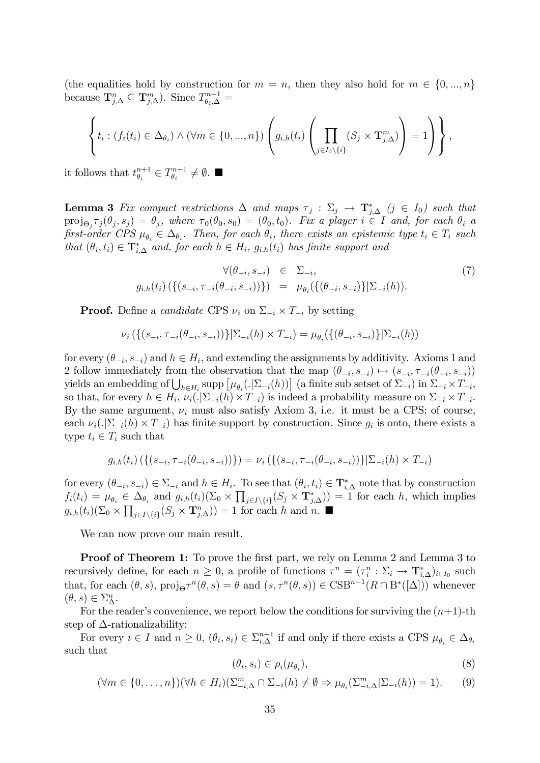(the equalities hold by construction for $m = n$, then they also hold for $m \in \{0, ..., n\}$ because $\mathbf{T}^n_{j,\Delta} \subseteq \mathbf{T}^m_{j,\Delta}$). Since $T^{n+1}_{\theta_i,\Delta} =$

$$\left\{ t_i : (f_i(t_i) \in \Delta_{\theta_i}) \wedge (\forall m \in \{0, ..., n\}) \left( g_{i,h}(t_i) \left( \prod_{j \in I_0 \setminus \{i\}} (S_j \times \mathbf{T}^m_{j,\Delta}) \right) = 1 \right) \right\},$$

it follows that $t^{n+1}_{\theta_i} \in T^{n+1}_{\theta_i} \neq \emptyset$. ■

**Lemma 3** *Fix compact restrictions $\Delta$ and maps $\tau_j : \Sigma_j \to \mathbf{T}^*_{j,\Delta}$ $(j \in I_0)$ such that $\text{proj}_{\Theta_j} \tau_j(\theta_j, s_j) = \theta_j$, where $\tau_0(\theta_0, s_0) = (\theta_0, t_0)$. Fix a player $i \in I$ and, for each $\theta_i$ a first-order CPS $\mu_{\theta_i} \in \Delta_{\theta_i}$. Then, for each $\theta_i$, there exists an epistemic type $t_i \in T_i$ such that $(\theta_i, t_i) \in \mathbf{T}^*_{i,\Delta}$ and, for each $h \in H_i$, $g_{i,h}(t_i)$ has finite support and*

$$\begin{aligned} \forall(\theta_{-i}, s_{-i}) &\in \Sigma_{-i}, \\ g_{i,h}(t_i)\left(\{(s_{-i}, \tau_{-i}(\theta_{-i}, s_{-i}))\}\right) &= \mu_{\theta_i}(\{(\theta_{-i}, s_{-i})\}|\Sigma_{-i}(h)). \end{aligned} \tag{7}$$

**Proof.** Define a *candidate* CPS $\nu_i$ on $\Sigma_{-i} \times T_{-i}$ by setting

$$\nu_i\left(\{(s_{-i}, \tau_{-i}(\theta_{-i}, s_{-i}))\}|\Sigma_{-i}(h) \times T_{-i}\right) = \mu_{\theta_i}(\{(\theta_{-i}, s_{-i})\}|\Sigma_{-i}(h))$$

for every $(\theta_{-i}, s_{-i})$ and $h \in H_i$, and extending the assignments by additivity. Axioms 1 and 2 follow immediately from the observation that the map $(\theta_{-i}, s_{-i}) \mapsto (s_{-i}, \tau_{-i}(\theta_{-i}, s_{-i}))$ yields an embedding of $\bigcup_{h \in H_i} \text{supp}\left[\mu_{\theta_i}(.|\Sigma_{-i}(h))\right]$ (a finite sub setset of $\Sigma_{-i}$) in $\Sigma_{-i} \times T_{-i}$, so that, for every $h \in H_i$, $\nu_i(.|\Sigma_{-i}(h) \times T_{-i})$ is indeed a probability measure on $\Sigma_{-i} \times T_{-i}$. By the same argument, $\nu_i$ must also satisfy Axiom 3, i.e. it must be a CPS; of course, each $\nu_i(.|\Sigma_{-i}(h) \times T_{-i})$ has finite support by construction. Since $g_i$ is onto, there exists a type $t_i \in T_i$ such that

$$g_{i,h}(t_i)\left(\{(s_{-i}, \tau_{-i}(\theta_{-i}, s_{-i}))\}\right) = \nu_i\left(\{(s_{-i}, \tau_{-i}(\theta_{-i}, s_{-i}))\}|\Sigma_{-i}(h) \times T_{-i}\right)$$

for every $(\theta_{-i}, s_{-i}) \in \Sigma_{-i}$ and $h \in H_i$. To see that $(\theta_i, t_i) \in \mathbf{T}^*_{i,\Delta}$ note that by construction $f_i(t_i) = \mu_{\theta_i} \in \Delta_{\theta_i}$ and $g_{i,h}(t_i)(\Sigma_0 \times \prod_{j \in I \setminus \{i\}}(S_j \times \mathbf{T}^*_{j,\Delta})) = 1$ for each $h$, which implies $g_{i,h}(t_i)(\Sigma_0 \times \prod_{j \in I \setminus \{i\}}(S_j \times \mathbf{T}^n_{j,\Delta})) = 1$ for each $h$ and $n$. ■

We can now prove our main result.

**Proof of Theorem 1:** To prove the first part, we rely on Lemma 2 and Lemma 3 to recursively define, for each $n \geq 0$, a profile of functions $\tau^n = (\tau^n_i : \Sigma_i \to \mathbf{T}^*_{i,\Delta})_{i \in I_0}$ such that, for each $(\theta, s)$, $\text{proj}_\Theta \tau^n(\theta, s) = \theta$ and $(s, \tau^n(\theta, s)) \in \text{CSB}^{n-1}(R \cap \text{B}^*([\Delta]))$ whenever $(\theta, s) \in \Sigma^n_\Delta$.

For the reader's convenience, we report below the conditions for surviving the $(n+1)$-th step of $\Delta$-rationalizability:

For every $i \in I$ and $n \geq 0$, $(\theta_i, s_i) \in \Sigma^{n+1}_{i,\Delta}$ if and only if there exists a CPS $\mu_{\theta_i} \in \Delta_{\theta_i}$ such that

$$(\theta_i, s_i) \in \rho_i(\mu_{\theta_i}), \tag{8}$$

$$(\forall m \in \{0, \ldots, n\})(\forall h \in H_i)(\Sigma^m_{-i,\Delta} \cap \Sigma_{-i}(h) \neq \emptyset \Rightarrow \mu_{\theta_i}(\Sigma^m_{-i,\Delta}|\Sigma_{-i}(h)) = 1). \tag{9}$$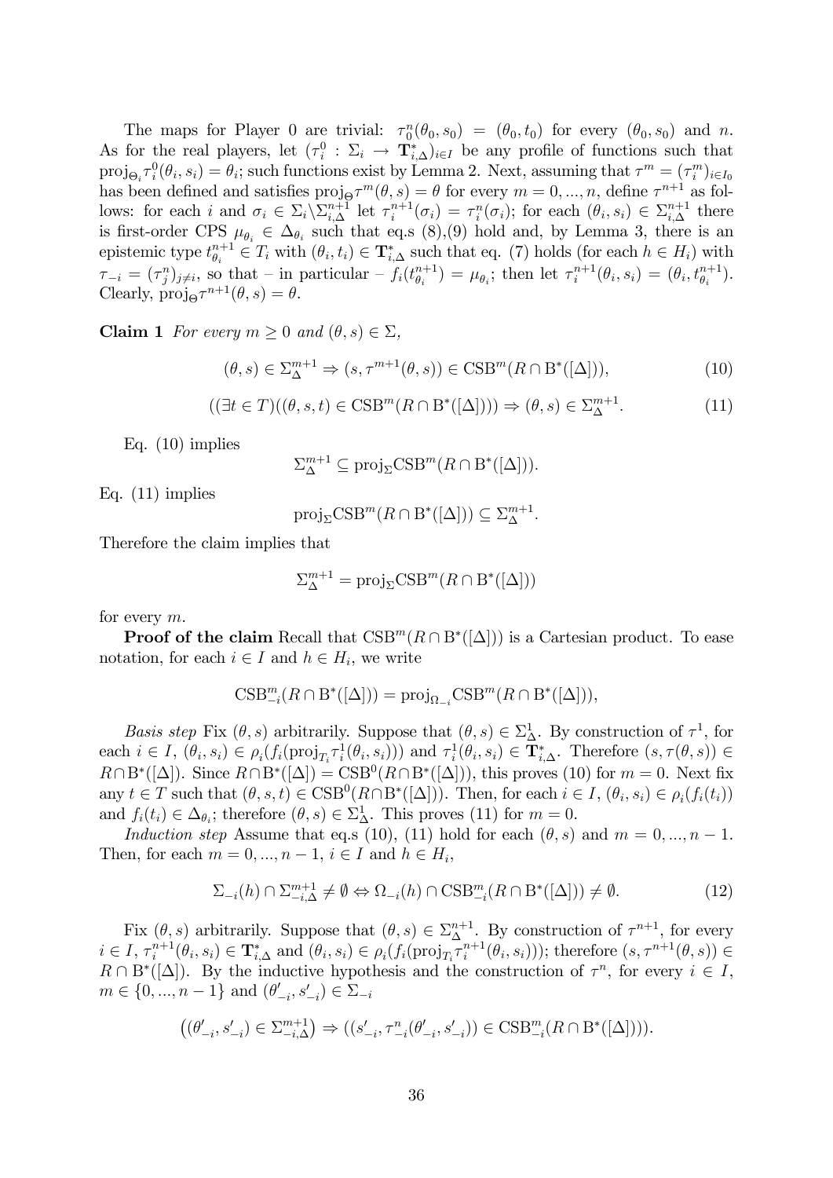The maps for Player 0 are trivial: $\tau_0^n(\theta_0, s_0) = (\theta_0, t_0)$ for every $(\theta_0, s_0)$ and $n$. As for the real players, let $(\tau_i^0 : \Sigma_i \to \mathbf{T}^*_{i,\Delta})_{i \in I}$ be any profile of functions such that $\mathrm{proj}_{\Theta_i} \tau_i^0(\theta_i, s_i) = \theta_i$; such functions exist by Lemma 2. Next, assuming that $\tau^m = (\tau_i^m)_{i \in I_0}$ has been defined and satisfies $\mathrm{proj}_\Theta \tau^m(\theta, s) = \theta$ for every $m = 0, ..., n$, define $\tau^{n+1}$ as follows: for each $i$ and $\sigma_i \in \Sigma_i \backslash \Sigma^{n+1}_{i,\Delta}$ let $\tau_i^{n+1}(\sigma_i) = \tau_i^n(\sigma_i)$; for each $(\theta_i, s_i) \in \Sigma^{n+1}_{i,\Delta}$ there is first-order CPS $\mu_{\theta_i} \in \Delta_{\theta_i}$ such that eq.s (8),(9) hold and, by Lemma 3, there is an epistemic type $t^{n+1}_{\theta_i} \in T_i$ with $(\theta_i, t_i) \in \mathbf{T}^*_{i,\Delta}$ such that eq. (7) holds (for each $h \in H_i$) with $\tau_{-i} = (\tau_j^n)_{j \neq i}$, so that – in particular – $f_i(t^{n+1}_{\theta_i}) = \mu_{\theta_i}$; then let $\tau_i^{n+1}(\theta_i, s_i) = (\theta_i, t^{n+1}_{\theta_i})$. Clearly, $\mathrm{proj}_\Theta \tau^{n+1}(\theta, s) = \theta$.

**Claim 1** *For every $m \geq 0$ and $(\theta, s) \in \Sigma$,*

$$(\theta, s) \in \Sigma^{m+1}_\Delta \Rightarrow (s, \tau^{m+1}(\theta, s)) \in \mathrm{CSB}^m(R \cap \mathrm{B}^*([\Delta])), \tag{10}$$

$$((\exists t \in T)((\theta, s, t) \in \mathrm{CSB}^m(R \cap \mathrm{B}^*([\Delta])))) \Rightarrow (\theta, s) \in \Sigma^{m+1}_\Delta. \tag{11}$$

Eq. (10) implies

$$\Sigma^{m+1}_\Delta \subseteq \mathrm{proj}_\Sigma \mathrm{CSB}^m(R \cap \mathrm{B}^*([\Delta])).$$

Eq. (11) implies

$$\mathrm{proj}_\Sigma \mathrm{CSB}^m(R \cap \mathrm{B}^*([\Delta])) \subseteq \Sigma^{m+1}_\Delta.$$

Therefore the claim implies that

$$\Sigma^{m+1}_\Delta = \mathrm{proj}_\Sigma \mathrm{CSB}^m(R \cap \mathrm{B}^*([\Delta]))$$

for every $m$.

**Proof of the claim** Recall that $\mathrm{CSB}^m(R \cap \mathrm{B}^*([\Delta]))$ is a Cartesian product. To ease notation, for each $i \in I$ and $h \in H_i$, we write

$$\mathrm{CSB}^m_{-i}(R \cap \mathrm{B}^*([\Delta])) = \mathrm{proj}_{\Omega_{-i}} \mathrm{CSB}^m(R \cap \mathrm{B}^*([\Delta])),$$

*Basis step* Fix $(\theta, s)$ arbitrarily. Suppose that $(\theta, s) \in \Sigma^1_\Delta$. By construction of $\tau^1$, for each $i \in I$, $(\theta_i, s_i) \in \rho_i(f_i(\mathrm{proj}_{T_i} \tau_i^1(\theta_i, s_i)))$ and $\tau_i^1(\theta_i, s_i) \in \mathbf{T}^*_{i,\Delta}$. Therefore $(s, \tau(\theta, s)) \in R \cap \mathrm{B}^*([\Delta])$. Since $R \cap \mathrm{B}^*([\Delta]) = \mathrm{CSB}^0(R \cap \mathrm{B}^*([\Delta]))$, this proves (10) for $m = 0$. Next fix any $t \in T$ such that $(\theta, s, t) \in \mathrm{CSB}^0(R \cap \mathrm{B}^*([\Delta]))$. Then, for each $i \in I$, $(\theta_i, s_i) \in \rho_i(f_i(t_i))$ and $f_i(t_i) \in \Delta_{\theta_i}$; therefore $(\theta, s) \in \Sigma^1_\Delta$. This proves (11) for $m = 0$.

*Induction step* Assume that eq.s (10), (11) hold for each $(\theta, s)$ and $m = 0, ..., n-1$. Then, for each $m = 0, ..., n-1$, $i \in I$ and $h \in H_i$,

$$\Sigma_{-i}(h) \cap \Sigma^{m+1}_{-i,\Delta} \neq \emptyset \Leftrightarrow \Omega_{-i}(h) \cap \mathrm{CSB}^m_{-i}(R \cap \mathrm{B}^*([\Delta])) \neq \emptyset. \tag{12}$$

Fix $(\theta, s)$ arbitrarily. Suppose that $(\theta, s) \in \Sigma^{n+1}_\Delta$. By construction of $\tau^{n+1}$, for every $i \in I$, $\tau_i^{n+1}(\theta_i, s_i) \in \mathbf{T}^*_{i,\Delta}$ and $(\theta_i, s_i) \in \rho_i(f_i(\mathrm{proj}_{T_i} \tau_i^{n+1}(\theta_i, s_i)))$; therefore $(s, \tau^{n+1}(\theta, s)) \in R \cap \mathrm{B}^*([\Delta])$. By the inductive hypothesis and the construction of $\tau^n$, for every $i \in I$, $m \in \{0, ..., n-1\}$ and $(\theta'_{-i}, s'_{-i}) \in \Sigma_{-i}$

$$\left((\theta'_{-i}, s'_{-i}) \in \Sigma^{m+1}_{-i,\Delta}\right) \Rightarrow ((s'_{-i}, \tau^n_{-i}(\theta'_{-i}, s'_{-i})) \in \mathrm{CSB}^m_{-i}(R \cap \mathrm{B}^*([\Delta]))).$$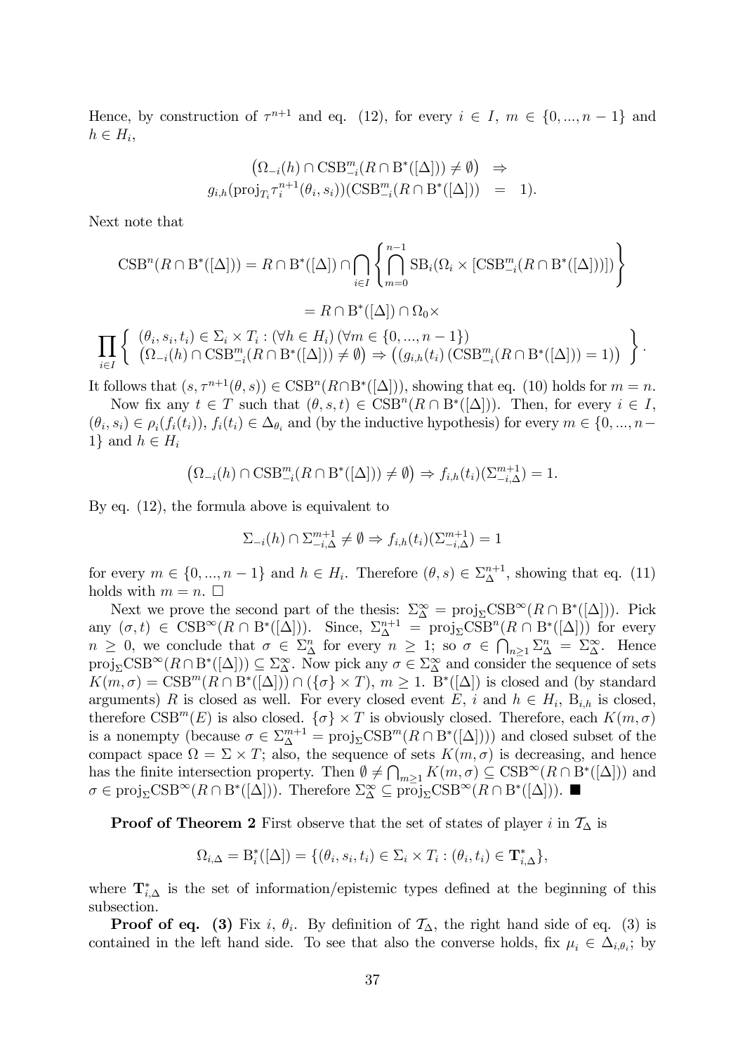Hence, by construction of $\tau^{n+1}$ and eq. (12), for every $i \in I$, $m \in \{0,...,n-1\}$ and $h \in H_i$,

$$\begin{aligned}
\left(\Omega_{-i}(h) \cap \mathrm{CSB}^m_{-i}(R \cap \mathrm{B}^*([\Delta])) \neq \emptyset\right) &\Rightarrow \\
g_{i,h}(\mathrm{proj}_{T_i}\tau^{n+1}_i(\theta_i, s_i))(\mathrm{CSB}^m_{-i}(R \cap \mathrm{B}^*([\Delta])) &= 1).
\end{aligned}$$

Next note that

$$\mathrm{CSB}^n(R \cap \mathrm{B}^*([\Delta])) = R \cap \mathrm{B}^*([\Delta]) \cap \bigcap_{i \in I} \left\{ \bigcap_{m=0}^{n-1} \mathrm{SB}_i(\Omega_i \times [\mathrm{CSB}^m_{-i}(R \cap \mathrm{B}^*([\Delta]))]) \right\}$$

$$= R \cap \mathrm{B}^*([\Delta]) \cap \Omega_0 \times$$

$$\prod_{i \in I} \left\{ \begin{array}{l} (\theta_i, s_i, t_i) \in \Sigma_i \times T_i : (\forall h \in H_i)\,(\forall m \in \{0,...,n-1\}) \\ \left(\Omega_{-i}(h) \cap \mathrm{CSB}^m_{-i}(R \cap \mathrm{B}^*([\Delta])) \neq \emptyset\right) \Rightarrow \left((g_{i,h}(t_i)\left(\mathrm{CSB}^m_{-i}(R \cap \mathrm{B}^*([\Delta])) = 1\right)\right) \end{array} \right\}.$$

It follows that $(s, \tau^{n+1}(\theta, s)) \in \mathrm{CSB}^n(R \cap \mathrm{B}^*([\Delta]))$, showing that eq. (10) holds for $m = n$.

Now fix any $t \in T$ such that $(\theta, s, t) \in \mathrm{CSB}^n(R \cap \mathrm{B}^*([\Delta]))$. Then, for every $i \in I$, $(\theta_i, s_i) \in \rho_i(f_i(t_i))$, $f_i(t_i) \in \Delta_{\theta_i}$ and (by the inductive hypothesis) for every $m \in \{0,...,n-1\}$ and $h \in H_i$

$$\left(\Omega_{-i}(h) \cap \mathrm{CSB}^m_{-i}(R \cap \mathrm{B}^*([\Delta])) \neq \emptyset\right) \Rightarrow f_{i,h}(t_i)(\Sigma^{m+1}_{-i,\Delta}) = 1.$$

By eq. (12), the formula above is equivalent to

$$\Sigma_{-i}(h) \cap \Sigma^{m+1}_{-i,\Delta} \neq \emptyset \Rightarrow f_{i,h}(t_i)(\Sigma^{m+1}_{-i,\Delta}) = 1$$

for every $m \in \{0,...,n-1\}$ and $h \in H_i$. Therefore $(\theta, s) \in \Sigma^{n+1}_\Delta$, showing that eq. (11) holds with $m = n$. $\square$

Next we prove the second part of the thesis: $\Sigma^\infty_\Delta = \mathrm{proj}_\Sigma \mathrm{CSB}^\infty(R \cap \mathrm{B}^*([\Delta]))$. Pick any $(\sigma, t) \in \mathrm{CSB}^\infty(R \cap \mathrm{B}^*([\Delta]))$. Since, $\Sigma^{n+1}_\Delta = \mathrm{proj}_\Sigma \mathrm{CSB}^n(R \cap \mathrm{B}^*([\Delta]))$ for every $n \geq 0$, we conclude that $\sigma \in \Sigma^n_\Delta$ for every $n \geq 1$; so $\sigma \in \bigcap_{n \geq 1} \Sigma^n_\Delta = \Sigma^\infty_\Delta$. Hence $\mathrm{proj}_\Sigma \mathrm{CSB}^\infty(R \cap \mathrm{B}^*([\Delta])) \subseteq \Sigma^\infty_\Delta$. Now pick any $\sigma \in \Sigma^\infty_\Delta$ and consider the sequence of sets $K(m, \sigma) = \mathrm{CSB}^m(R \cap \mathrm{B}^*([\Delta])) \cap (\{\sigma\} \times T)$, $m \geq 1$. $\mathrm{B}^*([\Delta])$ is closed and (by standard arguments) $R$ is closed as well. For every closed event $E$, $i$ and $h \in H_i$, $\mathrm{B}_{i,h}$ is closed, therefore $\mathrm{CSB}^m(E)$ is also closed. $\{\sigma\} \times T$ is obviously closed. Therefore, each $K(m, \sigma)$ is a nonempty (because $\sigma \in \Sigma^{m+1}_\Delta = \mathrm{proj}_\Sigma \mathrm{CSB}^m(R \cap \mathrm{B}^*([\Delta]))$) and closed subset of the compact space $\Omega = \Sigma \times T$; also, the sequence of sets $K(m, \sigma)$ is decreasing, and hence has the finite intersection property. Then $\emptyset \neq \bigcap_{m \geq 1} K(m, \sigma) \subseteq \mathrm{CSB}^\infty(R \cap \mathrm{B}^*([\Delta]))$ and $\sigma \in \mathrm{proj}_\Sigma \mathrm{CSB}^\infty(R \cap \mathrm{B}^*([\Delta]))$. Therefore $\Sigma^\infty_\Delta \subseteq \mathrm{proj}_\Sigma \mathrm{CSB}^\infty(R \cap \mathrm{B}^*([\Delta]))$. $\blacksquare$

**Proof of Theorem 2** First observe that the set of states of player $i$ in $\mathcal{T}_\Delta$ is

$$\Omega_{i,\Delta} = \mathrm{B}^*_i([\Delta]) = \{(\theta_i, s_i, t_i) \in \Sigma_i \times T_i : (\theta_i, t_i) \in \mathbf{T}^*_{i,\Delta}\},$$

where $\mathbf{T}^*_{i,\Delta}$ is the set of information/epistemic types defined at the beginning of this subsection.

**Proof of eq. (3)** Fix $i$, $\theta_i$. By definition of $\mathcal{T}_\Delta$, the right hand side of eq. (3) is contained in the left hand side. To see that also the converse holds, fix $\mu_i \in \Delta_{i,\theta_i}$; by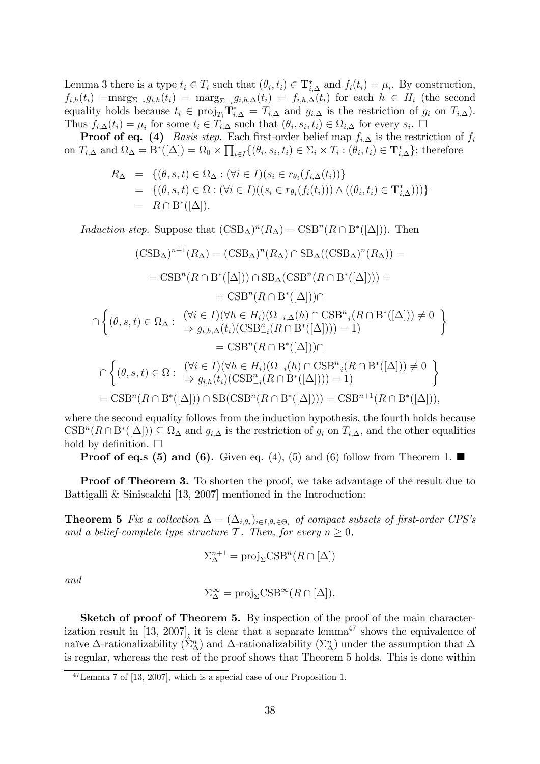Lemma 3 there is a type $t_i \in T_i$ such that $(\theta_i, t_i) \in \mathbf{T}^*_{i,\Delta}$ and $f_i(t_i) = \mu_i$. By construction, $f_{i,h}(t_i)$ $=\text{marg}_{\Sigma_{-i}} g_{i,h}(t_i) = \text{marg}_{\Sigma_{-i}} g_{i,h,\Delta}(t_i) = f_{i,h,\Delta}(t_i)$ for each $h \in H_i$ (the second equality holds because $t_i \in \text{proj}_{T_i} \mathbf{T}^*_{i,\Delta} = T_{i,\Delta}$ and $g_{i,\Delta}$ is the restriction of $g_i$ on $T_{i,\Delta}$). Thus $f_{i,\Delta}(t_i) = \mu_i$ for some $t_i \in T_{i,\Delta}$ such that $(\theta_i, s_i, t_i) \in \Omega_{i,\Delta}$ for every $s_i$. □

**Proof of eq. (4)** *Basis step.* Each first-order belief map $f_{i,\Delta}$ is the restriction of $f_i$ on $T_{i,\Delta}$ and $\Omega_\Delta = \text{B}^*([\Delta]) = \Omega_0 \times \prod_{i\in I}\{(\theta_i, s_i, t_i) \in \Sigma_i \times T_i : (\theta_i, t_i) \in \mathbf{T}^*_{i,\Delta}\}$; therefore

$$
\begin{aligned}
R_\Delta &= \{(\theta, s, t) \in \Omega_\Delta : (\forall i \in I)(s_i \in r_{\theta_i}(f_{i,\Delta}(t_i))\} \\
&= \{(\theta, s, t) \in \Omega : (\forall i \in I)((s_i \in r_{\theta_i}(f_i(t_i))) \wedge ((\theta_i, t_i) \in \mathbf{T}^*_{i,\Delta})))\} \\
&= R \cap \text{B}^*([\Delta]).
\end{aligned}
$$

*Induction step.* Suppose that $(\text{CSB}_\Delta)^n(R_\Delta) = \text{CSB}^n(R \cap \text{B}^*([\Delta]))$. Then

$$
\begin{aligned}
&(\text{CSB}_\Delta)^{n+1}(R_\Delta) = (\text{CSB}_\Delta)^n(R_\Delta) \cap \text{SB}_\Delta((\text{CSB}_\Delta)^n(R_\Delta)) = \\
&= \text{CSB}^n(R \cap \text{B}^*([\Delta])) \cap \text{SB}_\Delta(\text{CSB}^n(R \cap \text{B}^*([\Delta]))) = \\
&= \text{CSB}^n(R \cap \text{B}^*([\Delta])) \cap \\
&\cap \left\{ (\theta, s, t) \in \Omega_\Delta : \begin{array}{l} (\forall i \in I)(\forall h \in H_i)(\Omega_{-i,\Delta}(h) \cap \text{CSB}^n_{-i}(R \cap \text{B}^*([\Delta])) \neq 0 \\ \Rightarrow g_{i,h,\Delta}(t_i)(\text{CSB}^n_{-i}(R \cap \text{B}^*([\Delta]))) = 1) \end{array} \right\} \\
&= \text{CSB}^n(R \cap \text{B}^*([\Delta])) \cap \\
&\cap \left\{ (\theta, s, t) \in \Omega : \begin{array}{l} (\forall i \in I)(\forall h \in H_i)(\Omega_{-i}(h) \cap \text{CSB}^n_{-i}(R \cap \text{B}^*([\Delta])) \neq 0 \\ \Rightarrow g_{i,h}(t_i)(\text{CSB}^n_{-i}(R \cap \text{B}^*([\Delta]))) = 1) \end{array} \right\} \\
&= \text{CSB}^n(R \cap \text{B}^*([\Delta])) \cap \text{SB}(\text{CSB}^n(R \cap \text{B}^*([\Delta]))) = \text{CSB}^{n+1}(R \cap \text{B}^*([\Delta])),
\end{aligned}
$$

where the second equality follows from the induction hypothesis, the fourth holds because $\text{CSB}^n(R \cap \text{B}^*([\Delta])) \subseteq \Omega_\Delta$ and $g_{i,\Delta}$ is the restriction of $g_i$ on $T_{i,\Delta}$, and the other equalities hold by definition. □

**Proof of eq.s (5) and (6).** Given eq. (4), (5) and (6) follow from Theorem 1. ■

**Proof of Theorem 3.** To shorten the proof, we take advantage of the result due to Battigalli & Siniscalchi [13, 2007] mentioned in the Introduction:

**Theorem 5** *Fix a collection $\Delta = (\Delta_{i,\theta_i})_{i\in I, \theta_i \in \Theta_i}$ of compact subsets of first-order CPS's and a belief-complete type structure $\mathcal{T}$. Then, for every $n \geq 0$,*

$$\Sigma^{n+1}_\Delta = \text{proj}_\Sigma \text{CSB}^n(R \cap [\Delta])$$

*and*

$$\Sigma^\infty_\Delta = \text{proj}_\Sigma \text{CSB}^\infty(R \cap [\Delta]).$$

**Sketch of proof of Theorem 5.** By inspection of the proof of the main characterization result in [13, 2007], it is clear that a separate lemma[47] shows the equivalence of naïve $\Delta$-rationalizability ($\hat{\Sigma}^n_\Delta$) and $\Delta$-rationalizability ($\Sigma^n_\Delta$) under the assumption that $\Delta$ is regular, whereas the rest of the proof shows that Theorem 5 holds. This is done within

[47] Lemma 7 of [13, 2007], which is a special case of our Proposition 1.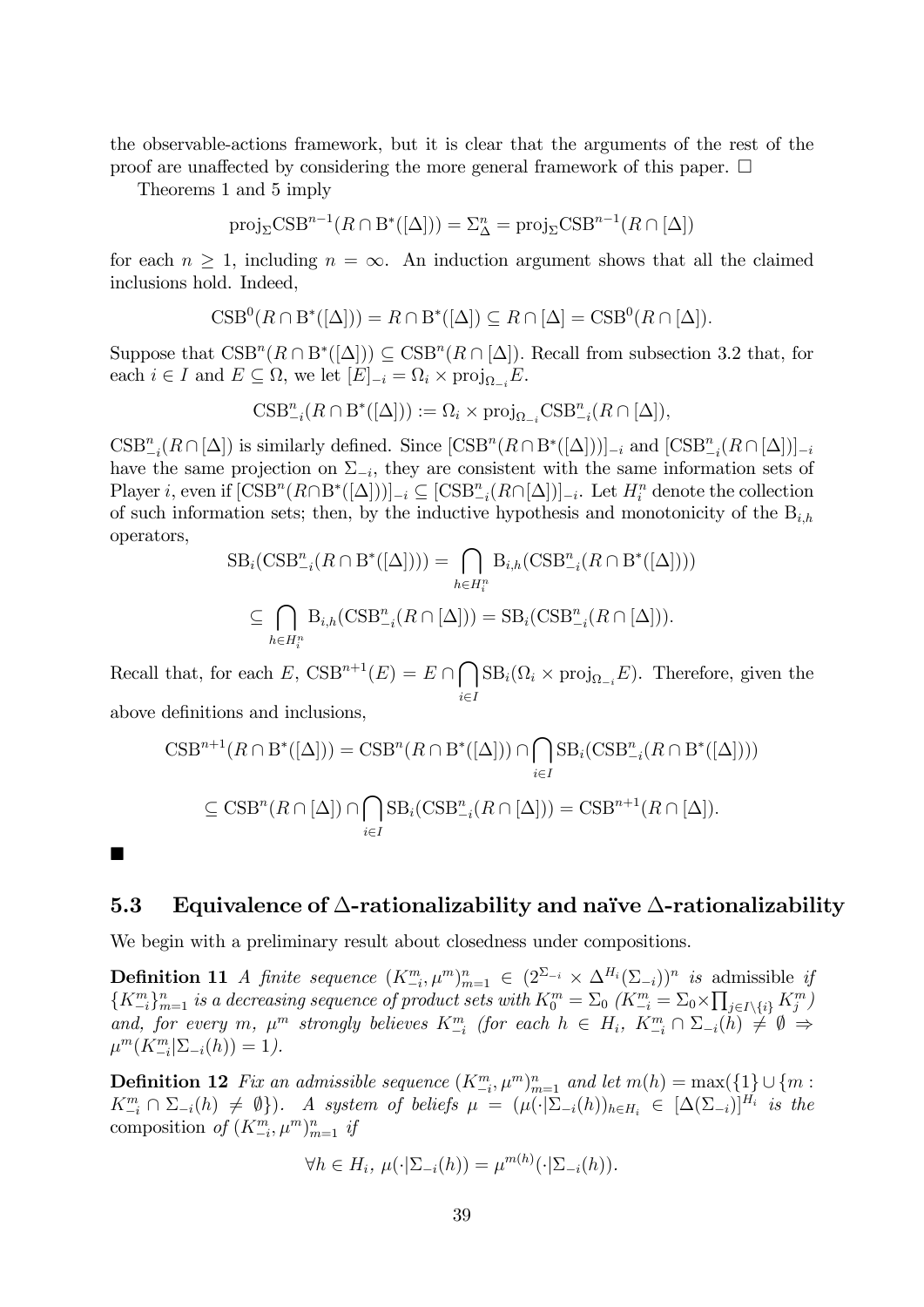the observable-actions framework, but it is clear that the arguments of the rest of the proof are unaffected by considering the more general framework of this paper. $\square$

Theorems 1 and 5 imply

$$\mathrm{proj}_{\Sigma}\mathrm{CSB}^{n-1}(R\cap \mathrm{B}^*([\Delta])) = \Sigma^n_{\Delta} = \mathrm{proj}_{\Sigma}\mathrm{CSB}^{n-1}(R\cap [\Delta])$$

for each $n \geq 1$, including $n = \infty$. An induction argument shows that all the claimed inclusions hold. Indeed,

$$\mathrm{CSB}^0(R\cap \mathrm{B}^*([\Delta])) = R\cap \mathrm{B}^*([\Delta]) \subseteq R\cap[\Delta] = \mathrm{CSB}^0(R\cap[\Delta]).$$

Suppose that $\mathrm{CSB}^n(R\cap \mathrm{B}^*([\Delta])) \subseteq \mathrm{CSB}^n(R\cap[\Delta])$. Recall from subsection 3.2 that, for each $i\in I$ and $E\subseteq\Omega$, we let $[E]_{-i} = \Omega_i\times \mathrm{proj}_{\Omega_{-i}}E$.

$$\mathrm{CSB}^n_{-i}(R\cap \mathrm{B}^*([\Delta])) := \Omega_i \times \mathrm{proj}_{\Omega_{-i}}\mathrm{CSB}^n_{-i}(R\cap[\Delta]),$$

$\mathrm{CSB}^n_{-i}(R\cap[\Delta])$ is similarly defined. Since $[\mathrm{CSB}^n(R\cap \mathrm{B}^*([\Delta]))]_{-i}$ and $[\mathrm{CSB}^n_{-i}(R\cap[\Delta])]_{-i}$ have the same projection on $\Sigma_{-i}$, they are consistent with the same information sets of Player $i$, even if $[\mathrm{CSB}^n(R\cap \mathrm{B}^*([\Delta]))]_{-i} \subseteq [\mathrm{CSB}^n_{-i}(R\cap[\Delta])]_{-i}$. Let $H^n_i$ denote the collection of such information sets; then, by the inductive hypothesis and monotonicity of the $\mathrm{B}_{i,h}$ operators,

$$\mathrm{SB}_i(\mathrm{CSB}^n_{-i}(R\cap \mathrm{B}^*([\Delta]))) = \bigcap_{h\in H^n_i}\mathrm{B}_{i,h}(\mathrm{CSB}^n_{-i}(R\cap \mathrm{B}^*([\Delta])))$$

$$\subseteq \bigcap_{h\in H^n_i}\mathrm{B}_{i,h}(\mathrm{CSB}^n_{-i}(R\cap[\Delta])) = \mathrm{SB}_i(\mathrm{CSB}^n_{-i}(R\cap[\Delta])).$$

Recall that, for each $E$, $\mathrm{CSB}^{n+1}(E) = E\cap\bigcap_{i\in I}\mathrm{SB}_i(\Omega_i\times\mathrm{proj}_{\Omega_{-i}}E)$. Therefore, given the above definitions and inclusions,

$$\mathrm{CSB}^{n+1}(R\cap \mathrm{B}^*([\Delta])) = \mathrm{CSB}^n(R\cap \mathrm{B}^*([\Delta]))\cap\bigcap_{i\in I}\mathrm{SB}_i(\mathrm{CSB}^n_{-i}(R\cap \mathrm{B}^*([\Delta])))$$

$$\subseteq \mathrm{CSB}^n(R\cap[\Delta])\cap\bigcap_{i\in I}\mathrm{SB}_i(\mathrm{CSB}^n_{-i}(R\cap[\Delta])) = \mathrm{CSB}^{n+1}(R\cap[\Delta]).$$

■

### 5.3 Equivalence of $\Delta$-rationalizability and naïve $\Delta$-rationalizability

We begin with a preliminary result about closedness under compositions.

**Definition 11** *A finite sequence* $(K^m_{-i},\mu^m)^n_{m=1}\in(2^{\Sigma_{-i}}\times\Delta^{H_i}(\Sigma_{-i}))^n$ *is* admissible *if* $\{K^m_{-i}\}^n_{m=1}$ *is a decreasing sequence of product sets with* $K^m_0=\Sigma_0$ *(*$K^m_{-i}=\Sigma_0\times\prod_{j\in I\setminus\{i\}}K^m_j$*) and, for every* $m$, $\mu^m$ *strongly believes* $K^m_{-i}$ *(for each* $h\in H_i$, $K^m_{-i}\cap\Sigma_{-i}(h)\neq\emptyset\Rightarrow\mu^m(K^m_{-i}|\Sigma_{-i}(h))=1$*).*

**Definition 12** *Fix an admissible sequence* $(K^m_{-i},\mu^m)^n_{m=1}$ *and let* $m(h)=\max(\{1\}\cup\{m: K^m_{-i}\cap\Sigma_{-i}(h)\neq\emptyset\})$. *A system of beliefs* $\mu=(\mu(\cdot|\Sigma_{-i}(h))_{h\in H_i}\in[\Delta(\Sigma_{-i})]^{H_i}$ *is the* composition *of* $(K^m_{-i},\mu^m)^n_{m=1}$ *if*

$$\forall h\in H_i,\ \mu(\cdot|\Sigma_{-i}(h))=\mu^{m(h)}(\cdot|\Sigma_{-i}(h)).$$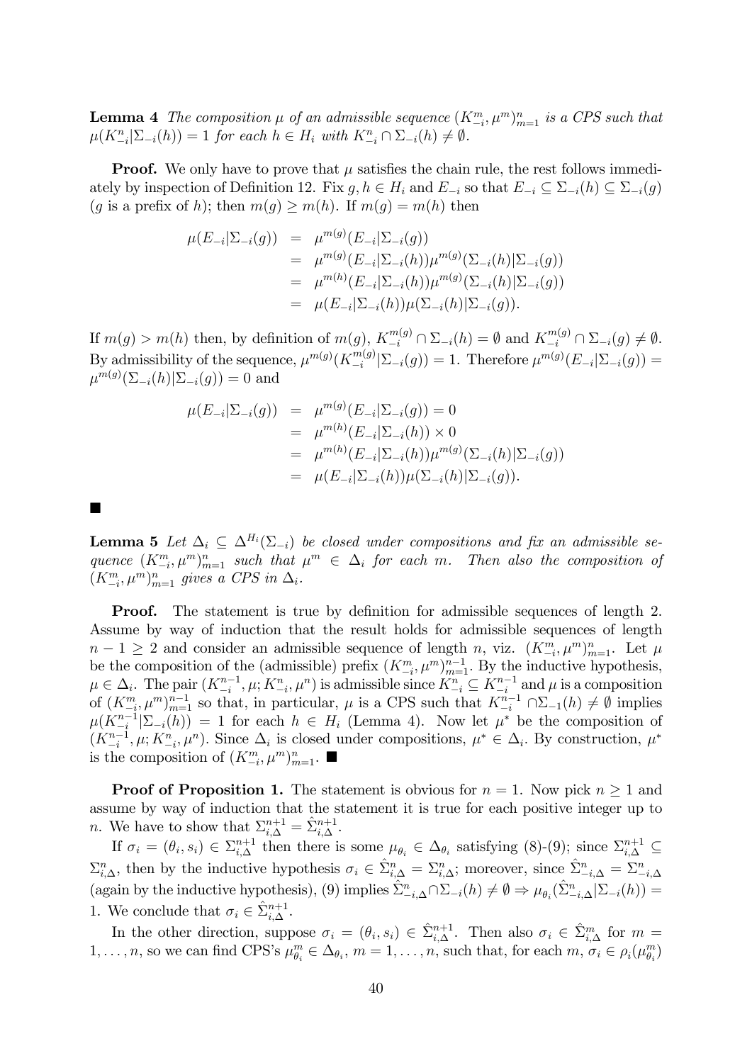**Lemma 4** *The composition $\mu$ of an admissible sequence $(K^m_{-i}, \mu^m)^n_{m=1}$ is a CPS such that $\mu(K^n_{-i}|\Sigma_{-i}(h)) = 1$ for each $h \in H_i$ with $K^n_{-i} \cap \Sigma_{-i}(h) \neq \emptyset$.*

**Proof.** We only have to prove that $\mu$ satisfies the chain rule, the rest follows immediately by inspection of Definition 12. Fix $g, h \in H_i$ and $E_{-i}$ so that $E_{-i} \subseteq \Sigma_{-i}(h) \subseteq \Sigma_{-i}(g)$ ($g$ is a prefix of $h$); then $m(g) \geq m(h)$. If $m(g) = m(h)$ then

$$
\begin{aligned}
\mu(E_{-i}|\Sigma_{-i}(g)) &= \mu^{m(g)}(E_{-i}|\Sigma_{-i}(g)) \\
&= \mu^{m(g)}(E_{-i}|\Sigma_{-i}(h))\mu^{m(g)}(\Sigma_{-i}(h)|\Sigma_{-i}(g)) \\
&= \mu^{m(h)}(E_{-i}|\Sigma_{-i}(h))\mu^{m(g)}(\Sigma_{-i}(h)|\Sigma_{-i}(g)) \\
&= \mu(E_{-i}|\Sigma_{-i}(h))\mu(\Sigma_{-i}(h)|\Sigma_{-i}(g)).
\end{aligned}
$$

If $m(g) > m(h)$ then, by definition of $m(g)$, $K^{m(g)}_{-i} \cap \Sigma_{-i}(h) = \emptyset$ and $K^{m(g)}_{-i} \cap \Sigma_{-i}(g) \neq \emptyset$. By admissibility of the sequence, $\mu^{m(g)}(K^{m(g)}_{-i}|\Sigma_{-i}(g)) = 1$. Therefore $\mu^{m(g)}(E_{-i}|\Sigma_{-i}(g)) = \mu^{m(g)}(\Sigma_{-i}(h)|\Sigma_{-i}(g)) = 0$ and

$$
\begin{aligned}
\mu(E_{-i}|\Sigma_{-i}(g)) &= \mu^{m(g)}(E_{-i}|\Sigma_{-i}(g)) = 0 \\
&= \mu^{m(h)}(E_{-i}|\Sigma_{-i}(h)) \times 0 \\
&= \mu^{m(h)}(E_{-i}|\Sigma_{-i}(h))\mu^{m(g)}(\Sigma_{-i}(h)|\Sigma_{-i}(g)) \\
&= \mu(E_{-i}|\Sigma_{-i}(h))\mu(\Sigma_{-i}(h)|\Sigma_{-i}(g)).
\end{aligned}
$$

■

**Lemma 5** *Let $\Delta_i \subseteq \Delta^{H_i}(\Sigma_{-i})$ be closed under compositions and fix an admissible sequence $(K^m_{-i}, \mu^m)^n_{m=1}$ such that $\mu^m \in \Delta_i$ for each $m$. Then also the composition of $(K^m_{-i}, \mu^m)^n_{m=1}$ gives a CPS in $\Delta_i$.*

**Proof.** The statement is true by definition for admissible sequences of length 2. Assume by way of induction that the result holds for admissible sequences of length $n - 1 \geq 2$ and consider an admissible sequence of length $n$, viz. $(K^m_{-i}, \mu^m)^n_{m=1}$. Let $\mu$ be the composition of the (admissible) prefix $(K^m_{-i}, \mu^m)^{n-1}_{m=1}$. By the inductive hypothesis, $\mu \in \Delta_i$. The pair $(K^{n-1}_{-i}, \mu; K^n_{-i}, \mu^n)$ is admissible since $K^n_{-i} \subseteq K^{n-1}_{-i}$ and $\mu$ is a composition of $(K^m_{-i}, \mu^m)^{n-1}_{m=1}$ so that, in particular, $\mu$ is a CPS such that $K^{n-1}_{-i} \cap \Sigma_{-1}(h) \neq \emptyset$ implies $\mu(K^{n-1}_{-i}|\Sigma_{-i}(h)) = 1$ for each $h \in H_i$ (Lemma 4). Now let $\mu^*$ be the composition of $(K^{n-1}_{-i}, \mu; K^n_{-i}, \mu^n)$. Since $\Delta_i$ is closed under compositions, $\mu^* \in \Delta_i$. By construction, $\mu^*$ is the composition of $(K^m_{-i}, \mu^m)^n_{m=1}$. ■

**Proof of Proposition 1.** The statement is obvious for $n = 1$. Now pick $n \geq 1$ and assume by way of induction that the statement it is true for each positive integer up to $n$. We have to show that $\Sigma^{n+1}_{i,\Delta} = \hat{\Sigma}^{n+1}_{i,\Delta}$.

If $\sigma_i = (\theta_i, s_i) \in \Sigma^{n+1}_{i,\Delta}$ then there is some $\mu_{\theta_i} \in \Delta_{\theta_i}$ satisfying (8)-(9); since $\Sigma^{n+1}_{i,\Delta} \subseteq \Sigma^n_{i,\Delta}$, then by the inductive hypothesis $\sigma_i \in \hat{\Sigma}^n_{i,\Delta} = \Sigma^n_{i,\Delta}$; moreover, since $\hat{\Sigma}^n_{-i,\Delta} = \Sigma^n_{-i,\Delta}$ (again by the inductive hypothesis), (9) implies $\hat{\Sigma}^n_{-i,\Delta} \cap \Sigma_{-i}(h) \neq \emptyset \Rightarrow \mu_{\theta_i}(\hat{\Sigma}^n_{-i,\Delta}|\Sigma_{-i}(h)) = 1$. We conclude that $\sigma_i \in \hat{\Sigma}^{n+1}_{i,\Delta}$.

In the other direction, suppose $\sigma_i = (\theta_i, s_i) \in \hat{\Sigma}^{n+1}_{i,\Delta}$. Then also $\sigma_i \in \hat{\Sigma}^m_{i,\Delta}$ for $m = 1, \ldots, n$, so we can find CPS's $\mu^m_{\theta_i} \in \Delta_{\theta_i}$, $m = 1, \ldots, n$, such that, for each $m$, $\sigma_i \in \rho_i(\mu^m_{\theta_i})$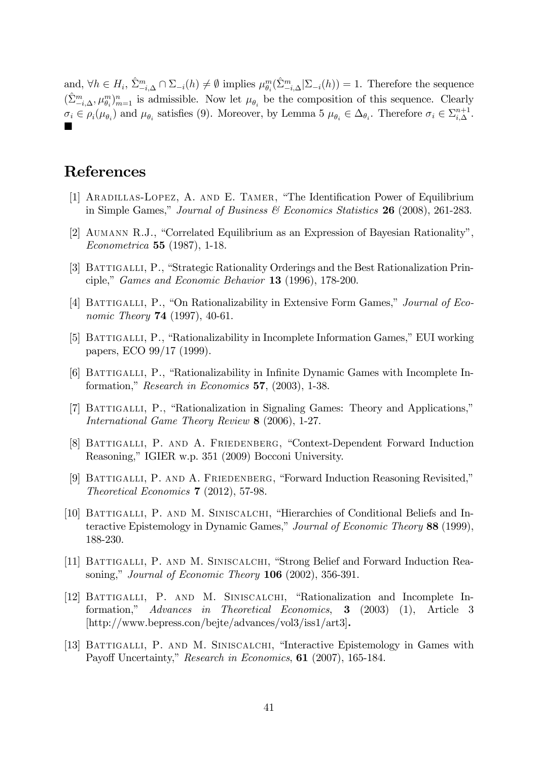and, $\forall h \in H_i$, $\hat{\Sigma}^m_{-i,\Delta} \cap \Sigma_{-i}(h) \neq \emptyset$ implies $\mu^m_{\theta_i}(\hat{\Sigma}^m_{-i,\Delta}|\Sigma_{-i}(h)) = 1$. Therefore the sequence $(\hat{\Sigma}^m_{-i,\Delta}, \mu^m_{\theta_i})^n_{m=1}$ is admissible. Now let $\mu_{\theta_i}$ be the composition of this sequence. Clearly $\sigma_i \in \rho_i(\mu_{\theta_i})$ and $\mu_{\theta_i}$ satisfies (9). Moreover, by Lemma 5 $\mu_{\theta_i} \in \Delta_{\theta_i}$. Therefore $\sigma_i \in \Sigma^{n+1}_{i,\Delta}$. ■

# References

[1] Aradillas-Lopez, A. and E. Tamer, "The Identification Power of Equilibrium in Simple Games," *Journal of Business & Economics Statistics* **26** (2008), 261-283.

[2] Aumann R.J., "Correlated Equilibrium as an Expression of Bayesian Rationality", *Econometrica* **55** (1987), 1-18.

[3] Battigalli, P., "Strategic Rationality Orderings and the Best Rationalization Principle," *Games and Economic Behavior* **13** (1996), 178-200.

[4] Battigalli, P., "On Rationalizability in Extensive Form Games," *Journal of Economic Theory* **74** (1997), 40-61.

[5] Battigalli, P., "Rationalizability in Incomplete Information Games," EUI working papers, ECO 99/17 (1999).

[6] Battigalli, P., "Rationalizability in Infinite Dynamic Games with Incomplete Information," *Research in Economics* **57**, (2003), 1-38.

[7] Battigalli, P., "Rationalization in Signaling Games: Theory and Applications," *International Game Theory Review* **8** (2006), 1-27.

[8] Battigalli, P. and A. Friedenberg, "Context-Dependent Forward Induction Reasoning," IGIER w.p. 351 (2009) Bocconi University.

[9] Battigalli, P. and A. Friedenberg, "Forward Induction Reasoning Revisited," *Theoretical Economics* **7** (2012), 57-98.

[10] Battigalli, P. and M. Siniscalchi, "Hierarchies of Conditional Beliefs and Interactive Epistemology in Dynamic Games," *Journal of Economic Theory* **88** (1999), 188-230.

[11] Battigalli, P. and M. Siniscalchi, "Strong Belief and Forward Induction Reasoning," *Journal of Economic Theory* **106** (2002), 356-391.

[12] Battigalli, P. and M. Siniscalchi, "Rationalization and Incomplete Information," *Advances in Theoretical Economics*, **3** (2003) (1), Article 3 [http://www.bepress.con/bejte/advances/vol3/iss1/art3].

[13] Battigalli, P. and M. Siniscalchi, "Interactive Epistemology in Games with Payoff Uncertainty," *Research in Economics*, **61** (2007), 165-184.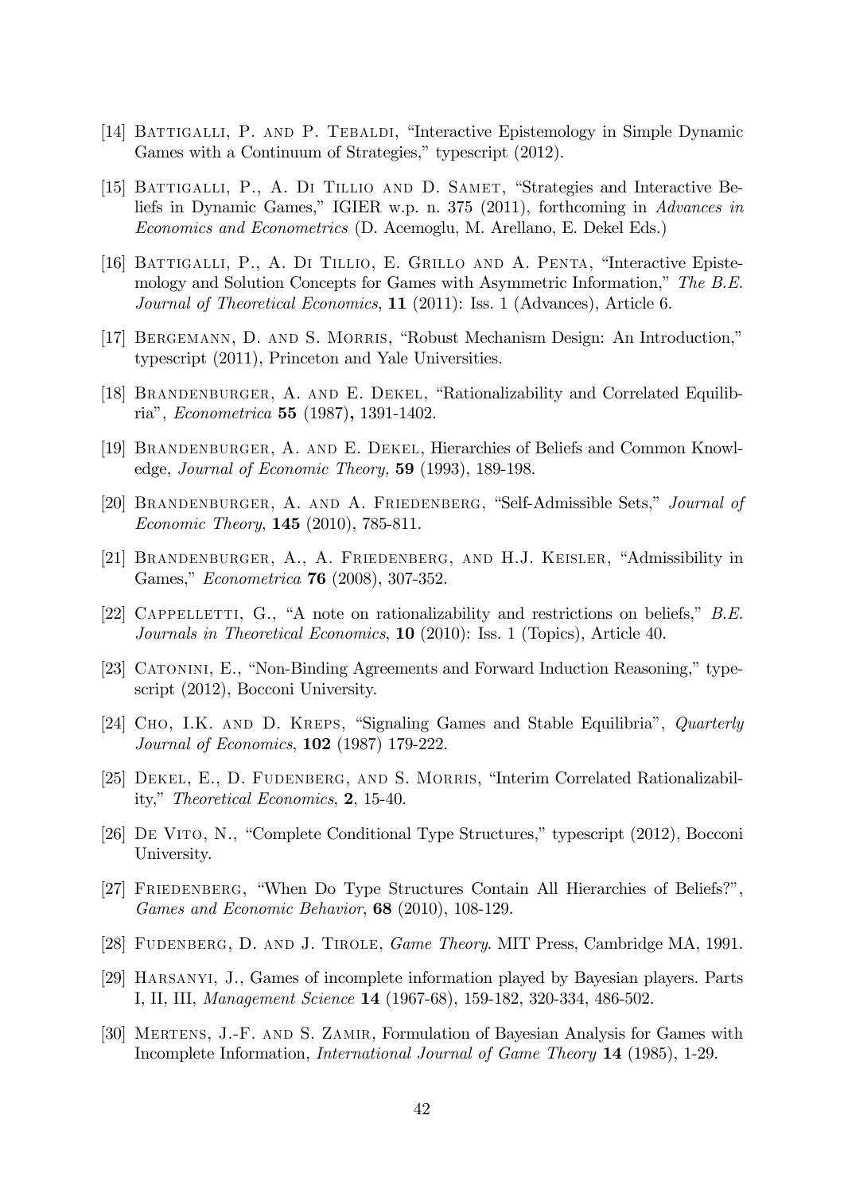[14] Battigalli, P. and P. Tebaldi, "Interactive Epistemology in Simple Dynamic Games with a Continuum of Strategies," typescript (2012).

[15] Battigalli, P., A. Di Tillio and D. Samet, "Strategies and Interactive Beliefs in Dynamic Games," IGIER w.p. n. 375 (2011), forthcoming in *Advances in Economics and Econometrics* (D. Acemoglu, M. Arellano, E. Dekel Eds.)

[16] Battigalli, P., A. Di Tillio, E. Grillo and A. Penta, "Interactive Epistemology and Solution Concepts for Games with Asymmetric Information," *The B.E. Journal of Theoretical Economics*, **11** (2011): Iss. 1 (Advances), Article 6.

[17] Bergemann, D. and S. Morris, "Robust Mechanism Design: An Introduction," typescript (2011), Princeton and Yale Universities.

[18] Brandenburger, A. and E. Dekel, "Rationalizability and Correlated Equilibria", *Econometrica* **55** (1987), 1391-1402.

[19] Brandenburger, A. and E. Dekel, Hierarchies of Beliefs and Common Knowledge, *Journal of Economic Theory,* **59** (1993), 189-198.

[20] Brandenburger, A. and A. Friedenberg, "Self-Admissible Sets," *Journal of Economic Theory*, **145** (2010), 785-811.

[21] Brandenburger, A., A. Friedenberg, and H.J. Keisler, "Admissibility in Games," *Econometrica* **76** (2008), 307-352.

[22] Cappelletti, G., "A note on rationalizability and restrictions on beliefs," *B.E. Journals in Theoretical Economics*, **10** (2010): Iss. 1 (Topics), Article 40.

[23] Catonini, E., "Non-Binding Agreements and Forward Induction Reasoning," typescript (2012), Bocconi University.

[24] Cho, I.K. and D. Kreps, "Signaling Games and Stable Equilibria", *Quarterly Journal of Economics*, **102** (1987) 179-222.

[25] Dekel, E., D. Fudenberg, and S. Morris, "Interim Correlated Rationalizability," *Theoretical Economics*, **2**, 15-40.

[26] De Vito, N., "Complete Conditional Type Structures," typescript (2012), Bocconi University.

[27] Friedenberg, "When Do Type Structures Contain All Hierarchies of Beliefs?", *Games and Economic Behavior*, **68** (2010), 108-129.

[28] Fudenberg, D. and J. Tirole, *Game Theory*. MIT Press, Cambridge MA, 1991.

[29] Harsanyi, J., Games of incomplete information played by Bayesian players. Parts I, II, III, *Management Science* **14** (1967-68), 159-182, 320-334, 486-502.

[30] Mertens, J.-F. and S. Zamir, Formulation of Bayesian Analysis for Games with Incomplete Information, *International Journal of Game Theory* **14** (1985), 1-29.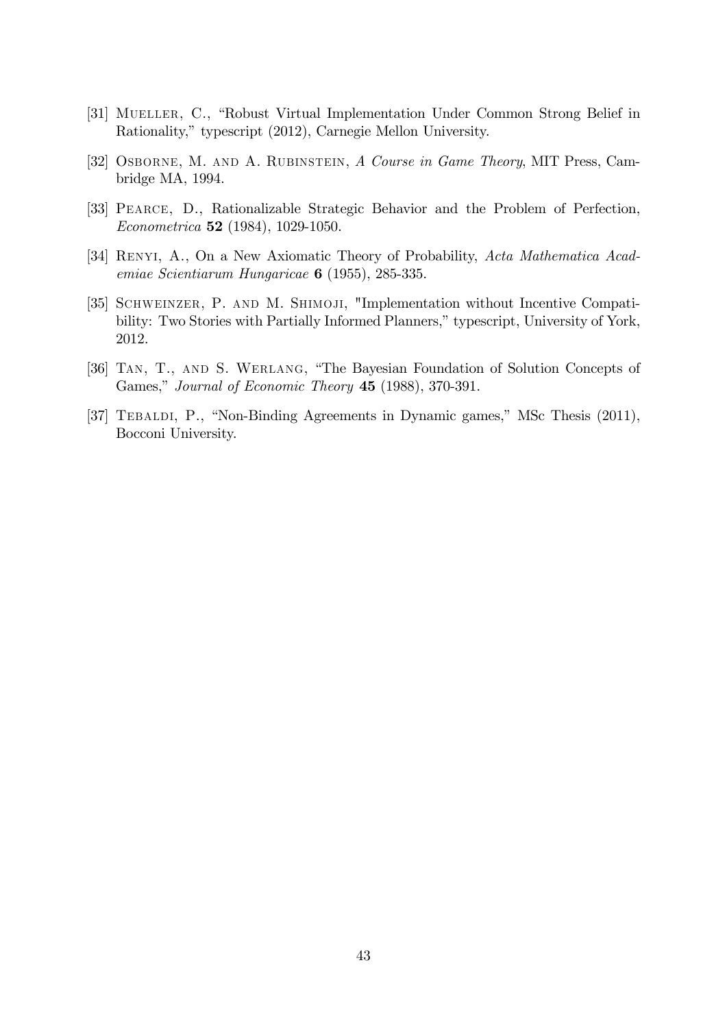[31] Mueller, C., "Robust Virtual Implementation Under Common Strong Belief in Rationality," typescript (2012), Carnegie Mellon University.

[32] Osborne, M. and A. Rubinstein, *A Course in Game Theory*, MIT Press, Cambridge MA, 1994.

[33] Pearce, D., Rationalizable Strategic Behavior and the Problem of Perfection, *Econometrica* **52** (1984), 1029-1050.

[34] Renyi, A., On a New Axiomatic Theory of Probability, *Acta Mathematica Academiae Scientiarum Hungaricae* **6** (1955), 285-335.

[35] Schweinzer, P. and M. Shimoji, "Implementation without Incentive Compatibility: Two Stories with Partially Informed Planners," typescript, University of York, 2012.

[36] Tan, T., and S. Werlang, "The Bayesian Foundation of Solution Concepts of Games," *Journal of Economic Theory* **45** (1988), 370-391.

[37] Tebaldi, P., "Non-Binding Agreements in Dynamic games," MSc Thesis (2011), Bocconi University.